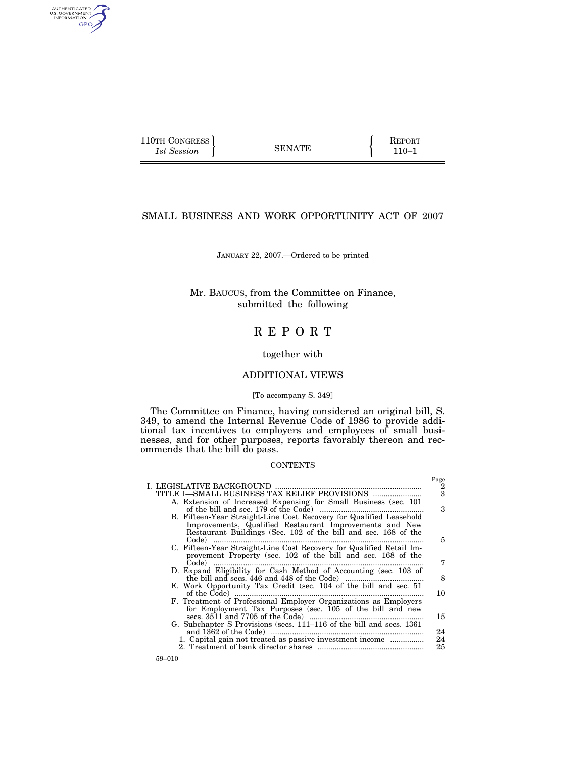110TH CONGRESS
*1st Session*

SENATE

REPORT
110–1

# SMALL BUSINESS AND WORK OPPORTUNITY ACT OF 2007

JANUARY 22, 2007.—Ordered to be printed

Mr. BAUCUS, from the Committee on Finance,
submitted the following

# REPORT

together with

## ADDITIONAL VIEWS

[To accompany S. 349]

The Committee on Finance, having considered an original bill, S. 349, to amend the Internal Revenue Code of 1986 to provide additional tax incentives to employers and employees of small businesses, and for other purposes, reports favorably thereon and recommends that the bill do pass.

CONTENTS

| | Page |
|---|---|
| I. LEGISLATIVE BACKGROUND | 2 |
| TITLE I—SMALL BUSINESS TAX RELIEF PROVISIONS | 3 |
| A. Extension of Increased Expensing for Small Business (sec. 101 of the bill and sec. 179 of the Code) | 3 |
| B. Fifteen-Year Straight-Line Cost Recovery for Qualified Leasehold Improvements, Qualified Restaurant Improvements and New Restaurant Buildings (Sec. 102 of the bill and sec. 168 of the Code) | 5 |
| C. Fifteen-Year Straight-Line Cost Recovery for Qualified Retail Improvement Property (sec. 102 of the bill and sec. 168 of the Code) | 7 |
| D. Expand Eligibility for Cash Method of Accounting (sec. 103 of the bill and secs. 446 and 448 of the Code) | 8 |
| E. Work Opportunity Tax Credit (sec. 104 of the bill and sec. 51 of the Code) | 10 |
| F. Treatment of Professional Employer Organizations as Employers for Employment Tax Purposes (sec. 105 of the bill and new secs. 3511 and 7705 of the Code) | 15 |
| G. Subchapter S Provisions (secs. 111–116 of the bill and secs. 1361 and 1362 of the Code) | 24 |
| 1. Capital gain not treated as passive investment income | 24 |
| 2. Treatment of bank director shares | 25 |

59–010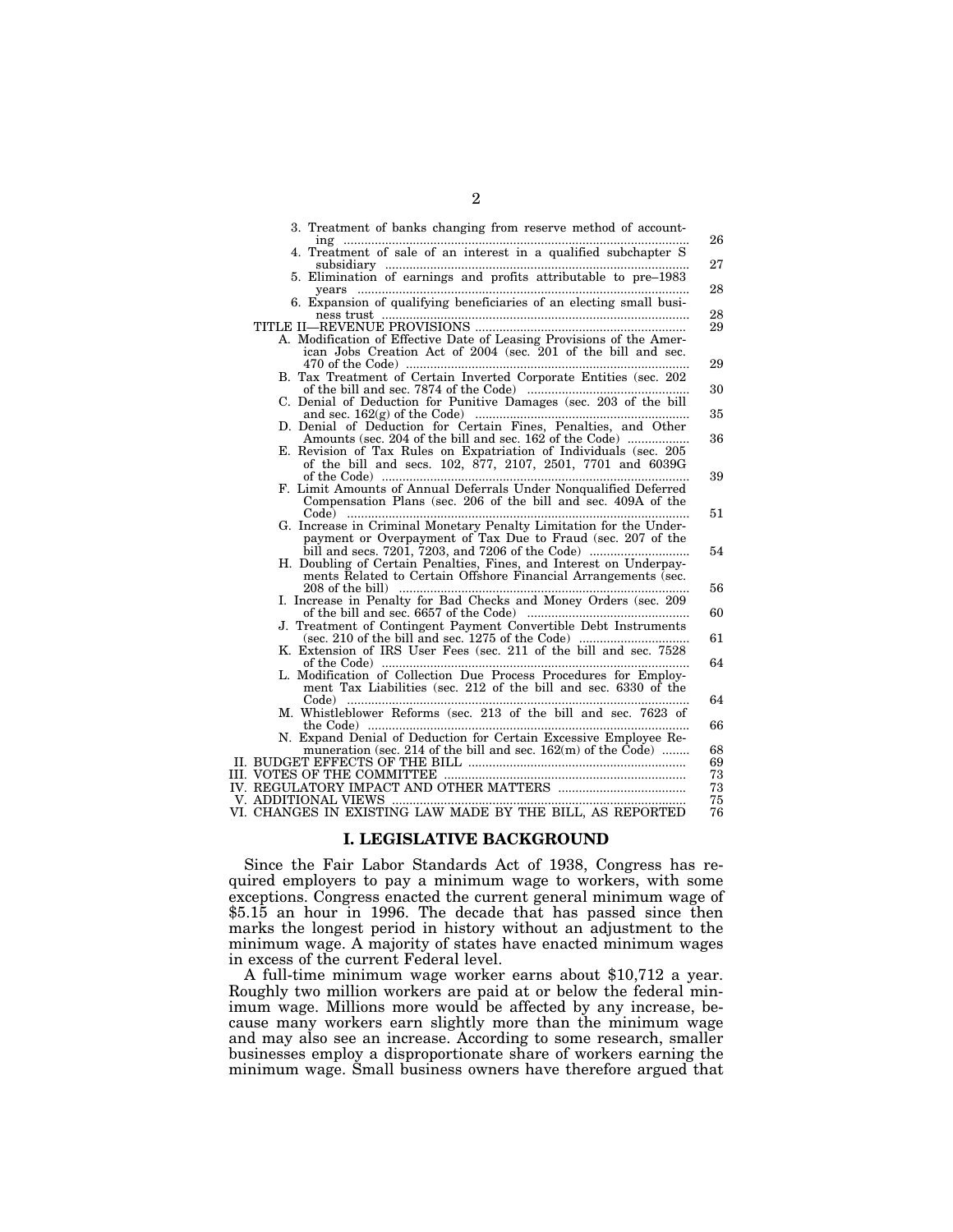3. Treatment of banks changing from reserve method of accounting ..... 26
4. Treatment of sale of an interest in a qualified subchapter S subsidiary ..... 27
5. Elimination of earnings and profits attributable to pre–1983 years ..... 28
6. Expansion of qualifying beneficiaries of an electing small business trust ..... 28

TITLE II—REVENUE PROVISIONS ..... 29

A. Modification of Effective Date of Leasing Provisions of the American Jobs Creation Act of 2004 (sec. 201 of the bill and sec. 470 of the Code) ..... 29
B. Tax Treatment of Certain Inverted Corporate Entities (sec. 202 of the bill and sec. 7874 of the Code) ..... 30
C. Denial of Deduction for Punitive Damages (sec. 203 of the bill and sec. 162(g) of the Code) ..... 35
D. Denial of Deduction for Certain Fines, Penalties, and Other Amounts (sec. 204 of the bill and sec. 162 of the Code) ..... 36
E. Revision of Tax Rules on Expatriation of Individuals (sec. 205 of the bill and secs. 102, 877, 2107, 2501, 7701 and 6039G of the Code) ..... 39
F. Limit Amounts of Annual Deferrals Under Nonqualified Deferred Compensation Plans (sec. 206 of the bill and sec. 409A of the Code) ..... 51
G. Increase in Criminal Monetary Penalty Limitation for the Underpayment or Overpayment of Tax Due to Fraud (sec. 207 of the bill and secs. 7201, 7203, and 7206 of the Code) ..... 54
H. Doubling of Certain Penalties, Fines, and Interest on Underpayments Related to Certain Offshore Financial Arrangements (sec. 208 of the bill) ..... 56
I. Increase in Penalty for Bad Checks and Money Orders (sec. 209 of the bill and sec. 6657 of the Code) ..... 60
J. Treatment of Contingent Payment Convertible Debt Instruments (sec. 210 of the bill and sec. 1275 of the Code) ..... 61
K. Extension of IRS User Fees (sec. 211 of the bill and sec. 7528 of the Code) ..... 64
L. Modification of Collection Due Process Procedures for Employment Tax Liabilities (sec. 212 of the bill and sec. 6330 of the Code) ..... 64
M. Whistleblower Reforms (sec. 213 of the bill and sec. 7623 of the Code) ..... 66
N. Expand Denial of Deduction for Certain Excessive Employee Remuneration (sec. 214 of the bill and sec. 162(m) of the Code) ..... 68

II. BUDGET EFFECTS OF THE BILL ..... 69
III. VOTES OF THE COMMITTEE ..... 73
IV. REGULATORY IMPACT AND OTHER MATTERS ..... 73
V. ADDITIONAL VIEWS ..... 75
VI. CHANGES IN EXISTING LAW MADE BY THE BILL, AS REPORTED ..... 76

## I. LEGISLATIVE BACKGROUND

Since the Fair Labor Standards Act of 1938, Congress has required employers to pay a minimum wage to workers, with some exceptions. Congress enacted the current general minimum wage of $5.15 an hour in 1996. The decade that has passed since then marks the longest period in history without an adjustment to the minimum wage. A majority of states have enacted minimum wages in excess of the current Federal level.

A full-time minimum wage worker earns about $10,712 a year. Roughly two million workers are paid at or below the federal minimum wage. Millions more would be affected by any increase, because many workers earn slightly more than the minimum wage and may also see an increase. According to some research, smaller businesses employ a disproportionate share of workers earning the minimum wage. Small business owners have therefore argued that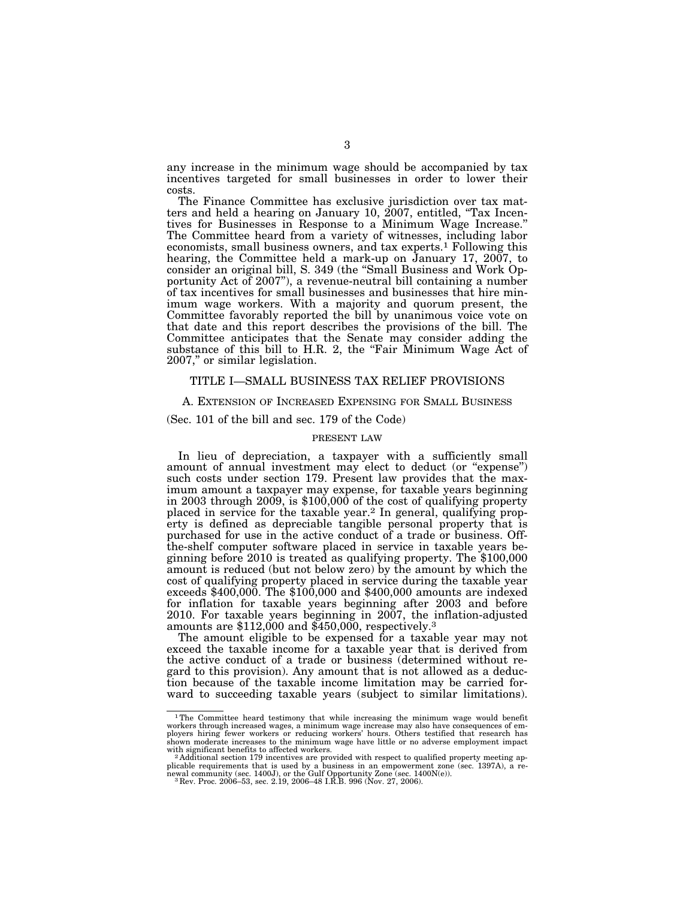any increase in the minimum wage should be accompanied by tax incentives targeted for small businesses in order to lower their costs.

The Finance Committee has exclusive jurisdiction over tax matters and held a hearing on January 10, 2007, entitled, "Tax Incentives for Businesses in Response to a Minimum Wage Increase." The Committee heard from a variety of witnesses, including labor economists, small business owners, and tax experts.[1] Following this hearing, the Committee held a mark-up on January 17, 2007, to consider an original bill, S. 349 (the "Small Business and Work Opportunity Act of 2007"), a revenue-neutral bill containing a number of tax incentives for small businesses and businesses that hire minimum wage workers. With a majority and quorum present, the Committee favorably reported the bill by unanimous voice vote on that date and this report describes the provisions of the bill. The Committee anticipates that the Senate may consider adding the substance of this bill to H.R. 2, the "Fair Minimum Wage Act of 2007," or similar legislation.

## TITLE I—SMALL BUSINESS TAX RELIEF PROVISIONS

### A. Extension of Increased Expensing for Small Business

(Sec. 101 of the bill and sec. 179 of the Code)

#### PRESENT LAW

In lieu of depreciation, a taxpayer with a sufficiently small amount of annual investment may elect to deduct (or "expense") such costs under section 179. Present law provides that the maximum amount a taxpayer may expense, for taxable years beginning in 2003 through 2009, is $100,000 of the cost of qualifying property placed in service for the taxable year.[2] In general, qualifying property is defined as depreciable tangible personal property that is purchased for use in the active conduct of a trade or business. Off-the-shelf computer software placed in service in taxable years beginning before 2010 is treated as qualifying property. The $100,000 amount is reduced (but not below zero) by the amount by which the cost of qualifying property placed in service during the taxable year exceeds $400,000. The $100,000 and $400,000 amounts are indexed for inflation for taxable years beginning after 2003 and before 2010. For taxable years beginning in 2007, the inflation-adjusted amounts are $112,000 and $450,000, respectively.[3]

The amount eligible to be expensed for a taxable year may not exceed the taxable income for a taxable year that is derived from the active conduct of a trade or business (determined without regard to this provision). Any amount that is not allowed as a deduction because of the taxable income limitation may be carried forward to succeeding taxable years (subject to similar limitations).

---

[1] The Committee heard testimony that while increasing the minimum wage would benefit workers through increased wages, a minimum wage increase may also have consequences of employers hiring fewer workers or reducing workers' hours. Others testified that research has shown moderate increases to the minimum wage have little or no adverse employment impact with significant benefits to affected workers.

[2] Additional section 179 incentives are provided with respect to qualified property meeting applicable requirements that is used by a business in an empowerment zone (sec. 1397A), a renewal community (sec. 1400J), or the Gulf Opportunity Zone (sec. 1400N(e)).

[3] Rev. Proc. 2006–53, sec. 2.19, 2006–48 I.R.B. 996 (Nov. 27, 2006).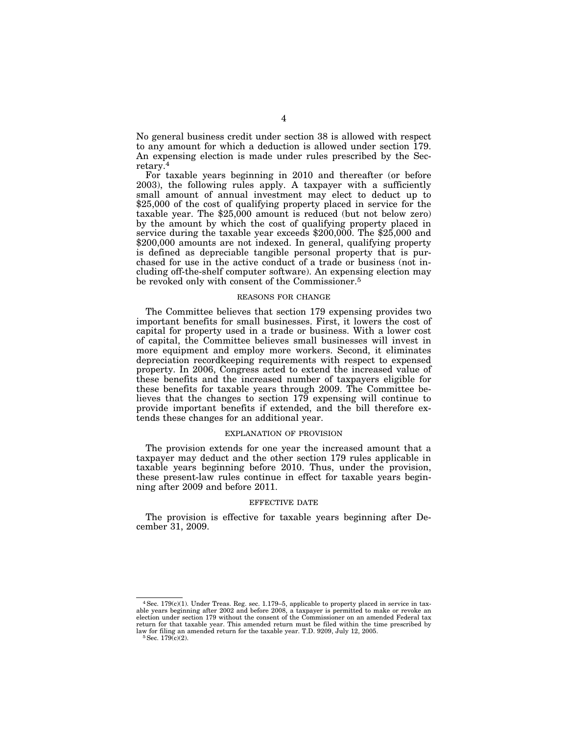No general business credit under section 38 is allowed with respect to any amount for which a deduction is allowed under section 179. An expensing election is made under rules prescribed by the Secretary.[4]

For taxable years beginning in 2010 and thereafter (or before 2003), the following rules apply. A taxpayer with a sufficiently small amount of annual investment may elect to deduct up to $25,000 of the cost of qualifying property placed in service for the taxable year. The $25,000 amount is reduced (but not below zero) by the amount by which the cost of qualifying property placed in service during the taxable year exceeds $200,000. The $25,000 and $200,000 amounts are not indexed. In general, qualifying property is defined as depreciable tangible personal property that is purchased for use in the active conduct of a trade or business (not including off-the-shelf computer software). An expensing election may be revoked only with consent of the Commissioner.[5]

### REASONS FOR CHANGE

The Committee believes that section 179 expensing provides two important benefits for small businesses. First, it lowers the cost of capital for property used in a trade or business. With a lower cost of capital, the Committee believes small businesses will invest in more equipment and employ more workers. Second, it eliminates depreciation recordkeeping requirements with respect to expensed property. In 2006, Congress acted to extend the increased value of these benefits and the increased number of taxpayers eligible for these benefits for taxable years through 2009. The Committee believes that the changes to section 179 expensing will continue to provide important benefits if extended, and the bill therefore extends these changes for an additional year.

### EXPLANATION OF PROVISION

The provision extends for one year the increased amount that a taxpayer may deduct and the other section 179 rules applicable in taxable years beginning before 2010. Thus, under the provision, these present-law rules continue in effect for taxable years beginning after 2009 and before 2011.

### EFFECTIVE DATE

The provision is effective for taxable years beginning after December 31, 2009.

---

[4] Sec. 179(c)(1). Under Treas. Reg. sec. 1.179–5, applicable to property placed in service in taxable years beginning after 2002 and before 2008, a taxpayer is permitted to make or revoke an election under section 179 without the consent of the Commissioner on an amended Federal tax return for that taxable year. This amended return must be filed within the time prescribed by law for filing an amended return for the taxable year. T.D. 9209, July 12, 2005.

[5] Sec. 179(c)(2).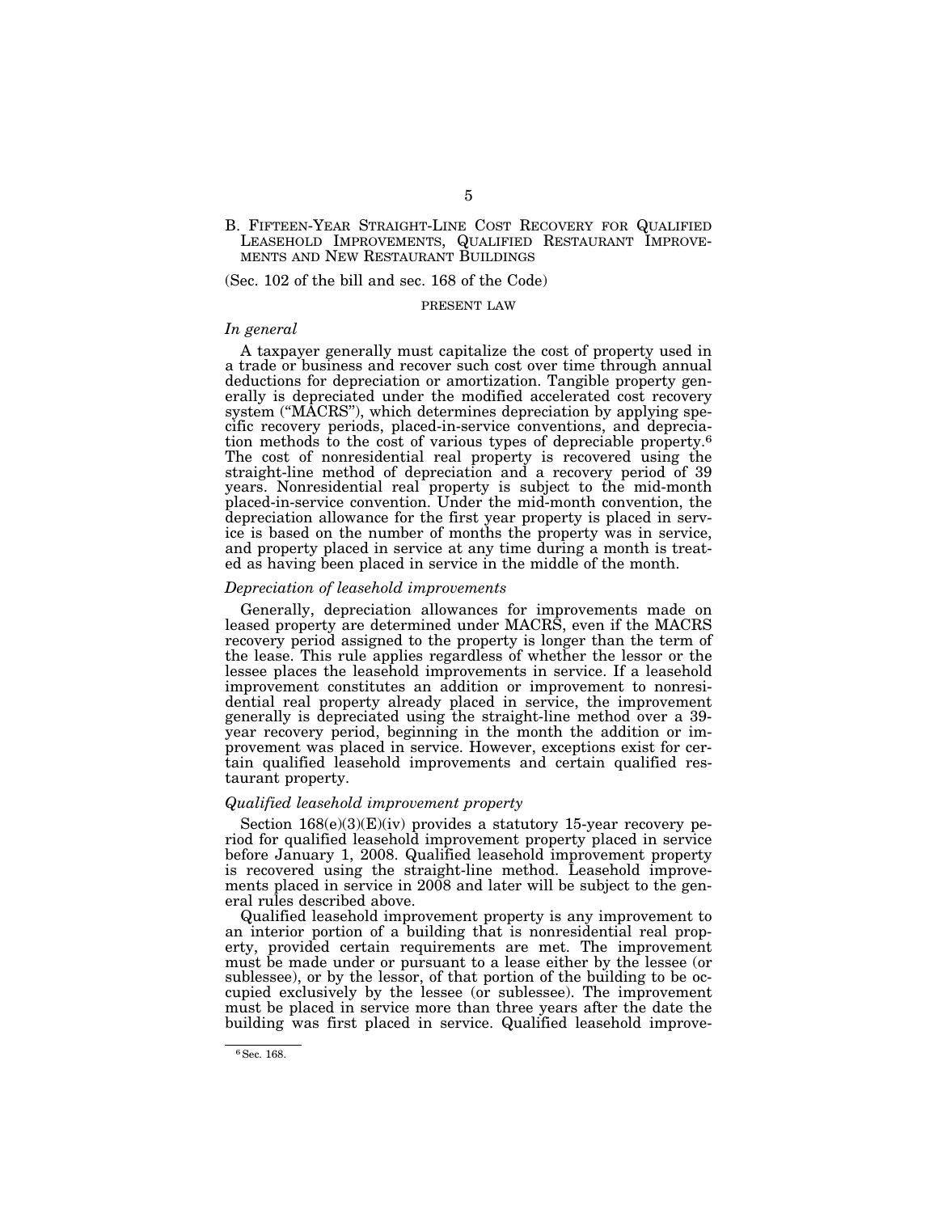## B. Fifteen-Year Straight-Line Cost Recovery for Qualified Leasehold Improvements, Qualified Restaurant Improvements and New Restaurant Buildings

(Sec. 102 of the bill and sec. 168 of the Code)

### Present Law

*In general*

A taxpayer generally must capitalize the cost of property used in a trade or business and recover such cost over time through annual deductions for depreciation or amortization. Tangible property generally is depreciated under the modified accelerated cost recovery system ("MACRS"), which determines depreciation by applying specific recovery periods, placed-in-service conventions, and depreciation methods to the cost of various types of depreciable property.[6] The cost of nonresidential real property is recovered using the straight-line method of depreciation and a recovery period of 39 years. Nonresidential real property is subject to the mid-month placed-in-service convention. Under the mid-month convention, the depreciation allowance for the first year property is placed in service is based on the number of months the property was in service, and property placed in service at any time during a month is treated as having been placed in service in the middle of the month.

*Depreciation of leasehold improvements*

Generally, depreciation allowances for improvements made on leased property are determined under MACRS, even if the MACRS recovery period assigned to the property is longer than the term of the lease. This rule applies regardless of whether the lessor or the lessee places the leasehold improvements in service. If a leasehold improvement constitutes an addition or improvement to nonresidential real property already placed in service, the improvement generally is depreciated using the straight-line method over a 39-year recovery period, beginning in the month the addition or improvement was placed in service. However, exceptions exist for certain qualified leasehold improvements and certain qualified restaurant property.

*Qualified leasehold improvement property*

Section 168(e)(3)(E)(iv) provides a statutory 15-year recovery period for qualified leasehold improvement property placed in service before January 1, 2008. Qualified leasehold improvement property is recovered using the straight-line method. Leasehold improvements placed in service in 2008 and later will be subject to the general rules described above.

Qualified leasehold improvement property is any improvement to an interior portion of a building that is nonresidential real property, provided certain requirements are met. The improvement must be made under or pursuant to a lease either by the lessee (or sublessee), or by the lessor, of that portion of the building to be occupied exclusively by the lessee (or sublessee). The improvement must be placed in service more than three years after the date the building was first placed in service. Qualified leasehold improve-

[6] Sec. 168.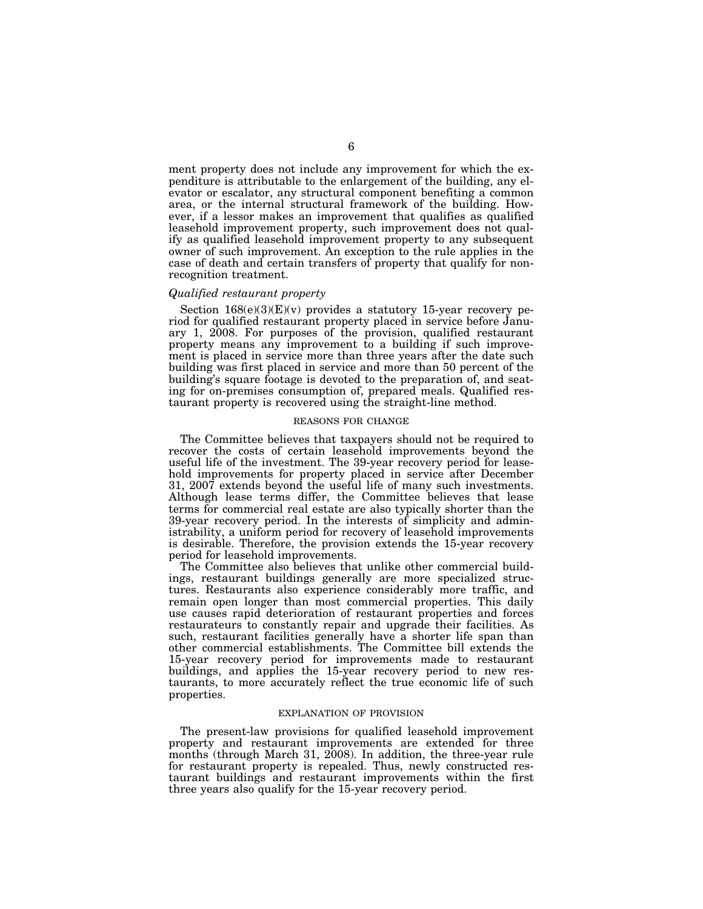ment property does not include any improvement for which the expenditure is attributable to the enlargement of the building, any elevator or escalator, any structural component benefiting a common area, or the internal structural framework of the building. However, if a lessor makes an improvement that qualifies as qualified leasehold improvement property, such improvement does not qualify as qualified leasehold improvement property to any subsequent owner of such improvement. An exception to the rule applies in the case of death and certain transfers of property that qualify for nonrecognition treatment.

*Qualified restaurant property*

Section 168(e)(3)(E)(v) provides a statutory 15-year recovery period for qualified restaurant property placed in service before January 1, 2008. For purposes of the provision, qualified restaurant property means any improvement to a building if such improvement is placed in service more than three years after the date such building was first placed in service and more than 50 percent of the building's square footage is devoted to the preparation of, and seating for on-premises consumption of, prepared meals. Qualified restaurant property is recovered using the straight-line method.

REASONS FOR CHANGE

The Committee believes that taxpayers should not be required to recover the costs of certain leasehold improvements beyond the useful life of the investment. The 39-year recovery period for leasehold improvements for property placed in service after December 31, 2007 extends beyond the useful life of many such investments. Although lease terms differ, the Committee believes that lease terms for commercial real estate are also typically shorter than the 39-year recovery period. In the interests of simplicity and administrability, a uniform period for recovery of leasehold improvements is desirable. Therefore, the provision extends the 15-year recovery period for leasehold improvements.

The Committee also believes that unlike other commercial buildings, restaurant buildings generally are more specialized structures. Restaurants also experience considerably more traffic, and remain open longer than most commercial properties. This daily use causes rapid deterioration of restaurant properties and forces restaurateurs to constantly repair and upgrade their facilities. As such, restaurant facilities generally have a shorter life span than other commercial establishments. The Committee bill extends the 15-year recovery period for improvements made to restaurant buildings, and applies the 15-year recovery period to new restaurants, to more accurately reflect the true economic life of such properties.

EXPLANATION OF PROVISION

The present-law provisions for qualified leasehold improvement property and restaurant improvements are extended for three months (through March 31, 2008). In addition, the three-year rule for restaurant property is repealed. Thus, newly constructed restaurant buildings and restaurant improvements within the first three years also qualify for the 15-year recovery period.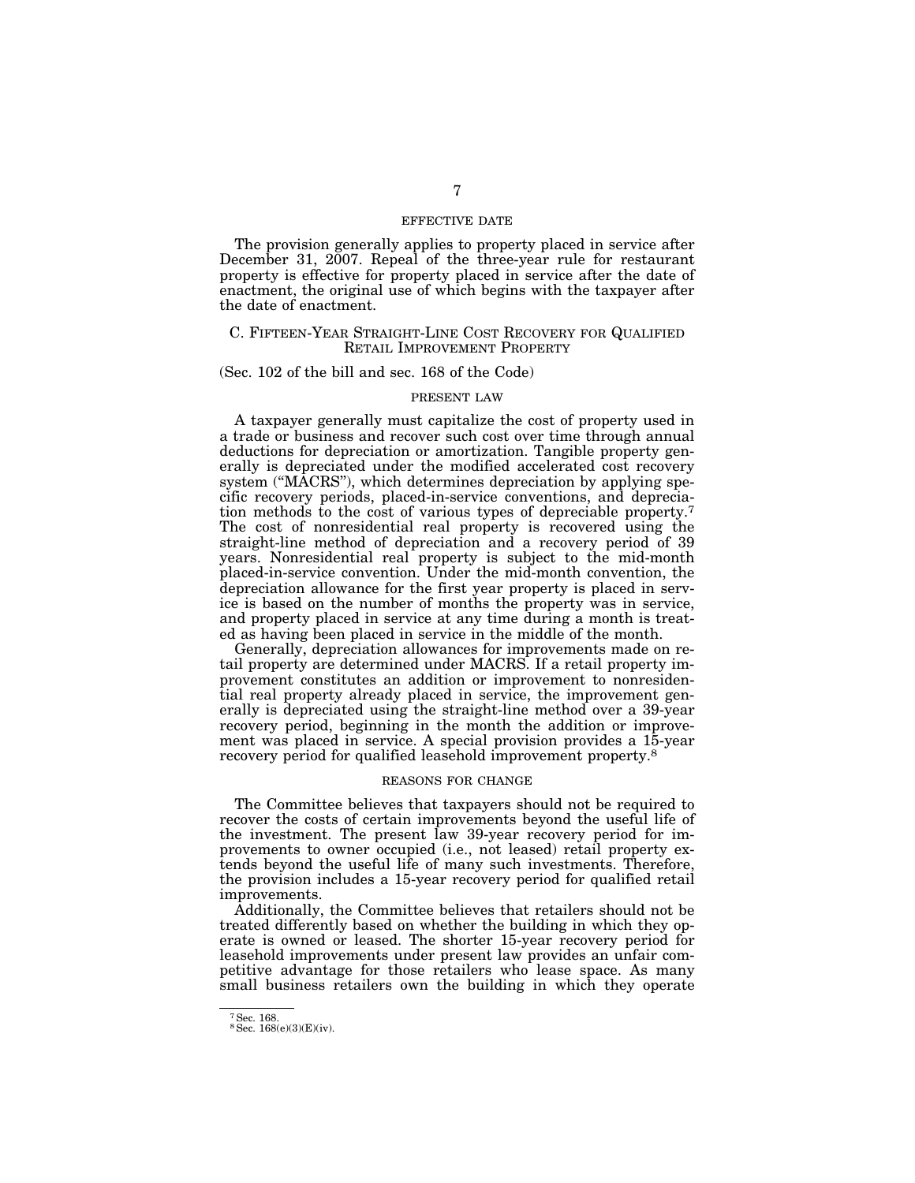#### EFFECTIVE DATE

The provision generally applies to property placed in service after December 31, 2007. Repeal of the three-year rule for restaurant property is effective for property placed in service after the date of enactment, the original use of which begins with the taxpayer after the date of enactment.

### C. FIFTEEN-YEAR STRAIGHT-LINE COST RECOVERY FOR QUALIFIED RETAIL IMPROVEMENT PROPERTY

(Sec. 102 of the bill and sec. 168 of the Code)

#### PRESENT LAW

A taxpayer generally must capitalize the cost of property used in a trade or business and recover such cost over time through annual deductions for depreciation or amortization. Tangible property generally is depreciated under the modified accelerated cost recovery system ("MACRS"), which determines depreciation by applying specific recovery periods, placed-in-service conventions, and depreciation methods to the cost of various types of depreciable property.[7] The cost of nonresidential real property is recovered using the straight-line method of depreciation and a recovery period of 39 years. Nonresidential real property is subject to the mid-month placed-in-service convention. Under the mid-month convention, the depreciation allowance for the first year property is placed in service is based on the number of months the property was in service, and property placed in service at any time during a month is treated as having been placed in service in the middle of the month.

Generally, depreciation allowances for improvements made on retail property are determined under MACRS. If a retail property improvement constitutes an addition or improvement to nonresidential real property already placed in service, the improvement generally is depreciated using the straight-line method over a 39-year recovery period, beginning in the month the addition or improvement was placed in service. A special provision provides a 15-year recovery period for qualified leasehold improvement property.[8]

#### REASONS FOR CHANGE

The Committee believes that taxpayers should not be required to recover the costs of certain improvements beyond the useful life of the investment. The present law 39-year recovery period for improvements to owner occupied (i.e., not leased) retail property extends beyond the useful life of many such investments. Therefore, the provision includes a 15-year recovery period for qualified retail improvements.

Additionally, the Committee believes that retailers should not be treated differently based on whether the building in which they operate is owned or leased. The shorter 15-year recovery period for leasehold improvements under present law provides an unfair competitive advantage for those retailers who lease space. As many small business retailers own the building in which they operate

---

[7] Sec. 168.

[8] Sec. 168(e)(3)(E)(iv).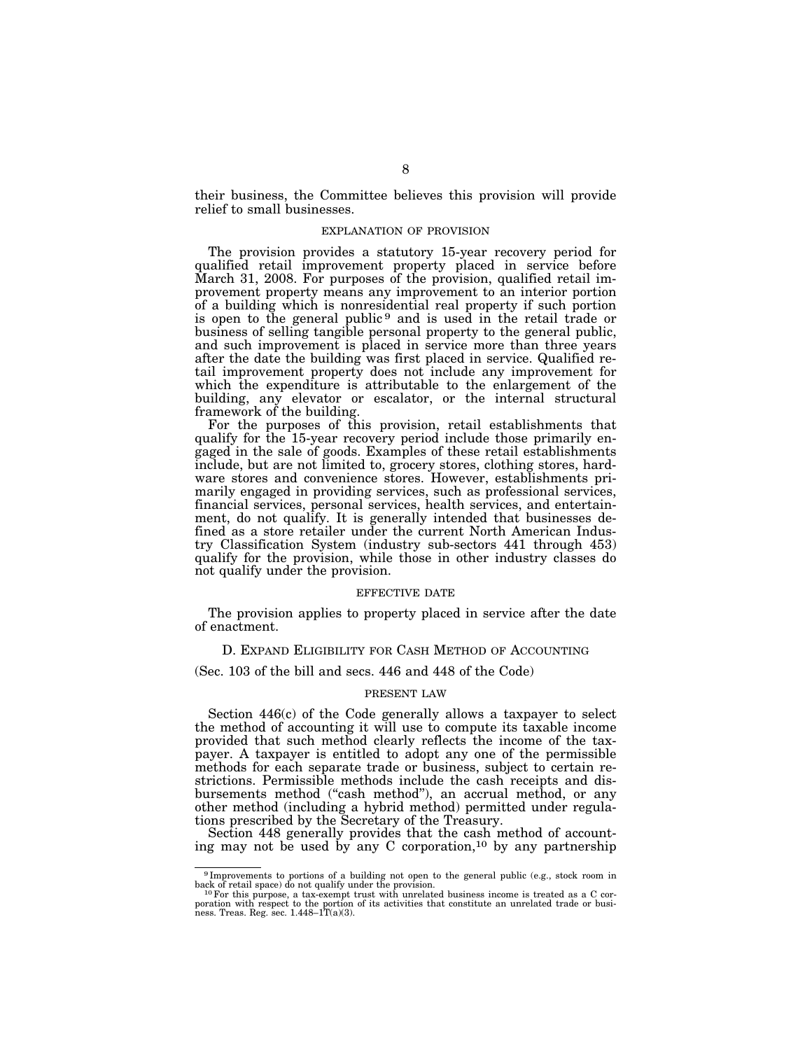their business, the Committee believes this provision will provide relief to small businesses.

#### EXPLANATION OF PROVISION

The provision provides a statutory 15-year recovery period for qualified retail improvement property placed in service before March 31, 2008. For purposes of the provision, qualified retail improvement property means any improvement to an interior portion of a building which is nonresidential real property if such portion is open to the general public[9] and is used in the retail trade or business of selling tangible personal property to the general public, and such improvement is placed in service more than three years after the date the building was first placed in service. Qualified retail improvement property does not include any improvement for which the expenditure is attributable to the enlargement of the building, any elevator or escalator, or the internal structural framework of the building.

For the purposes of this provision, retail establishments that qualify for the 15-year recovery period include those primarily engaged in the sale of goods. Examples of these retail establishments include, but are not limited to, grocery stores, clothing stores, hardware stores and convenience stores. However, establishments primarily engaged in providing services, such as professional services, financial services, personal services, health services, and entertainment, do not qualify. It is generally intended that businesses defined as a store retailer under the current North American Industry Classification System (industry sub-sectors 441 through 453) qualify for the provision, while those in other industry classes do not qualify under the provision.

#### EFFECTIVE DATE

The provision applies to property placed in service after the date of enactment.

### D. EXPAND ELIGIBILITY FOR CASH METHOD OF ACCOUNTING

(Sec. 103 of the bill and secs. 446 and 448 of the Code)

#### PRESENT LAW

Section 446(c) of the Code generally allows a taxpayer to select the method of accounting it will use to compute its taxable income provided that such method clearly reflects the income of the taxpayer. A taxpayer is entitled to adopt any one of the permissible methods for each separate trade or business, subject to certain restrictions. Permissible methods include the cash receipts and disbursements method ("cash method"), an accrual method, or any other method (including a hybrid method) permitted under regulations prescribed by the Secretary of the Treasury.

Section 448 generally provides that the cash method of accounting may not be used by any C corporation,[10] by any partnership

---

[9] Improvements to portions of a building not open to the general public (e.g., stock room in back of retail space) do not qualify under the provision.

[10] For this purpose, a tax-exempt trust with unrelated business income is treated as a C corporation with respect to the portion of its activities that constitute an unrelated trade or business. Treas. Reg. sec. 1.448–1T(a)(3).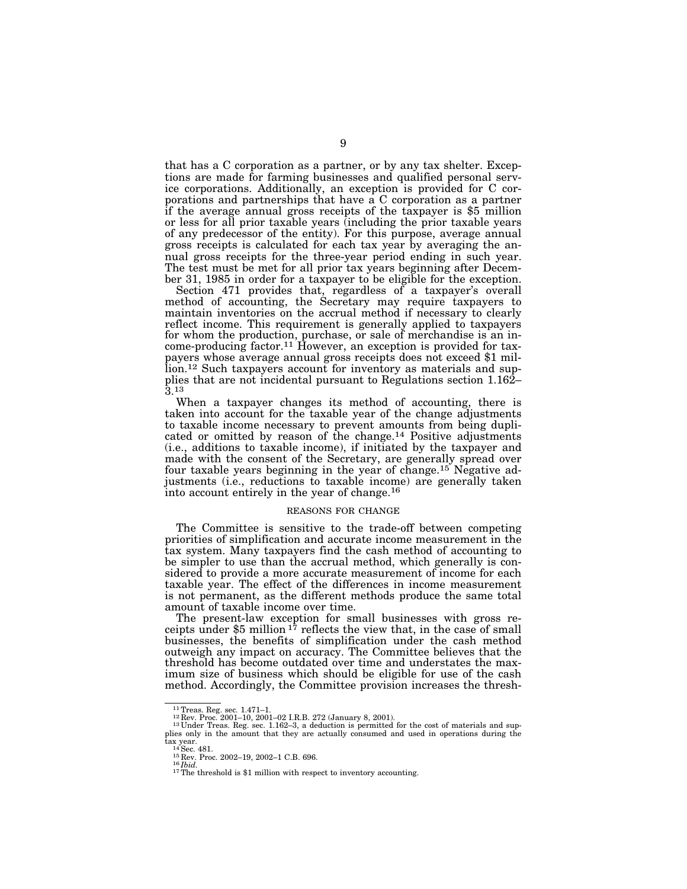that has a C corporation as a partner, or by any tax shelter. Exceptions are made for farming businesses and qualified personal service corporations. Additionally, an exception is provided for C corporations and partnerships that have a C corporation as a partner if the average annual gross receipts of the taxpayer is $5 million or less for all prior taxable years (including the prior taxable years of any predecessor of the entity). For this purpose, average annual gross receipts is calculated for each tax year by averaging the annual gross receipts for the three-year period ending in such year. The test must be met for all prior tax years beginning after December 31, 1985 in order for a taxpayer to be eligible for the exception.

Section 471 provides that, regardless of a taxpayer's overall method of accounting, the Secretary may require taxpayers to maintain inventories on the accrual method if necessary to clearly reflect income. This requirement is generally applied to taxpayers for whom the production, purchase, or sale of merchandise is an income-producing factor.[11] However, an exception is provided for taxpayers whose average annual gross receipts does not exceed $1 million.[12] Such taxpayers account for inventory as materials and supplies that are not incidental pursuant to Regulations section 1.162–3.[13]

When a taxpayer changes its method of accounting, there is taken into account for the taxable year of the change adjustments to taxable income necessary to prevent amounts from being duplicated or omitted by reason of the change.[14] Positive adjustments (i.e., additions to taxable income), if initiated by the taxpayer and made with the consent of the Secretary, are generally spread over four taxable years beginning in the year of change.[15] Negative adjustments (i.e., reductions to taxable income) are generally taken into account entirely in the year of change.[16]

## REASONS FOR CHANGE

The Committee is sensitive to the trade-off between competing priorities of simplification and accurate income measurement in the tax system. Many taxpayers find the cash method of accounting to be simpler to use than the accrual method, which generally is considered to provide a more accurate measurement of income for each taxable year. The effect of the differences in income measurement is not permanent, as the different methods produce the same total amount of taxable income over time.

The present-law exception for small businesses with gross receipts under $5 million [17] reflects the view that, in the case of small businesses, the benefits of simplification under the cash method outweigh any impact on accuracy. The Committee believes that the threshold has become outdated over time and understates the maximum size of business which should be eligible for use of the cash method. Accordingly, the Committee provision increases the thresh-

---

[11] Treas. Reg. sec. 1.471–1.

[12] Rev. Proc. 2001–10, 2001–02 I.R.B. 272 (January 8, 2001).

[13] Under Treas. Reg. sec. 1.162–3, a deduction is permitted for the cost of materials and supplies only in the amount that they are actually consumed and used in operations during the tax year.

[14] Sec. 481.

[15] Rev. Proc. 2002–19, 2002–1 C.B. 696.

[16] *Ibid.*

[17] The threshold is $1 million with respect to inventory accounting.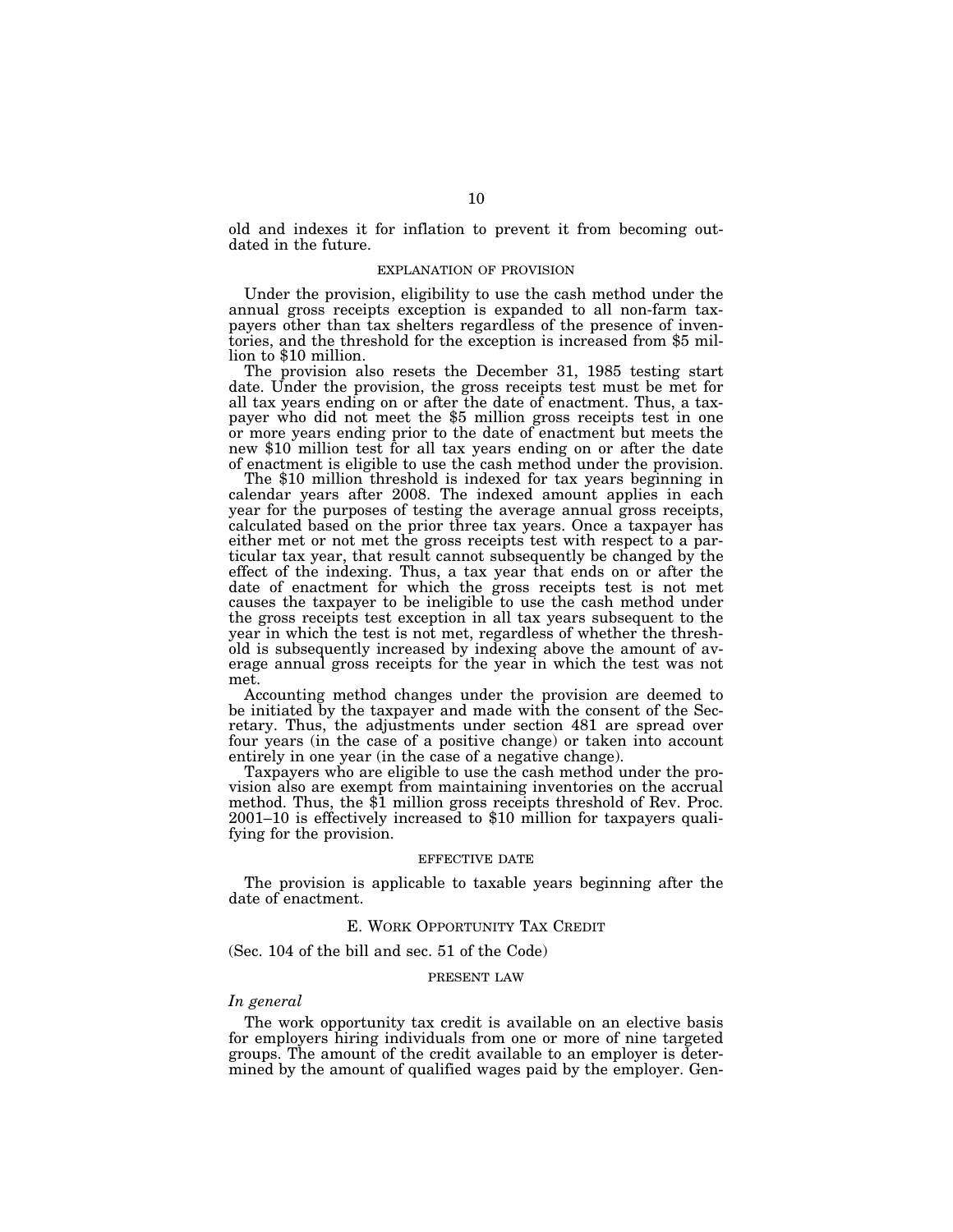old and indexes it for inflation to prevent it from becoming outdated in the future.

#### EXPLANATION OF PROVISION

Under the provision, eligibility to use the cash method under the annual gross receipts exception is expanded to all non-farm taxpayers other than tax shelters regardless of the presence of inventories, and the threshold for the exception is increased from $5 million to $10 million.

The provision also resets the December 31, 1985 testing start date. Under the provision, the gross receipts test must be met for all tax years ending on or after the date of enactment. Thus, a taxpayer who did not meet the $5 million gross receipts test in one or more years ending prior to the date of enactment but meets the new $10 million test for all tax years ending on or after the date of enactment is eligible to use the cash method under the provision.

The $10 million threshold is indexed for tax years beginning in calendar years after 2008. The indexed amount applies in each year for the purposes of testing the average annual gross receipts, calculated based on the prior three tax years. Once a taxpayer has either met or not met the gross receipts test with respect to a particular tax year, that result cannot subsequently be changed by the effect of the indexing. Thus, a tax year that ends on or after the date of enactment for which the gross receipts test is not met causes the taxpayer to be ineligible to use the cash method under the gross receipts test exception in all tax years subsequent to the year in which the test is not met, regardless of whether the threshold is subsequently increased by indexing above the amount of average annual gross receipts for the year in which the test was not met.

Accounting method changes under the provision are deemed to be initiated by the taxpayer and made with the consent of the Secretary. Thus, the adjustments under section 481 are spread over four years (in the case of a positive change) or taken into account entirely in one year (in the case of a negative change).

Taxpayers who are eligible to use the cash method under the provision also are exempt from maintaining inventories on the accrual method. Thus, the $1 million gross receipts threshold of Rev. Proc. 2001–10 is effectively increased to $10 million for taxpayers qualifying for the provision.

#### EFFECTIVE DATE

The provision is applicable to taxable years beginning after the date of enactment.

### E. WORK OPPORTUNITY TAX CREDIT

(Sec. 104 of the bill and sec. 51 of the Code)

#### PRESENT LAW

*In general*

The work opportunity tax credit is available on an elective basis for employers hiring individuals from one or more of nine targeted groups. The amount of the credit available to an employer is determined by the amount of qualified wages paid by the employer. Gen-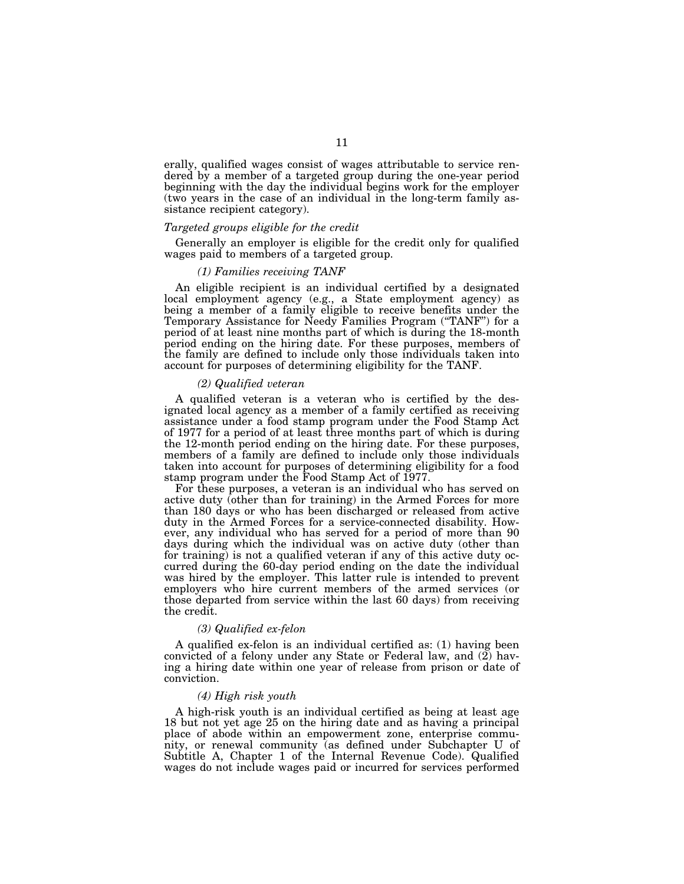erally, qualified wages consist of wages attributable to service rendered by a member of a targeted group during the one-year period beginning with the day the individual begins work for the employer (two years in the case of an individual in the long-term family assistance recipient category).

*Targeted groups eligible for the credit*

Generally an employer is eligible for the credit only for qualified wages paid to members of a targeted group.

*(1) Families receiving TANF*

An eligible recipient is an individual certified by a designated local employment agency (e.g., a State employment agency) as being a member of a family eligible to receive benefits under the Temporary Assistance for Needy Families Program ("TANF") for a period of at least nine months part of which is during the 18-month period ending on the hiring date. For these purposes, members of the family are defined to include only those individuals taken into account for purposes of determining eligibility for the TANF.

*(2) Qualified veteran*

A qualified veteran is a veteran who is certified by the designated local agency as a member of a family certified as receiving assistance under a food stamp program under the Food Stamp Act of 1977 for a period of at least three months part of which is during the 12-month period ending on the hiring date. For these purposes, members of a family are defined to include only those individuals taken into account for purposes of determining eligibility for a food stamp program under the Food Stamp Act of 1977.

For these purposes, a veteran is an individual who has served on active duty (other than for training) in the Armed Forces for more than 180 days or who has been discharged or released from active duty in the Armed Forces for a service-connected disability. However, any individual who has served for a period of more than 90 days during which the individual was on active duty (other than for training) is not a qualified veteran if any of this active duty occurred during the 60-day period ending on the date the individual was hired by the employer. This latter rule is intended to prevent employers who hire current members of the armed services (or those departed from service within the last 60 days) from receiving the credit.

*(3) Qualified ex-felon*

A qualified ex-felon is an individual certified as: (1) having been convicted of a felony under any State or Federal law, and (2) having a hiring date within one year of release from prison or date of conviction.

*(4) High risk youth*

A high-risk youth is an individual certified as being at least age 18 but not yet age 25 on the hiring date and as having a principal place of abode within an empowerment zone, enterprise community, or renewal community (as defined under Subchapter U of Subtitle A, Chapter 1 of the Internal Revenue Code). Qualified wages do not include wages paid or incurred for services performed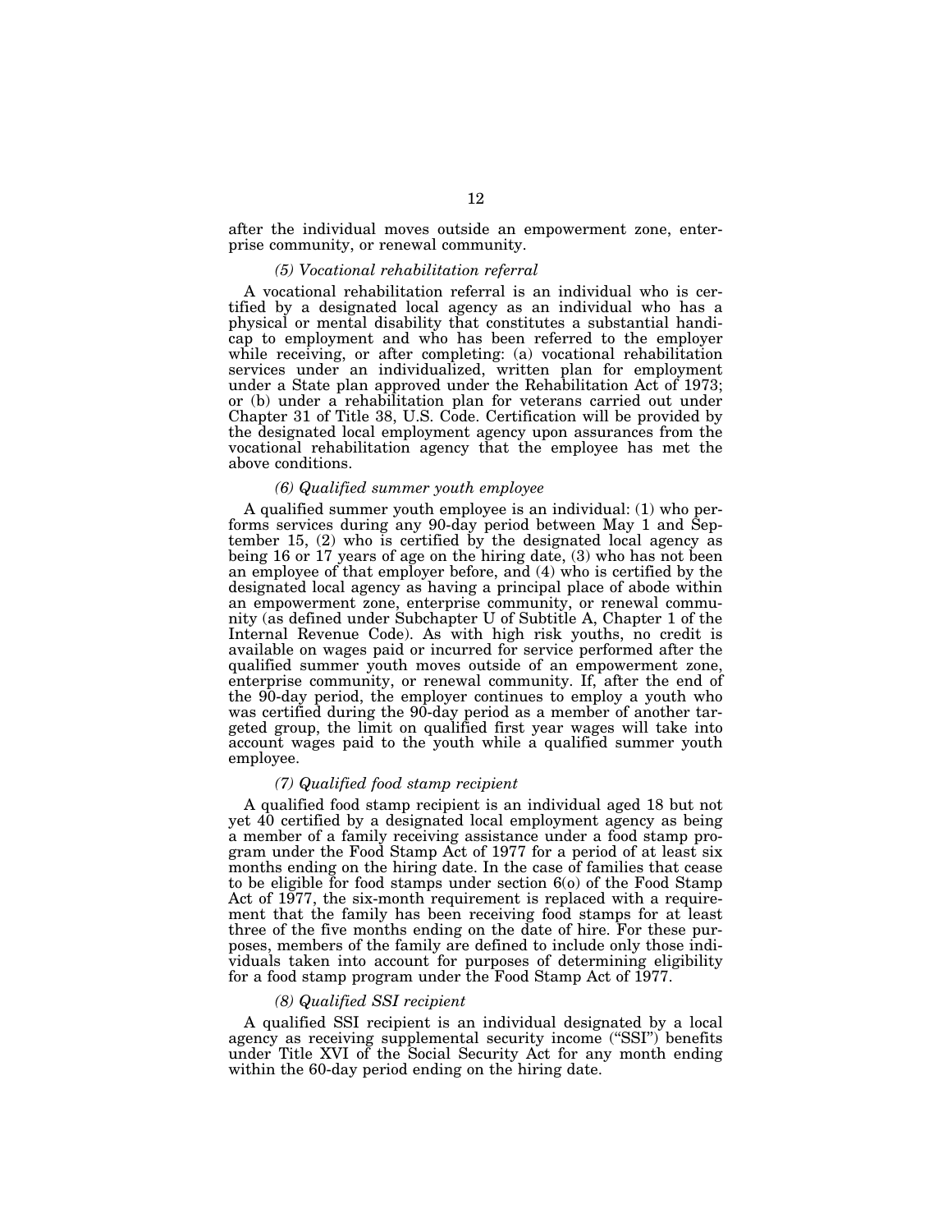after the individual moves outside an empowerment zone, enterprise community, or renewal community.

#### *(5) Vocational rehabilitation referral*

A vocational rehabilitation referral is an individual who is certified by a designated local agency as an individual who has a physical or mental disability that constitutes a substantial handicap to employment and who has been referred to the employer while receiving, or after completing: (a) vocational rehabilitation services under an individualized, written plan for employment under a State plan approved under the Rehabilitation Act of 1973; or (b) under a rehabilitation plan for veterans carried out under Chapter 31 of Title 38, U.S. Code. Certification will be provided by the designated local employment agency upon assurances from the vocational rehabilitation agency that the employee has met the above conditions.

#### *(6) Qualified summer youth employee*

A qualified summer youth employee is an individual: (1) who performs services during any 90-day period between May 1 and September 15, (2) who is certified by the designated local agency as being 16 or 17 years of age on the hiring date, (3) who has not been an employee of that employer before, and (4) who is certified by the designated local agency as having a principal place of abode within an empowerment zone, enterprise community, or renewal community (as defined under Subchapter U of Subtitle A, Chapter 1 of the Internal Revenue Code). As with high risk youths, no credit is available on wages paid or incurred for service performed after the qualified summer youth moves outside of an empowerment zone, enterprise community, or renewal community. If, after the end of the 90-day period, the employer continues to employ a youth who was certified during the 90-day period as a member of another targeted group, the limit on qualified first year wages will take into account wages paid to the youth while a qualified summer youth employee.

#### *(7) Qualified food stamp recipient*

A qualified food stamp recipient is an individual aged 18 but not yet 40 certified by a designated local employment agency as being a member of a family receiving assistance under a food stamp program under the Food Stamp Act of 1977 for a period of at least six months ending on the hiring date. In the case of families that cease to be eligible for food stamps under section 6(o) of the Food Stamp Act of 1977, the six-month requirement is replaced with a requirement that the family has been receiving food stamps for at least three of the five months ending on the date of hire. For these purposes, members of the family are defined to include only those individuals taken into account for purposes of determining eligibility for a food stamp program under the Food Stamp Act of 1977.

#### *(8) Qualified SSI recipient*

A qualified SSI recipient is an individual designated by a local agency as receiving supplemental security income ("SSI") benefits under Title XVI of the Social Security Act for any month ending within the 60-day period ending on the hiring date.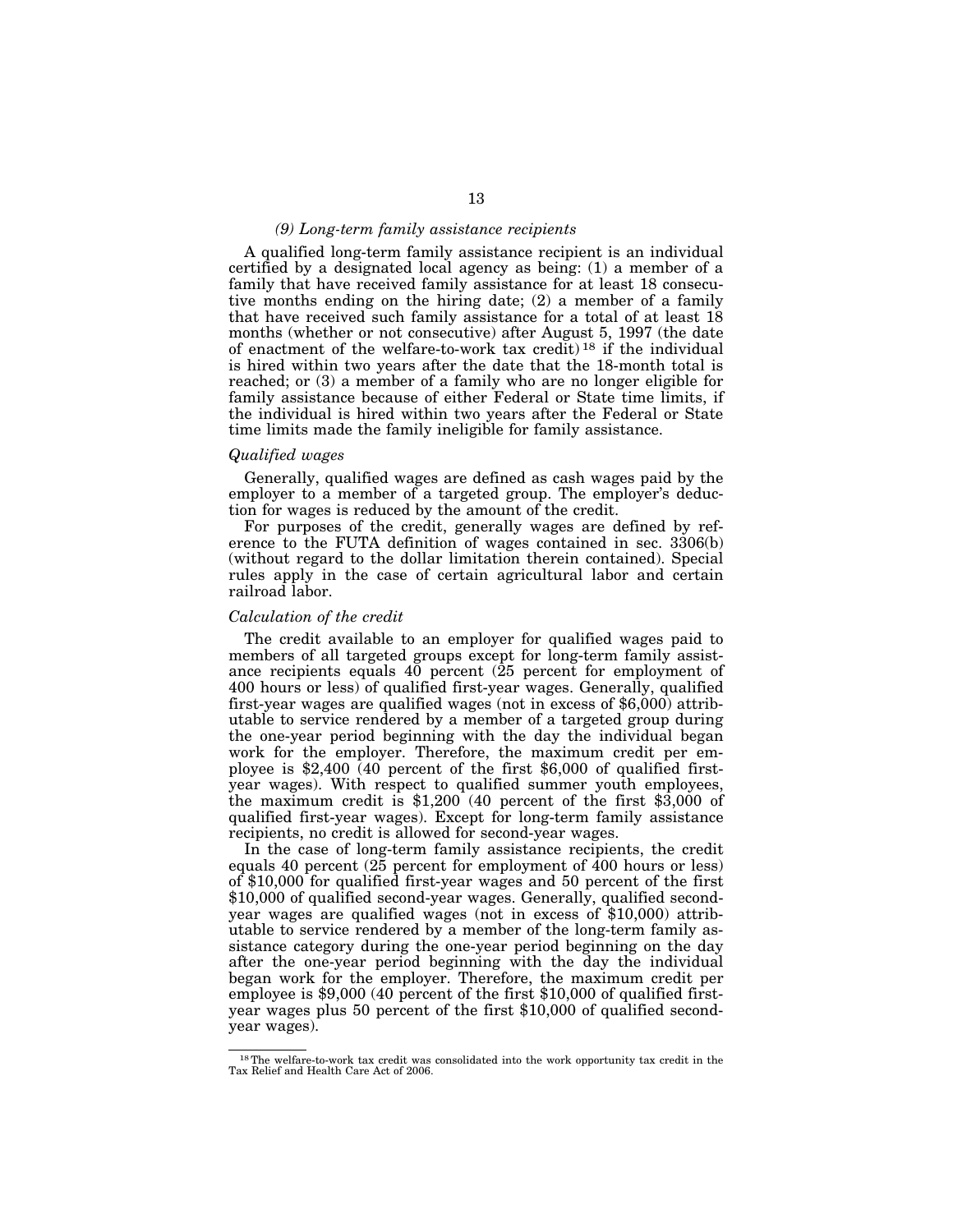*(9) Long-term family assistance recipients*

A qualified long-term family assistance recipient is an individual certified by a designated local agency as being: (1) a member of a family that have received family assistance for at least 18 consecutive months ending on the hiring date; (2) a member of a family that have received such family assistance for a total of at least 18 months (whether or not consecutive) after August 5, 1997 (the date of enactment of the welfare-to-work tax credit)[18] if the individual is hired within two years after the date that the 18-month total is reached; or (3) a member of a family who are no longer eligible for family assistance because of either Federal or State time limits, if the individual is hired within two years after the Federal or State time limits made the family ineligible for family assistance.

*Qualified wages*

Generally, qualified wages are defined as cash wages paid by the employer to a member of a targeted group. The employer's deduction for wages is reduced by the amount of the credit.

For purposes of the credit, generally wages are defined by reference to the FUTA definition of wages contained in sec. 3306(b) (without regard to the dollar limitation therein contained). Special rules apply in the case of certain agricultural labor and certain railroad labor.

*Calculation of the credit*

The credit available to an employer for qualified wages paid to members of all targeted groups except for long-term family assistance recipients equals 40 percent (25 percent for employment of 400 hours or less) of qualified first-year wages. Generally, qualified first-year wages are qualified wages (not in excess of $6,000) attributable to service rendered by a member of a targeted group during the one-year period beginning with the day the individual began work for the employer. Therefore, the maximum credit per employee is $2,400 (40 percent of the first $6,000 of qualified first-year wages). With respect to qualified summer youth employees, the maximum credit is $1,200 (40 percent of the first $3,000 of qualified first-year wages). Except for long-term family assistance recipients, no credit is allowed for second-year wages.

In the case of long-term family assistance recipients, the credit equals 40 percent (25 percent for employment of 400 hours or less) of $10,000 for qualified first-year wages and 50 percent of the first $10,000 of qualified second-year wages. Generally, qualified second-year wages are qualified wages (not in excess of $10,000) attributable to service rendered by a member of the long-term family assistance category during the one-year period beginning on the day after the one-year period beginning with the day the individual began work for the employer. Therefore, the maximum credit per employee is $9,000 (40 percent of the first $10,000 of qualified first-year wages plus 50 percent of the first $10,000 of qualified second-year wages).

[18] The welfare-to-work tax credit was consolidated into the work opportunity tax credit in the Tax Relief and Health Care Act of 2006.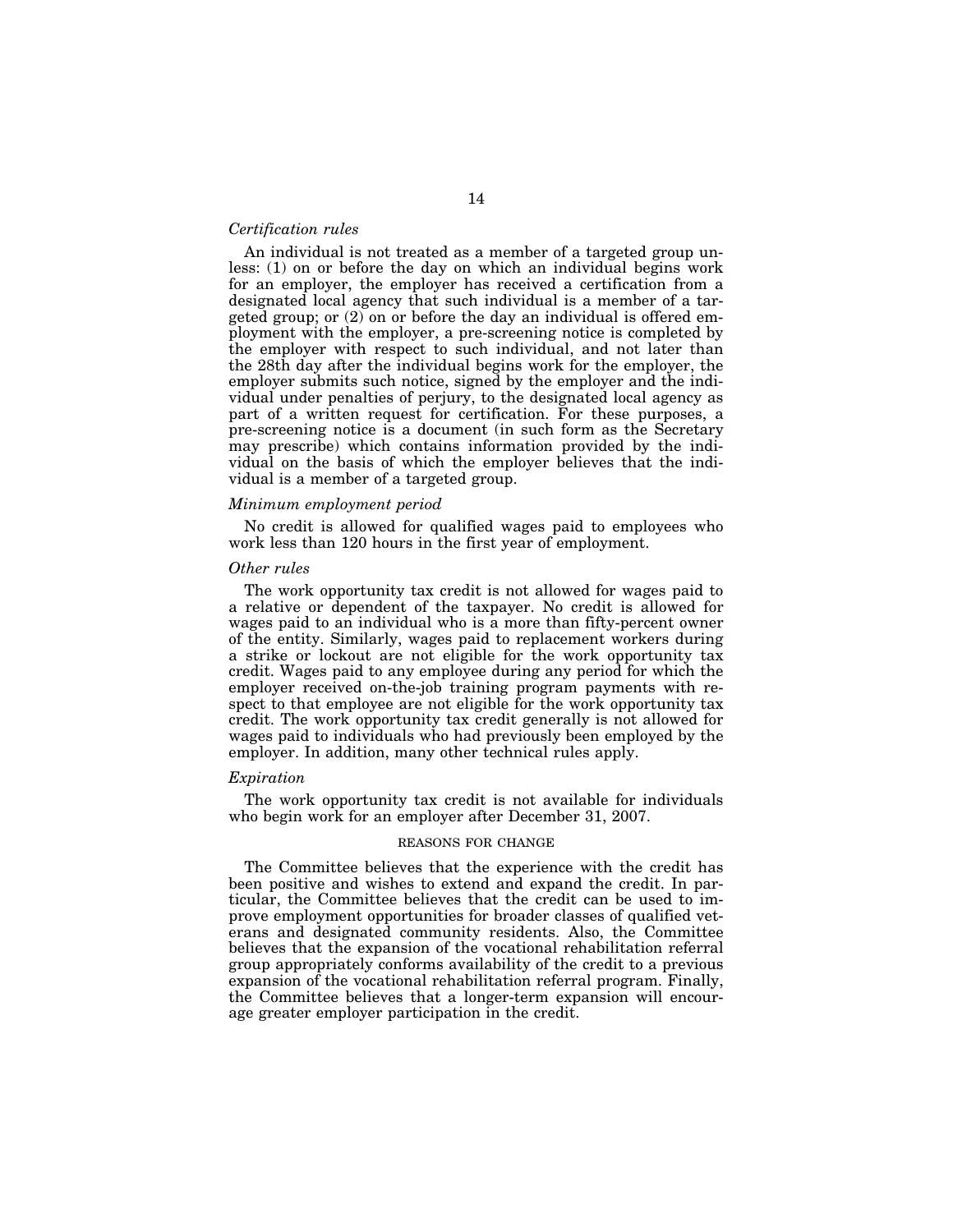*Certification rules*

An individual is not treated as a member of a targeted group unless: (1) on or before the day on which an individual begins work for an employer, the employer has received a certification from a designated local agency that such individual is a member of a targeted group; or (2) on or before the day an individual is offered employment with the employer, a pre-screening notice is completed by the employer with respect to such individual, and not later than the 28th day after the individual begins work for the employer, the employer submits such notice, signed by the employer and the individual under penalties of perjury, to the designated local agency as part of a written request for certification. For these purposes, a pre-screening notice is a document (in such form as the Secretary may prescribe) which contains information provided by the individual on the basis of which the employer believes that the individual is a member of a targeted group.

*Minimum employment period*

No credit is allowed for qualified wages paid to employees who work less than 120 hours in the first year of employment.

*Other rules*

The work opportunity tax credit is not allowed for wages paid to a relative or dependent of the taxpayer. No credit is allowed for wages paid to an individual who is a more than fifty-percent owner of the entity. Similarly, wages paid to replacement workers during a strike or lockout are not eligible for the work opportunity tax credit. Wages paid to any employee during any period for which the employer received on-the-job training program payments with respect to that employee are not eligible for the work opportunity tax credit. The work opportunity tax credit generally is not allowed for wages paid to individuals who had previously been employed by the employer. In addition, many other technical rules apply.

*Expiration*

The work opportunity tax credit is not available for individuals who begin work for an employer after December 31, 2007.

REASONS FOR CHANGE

The Committee believes that the experience with the credit has been positive and wishes to extend and expand the credit. In particular, the Committee believes that the credit can be used to improve employment opportunities for broader classes of qualified veterans and designated community residents. Also, the Committee believes that the expansion of the vocational rehabilitation referral group appropriately conforms availability of the credit to a previous expansion of the vocational rehabilitation referral program. Finally, the Committee believes that a longer-term expansion will encourage greater employer participation in the credit.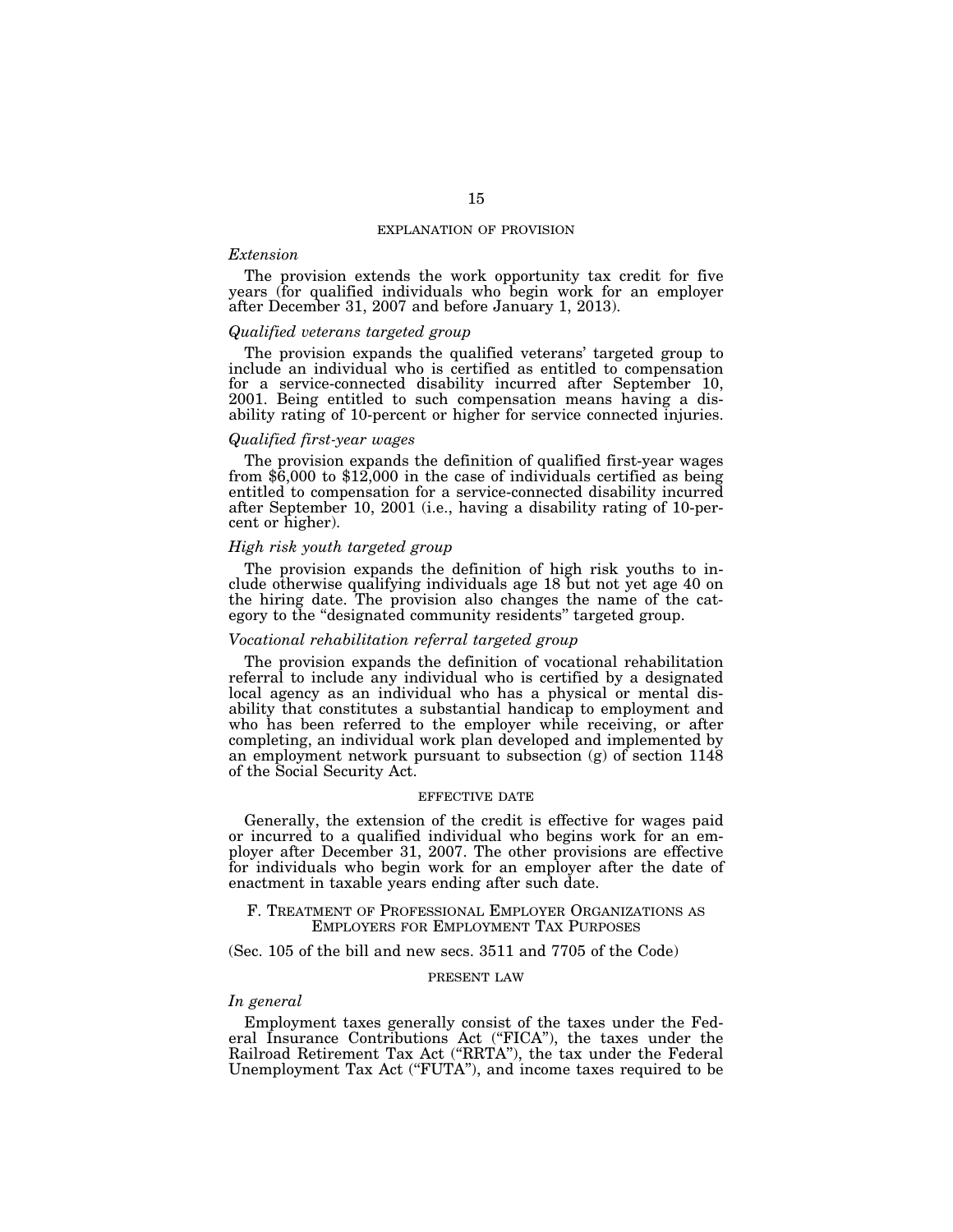### EXPLANATION OF PROVISION

*Extension*

The provision extends the work opportunity tax credit for five years (for qualified individuals who begin work for an employer after December 31, 2007 and before January 1, 2013).

*Qualified veterans targeted group*

The provision expands the qualified veterans' targeted group to include an individual who is certified as entitled to compensation for a service-connected disability incurred after September 10, 2001. Being entitled to such compensation means having a disability rating of 10-percent or higher for service connected injuries.

*Qualified first-year wages*

The provision expands the definition of qualified first-year wages from $6,000 to $12,000 in the case of individuals certified as being entitled to compensation for a service-connected disability incurred after September 10, 2001 (i.e., having a disability rating of 10-percent or higher).

*High risk youth targeted group*

The provision expands the definition of high risk youths to include otherwise qualifying individuals age 18 but not yet age 40 on the hiring date. The provision also changes the name of the category to the "designated community residents" targeted group.

*Vocational rehabilitation referral targeted group*

The provision expands the definition of vocational rehabilitation referral to include any individual who is certified by a designated local agency as an individual who has a physical or mental disability that constitutes a substantial handicap to employment and who has been referred to the employer while receiving, or after completing, an individual work plan developed and implemented by an employment network pursuant to subsection (g) of section 1148 of the Social Security Act.

### EFFECTIVE DATE

Generally, the extension of the credit is effective for wages paid or incurred to a qualified individual who begins work for an employer after December 31, 2007. The other provisions are effective for individuals who begin work for an employer after the date of enactment in taxable years ending after such date.

## F. TREATMENT OF PROFESSIONAL EMPLOYER ORGANIZATIONS AS EMPLOYERS FOR EMPLOYMENT TAX PURPOSES

(Sec. 105 of the bill and new secs. 3511 and 7705 of the Code)

### PRESENT LAW

*In general*

Employment taxes generally consist of the taxes under the Federal Insurance Contributions Act ("FICA"), the taxes under the Railroad Retirement Tax Act ("RRTA"), the tax under the Federal Unemployment Tax Act ("FUTA"), and income taxes required to be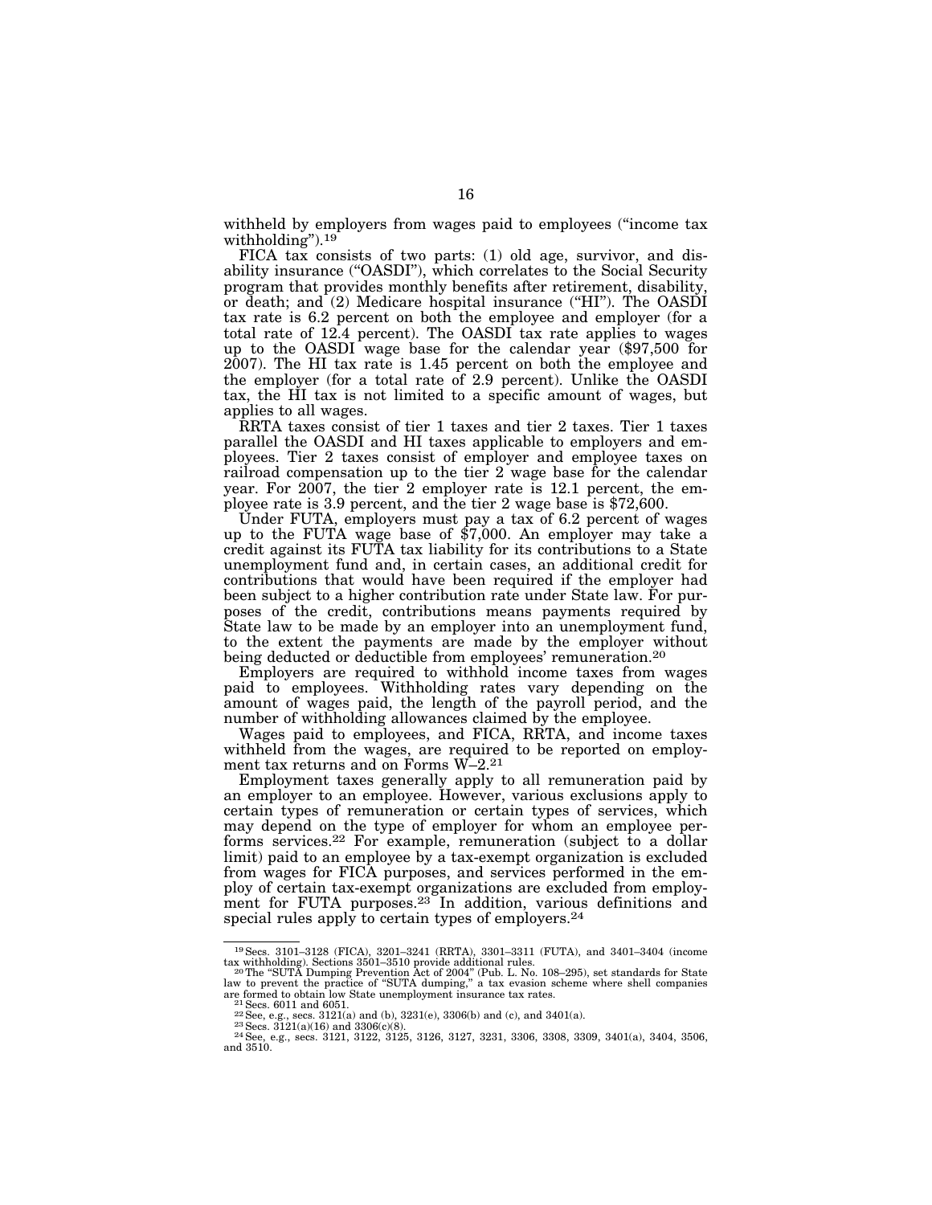withheld by employers from wages paid to employees ("income tax withholding").[19]

FICA tax consists of two parts: (1) old age, survivor, and disability insurance ("OASDI"), which correlates to the Social Security program that provides monthly benefits after retirement, disability, or death; and (2) Medicare hospital insurance ("HI"). The OASDI tax rate is 6.2 percent on both the employee and employer (for a total rate of 12.4 percent). The OASDI tax rate applies to wages up to the OASDI wage base for the calendar year ($97,500 for 2007). The HI tax rate is 1.45 percent on both the employee and the employer (for a total rate of 2.9 percent). Unlike the OASDI tax, the HI tax is not limited to a specific amount of wages, but applies to all wages.

RRTA taxes consist of tier 1 taxes and tier 2 taxes. Tier 1 taxes parallel the OASDI and HI taxes applicable to employers and employees. Tier 2 taxes consist of employer and employee taxes on railroad compensation up to the tier 2 wage base for the calendar year. For 2007, the tier 2 employer rate is 12.1 percent, the employee rate is 3.9 percent, and the tier 2 wage base is $72,600.

Under FUTA, employers must pay a tax of 6.2 percent of wages up to the FUTA wage base of $7,000. An employer may take a credit against its FUTA tax liability for its contributions to a State unemployment fund and, in certain cases, an additional credit for contributions that would have been required if the employer had been subject to a higher contribution rate under State law. For purposes of the credit, contributions means payments required by State law to be made by an employer into an unemployment fund, to the extent the payments are made by the employer without being deducted or deductible from employees' remuneration.[20]

Employers are required to withhold income taxes from wages paid to employees. Withholding rates vary depending on the amount of wages paid, the length of the payroll period, and the number of withholding allowances claimed by the employee.

Wages paid to employees, and FICA, RRTA, and income taxes withheld from the wages, are required to be reported on employment tax returns and on Forms W–2.[21]

Employment taxes generally apply to all remuneration paid by an employer to an employee. However, various exclusions apply to certain types of remuneration or certain types of services, which may depend on the type of employer for whom an employee performs services.[22] For example, remuneration (subject to a dollar limit) paid to an employee by a tax-exempt organization is excluded from wages for FICA purposes, and services performed in the employ of certain tax-exempt organizations are excluded from employment for FUTA purposes.[23] In addition, various definitions and special rules apply to certain types of employers.[24]

---

[19] Secs. 3101–3128 (FICA), 3201–3241 (RRTA), 3301–3311 (FUTA), and 3401–3404 (income tax withholding). Sections 3501–3510 provide additional rules.

[20] The "SUTA Dumping Prevention Act of 2004" (Pub. L. No. 108–295), set standards for State law to prevent the practice of "SUTA dumping," a tax evasion scheme where shell companies are formed to obtain low State unemployment insurance tax rates.

[21] Secs. 6011 and 6051.

[22] See, e.g., secs. 3121(a) and (b), 3231(e), 3306(b) and (c), and 3401(a).

[23] Secs. 3121(a)(16) and 3306(c)(8).

[24] See, e.g., secs. 3121, 3122, 3125, 3126, 3127, 3231, 3306, 3308, 3309, 3401(a), 3404, 3506, and 3510.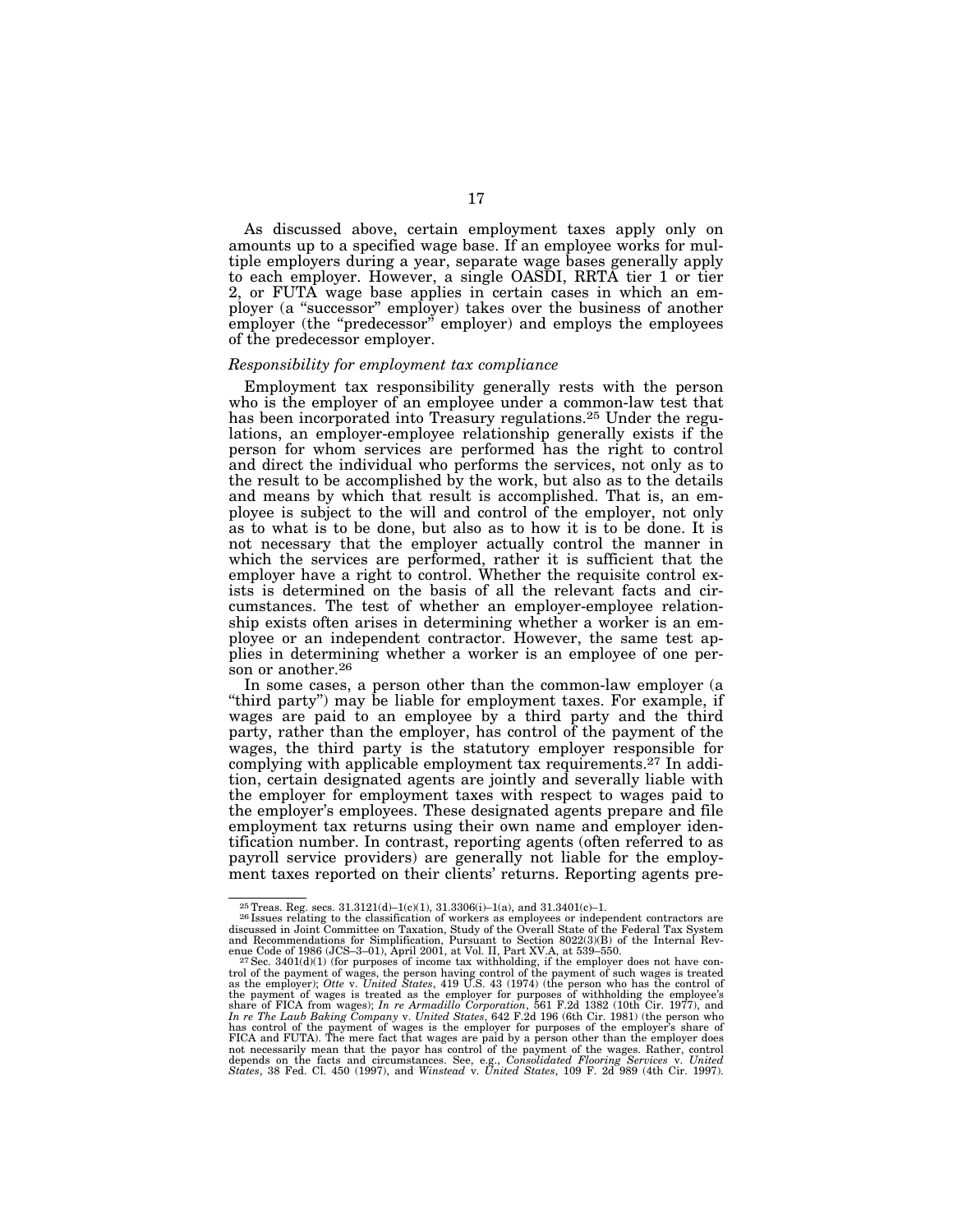As discussed above, certain employment taxes apply only on amounts up to a specified wage base. If an employee works for multiple employers during a year, separate wage bases generally apply to each employer. However, a single OASDI, RRTA tier 1 or tier 2, or FUTA wage base applies in certain cases in which an employer (a "successor" employer) takes over the business of another employer (the "predecessor" employer) and employs the employees of the predecessor employer.

*Responsibility for employment tax compliance*

Employment tax responsibility generally rests with the person who is the employer of an employee under a common-law test that has been incorporated into Treasury regulations.[25] Under the regulations, an employer-employee relationship generally exists if the person for whom services are performed has the right to control and direct the individual who performs the services, not only as to the result to be accomplished by the work, but also as to the details and means by which that result is accomplished. That is, an employee is subject to the will and control of the employer, not only as to what is to be done, but also as to how it is to be done. It is not necessary that the employer actually control the manner in which the services are performed, rather it is sufficient that the employer have a right to control. Whether the requisite control exists is determined on the basis of all the relevant facts and circumstances. The test of whether an employer-employee relationship exists often arises in determining whether a worker is an employee or an independent contractor. However, the same test applies in determining whether a worker is an employee of one person or another.[26]

In some cases, a person other than the common-law employer (a "third party") may be liable for employment taxes. For example, if wages are paid to an employee by a third party and the third party, rather than the employer, has control of the payment of the wages, the third party is the statutory employer responsible for complying with applicable employment tax requirements.[27] In addition, certain designated agents are jointly and severally liable with the employer for employment taxes with respect to wages paid to the employer's employees. These designated agents prepare and file employment tax returns using their own name and employer identification number. In contrast, reporting agents (often referred to as payroll service providers) are generally not liable for the employment taxes reported on their clients' returns. Reporting agents pre-

---

[25] Treas. Reg. secs. 31.3121(d)–1(c)(1), 31.3306(i)–1(a), and 31.3401(c)–1.

[26] Issues relating to the classification of workers as employees or independent contractors are discussed in Joint Committee on Taxation, Study of the Overall State of the Federal Tax System and Recommendations for Simplification, Pursuant to Section 8022(3)(B) of the Internal Revenue Code of 1986 (JCS–3–01), April 2001, at Vol. II, Part XV.A, at 539–550.

[27] Sec. 3401(d)(1) (for purposes of income tax withholding, if the employer does not have control of the payment of wages, the person having control of the payment of such wages is treated as the employer); *Otte* v. *United States*, 419 U.S. 43 (1974) (the person who has the control of the payment of wages is treated as the employer for purposes of withholding the employee's share of FICA from wages); *In re Armadillo Corporation*, 561 F.2d 1382 (10th Cir. 1977), and *In re The Laub Baking Company* v. *United States*, 642 F.2d 196 (6th Cir. 1981) (the person who has control of the payment of wages is the employer for purposes of the employer's share of FICA and FUTA). The mere fact that wages are paid by a person other than the employer does not necessarily mean that the payor has control of the payment of the wages. Rather, control depends on the facts and circumstances. See, e.g., *Consolidated Flooring Services* v. *United States*, 38 Fed. Cl. 450 (1997), and *Winstead* v. *United States*, 109 F. 2d 989 (4th Cir. 1997).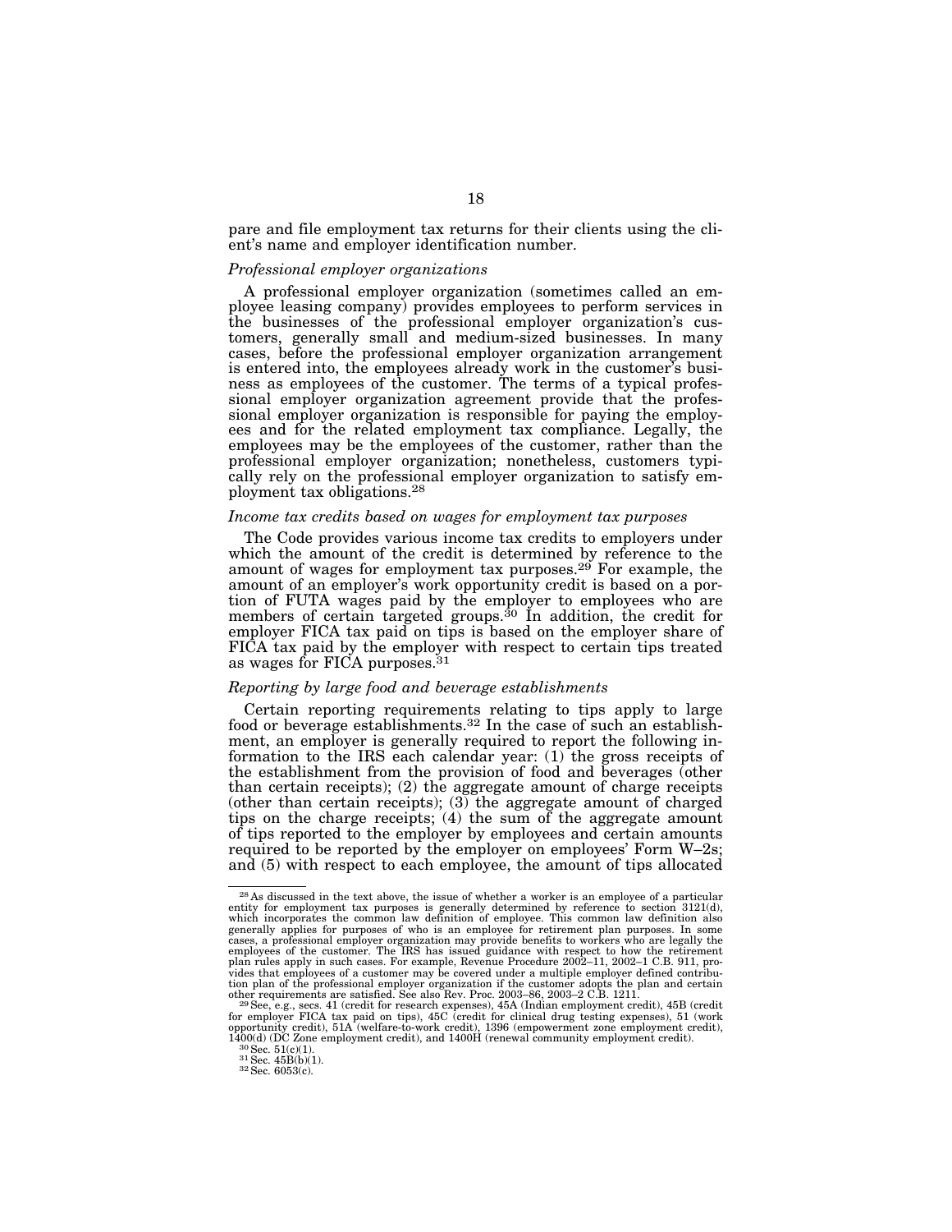pare and file employment tax returns for their clients using the client's name and employer identification number.

*Professional employer organizations*

A professional employer organization (sometimes called an employee leasing company) provides employees to perform services in the businesses of the professional employer organization's customers, generally small and medium-sized businesses. In many cases, before the professional employer organization arrangement is entered into, the employees already work in the customer's business as employees of the customer. The terms of a typical professional employer organization agreement provide that the professional employer organization is responsible for paying the employees and for the related employment tax compliance. Legally, the employees may be the employees of the customer, rather than the professional employer organization; nonetheless, customers typically rely on the professional employer organization to satisfy employment tax obligations.[28]

*Income tax credits based on wages for employment tax purposes*

The Code provides various income tax credits to employers under which the amount of the credit is determined by reference to the amount of wages for employment tax purposes.[29] For example, the amount of an employer's work opportunity credit is based on a portion of FUTA wages paid by the employer to employees who are members of certain targeted groups.[30] In addition, the credit for employer FICA tax paid on tips is based on the employer share of FICA tax paid by the employer with respect to certain tips treated as wages for FICA purposes.[31]

*Reporting by large food and beverage establishments*

Certain reporting requirements relating to tips apply to large food or beverage establishments.[32] In the case of such an establishment, an employer is generally required to report the following information to the IRS each calendar year: (1) the gross receipts of the establishment from the provision of food and beverages (other than certain receipts); (2) the aggregate amount of charge receipts (other than certain receipts); (3) the aggregate amount of charged tips on the charge receipts; (4) the sum of the aggregate amount of tips reported to the employer by employees and certain amounts required to be reported by the employer on employees' Form W–2s; and (5) with respect to each employee, the amount of tips allocated

---

[28] As discussed in the text above, the issue of whether a worker is an employee of a particular entity for employment tax purposes is generally determined by reference to section 3121(d), which incorporates the common law definition of employee. This common law definition also generally applies for purposes of who is an employee for retirement plan purposes. In some cases, a professional employer organization may provide benefits to workers who are legally the employees of the customer. The IRS has issued guidance with respect to how the retirement plan rules apply in such cases. For example, Revenue Procedure 2002–11, 2002–1 C.B. 911, provides that employees of a customer may be covered under a multiple employer defined contribution plan of the professional employer organization if the customer adopts the plan and certain other requirements are satisfied. See also Rev. Proc. 2003–86, 2003–2 C.B. 1211.

[29] See, e.g., secs. 41 (credit for research expenses), 45A (Indian employment credit), 45B (credit for employer FICA tax paid on tips), 45C (credit for clinical drug testing expenses), 51 (work opportunity credit), 51A (welfare-to-work credit), 1396 (empowerment zone employment credit), 1400(d) (DC Zone employment credit), and 1400H (renewal community employment credit).

[30] Sec. 51(c)(1).

[31] Sec. 45B(b)(1).

[32] Sec. 6053(c).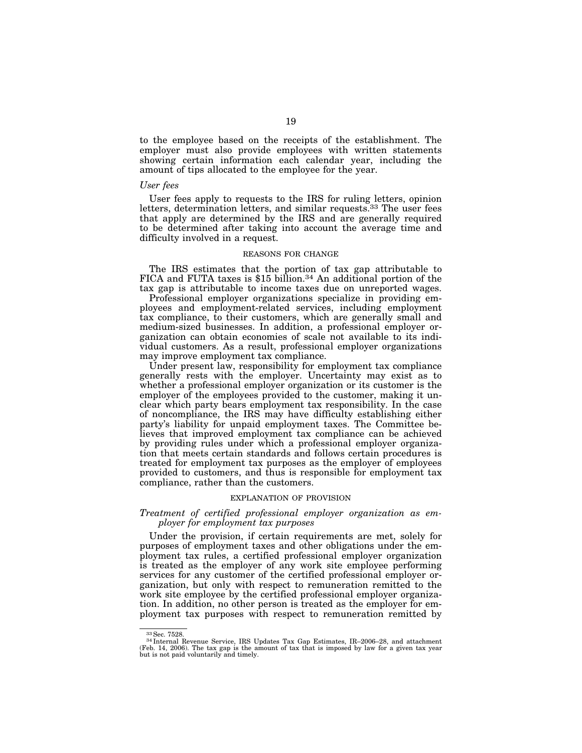to the employee based on the receipts of the establishment. The employer must also provide employees with written statements showing certain information each calendar year, including the amount of tips allocated to the employee for the year.

*User fees*

User fees apply to requests to the IRS for ruling letters, opinion letters, determination letters, and similar requests.[33] The user fees that apply are determined by the IRS and are generally required to be determined after taking into account the average time and difficulty involved in a request.

REASONS FOR CHANGE

The IRS estimates that the portion of tax gap attributable to FICA and FUTA taxes is $15 billion.[34] An additional portion of the tax gap is attributable to income taxes due on unreported wages.

Professional employer organizations specialize in providing employees and employment-related services, including employment tax compliance, to their customers, which are generally small and medium-sized businesses. In addition, a professional employer organization can obtain economies of scale not available to its individual customers. As a result, professional employer organizations may improve employment tax compliance.

Under present law, responsibility for employment tax compliance generally rests with the employer. Uncertainty may exist as to whether a professional employer organization or its customer is the employer of the employees provided to the customer, making it unclear which party bears employment tax responsibility. In the case of noncompliance, the IRS may have difficulty establishing either party's liability for unpaid employment taxes. The Committee believes that improved employment tax compliance can be achieved by providing rules under which a professional employer organization that meets certain standards and follows certain procedures is treated for employment tax purposes as the employer of employees provided to customers, and thus is responsible for employment tax compliance, rather than the customers.

EXPLANATION OF PROVISION

*Treatment of certified professional employer organization as employer for employment tax purposes*

Under the provision, if certain requirements are met, solely for purposes of employment taxes and other obligations under the employment tax rules, a certified professional employer organization is treated as the employer of any work site employee performing services for any customer of the certified professional employer organization, but only with respect to remuneration remitted to the work site employee by the certified professional employer organization. In addition, no other person is treated as the employer for employment tax purposes with respect to remuneration remitted by

---

[33] Sec. 7528.

[34] Internal Revenue Service, IRS Updates Tax Gap Estimates, IR–2006–28, and attachment (Feb. 14, 2006). The tax gap is the amount of tax that is imposed by law for a given tax year but is not paid voluntarily and timely.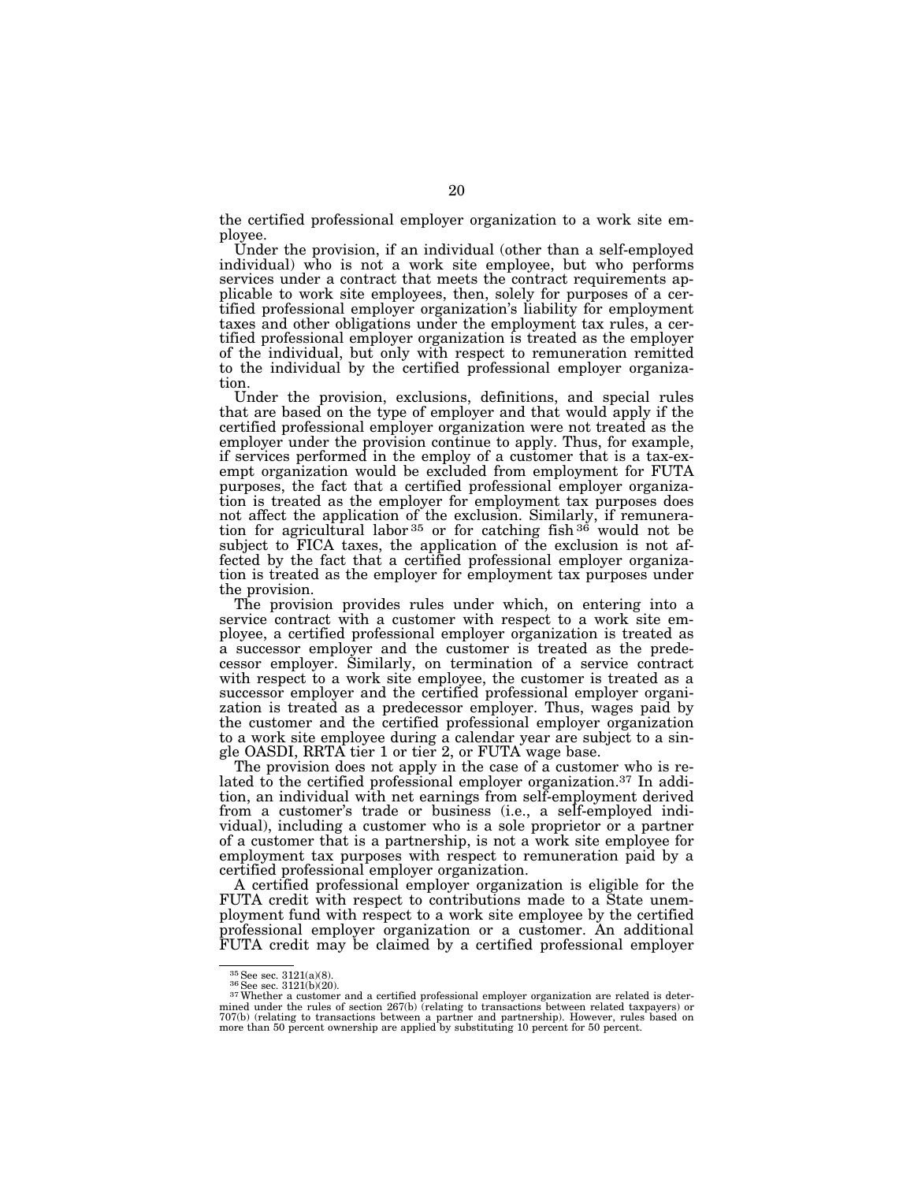the certified professional employer organization to a work site employee.

Under the provision, if an individual (other than a self-employed individual) who is not a work site employee, but who performs services under a contract that meets the contract requirements applicable to work site employees, then, solely for purposes of a certified professional employer organization's liability for employment taxes and other obligations under the employment tax rules, a certified professional employer organization is treated as the employer of the individual, but only with respect to remuneration remitted to the individual by the certified professional employer organization.

Under the provision, exclusions, definitions, and special rules that are based on the type of employer and that would apply if the certified professional employer organization were not treated as the employer under the provision continue to apply. Thus, for example, if services performed in the employ of a customer that is a tax-exempt organization would be excluded from employment for FUTA purposes, the fact that a certified professional employer organization is treated as the employer for employment tax purposes does not affect the application of the exclusion. Similarly, if remuneration for agricultural labor [35] or for catching fish [36] would not be subject to FICA taxes, the application of the exclusion is not affected by the fact that a certified professional employer organization is treated as the employer for employment tax purposes under the provision.

The provision provides rules under which, on entering into a service contract with a customer with respect to a work site employee, a certified professional employer organization is treated as a successor employer and the customer is treated as the predecessor employer. Similarly, on termination of a service contract with respect to a work site employee, the customer is treated as a successor employer and the certified professional employer organization is treated as a predecessor employer. Thus, wages paid by the customer and the certified professional employer organization to a work site employee during a calendar year are subject to a single OASDI, RRTA tier 1 or tier 2, or FUTA wage base.

The provision does not apply in the case of a customer who is related to the certified professional employer organization.[37] In addition, an individual with net earnings from self-employment derived from a customer's trade or business (i.e., a self-employed individual), including a customer who is a sole proprietor or a partner of a customer that is a partnership, is not a work site employee for employment tax purposes with respect to remuneration paid by a certified professional employer organization.

A certified professional employer organization is eligible for the FUTA credit with respect to contributions made to a State unemployment fund with respect to a work site employee by the certified professional employer organization or a customer. An additional FUTA credit may be claimed by a certified professional employer

---

[35] See sec. 3121(a)(8).

[36] See sec. 3121(b)(20).

[37] Whether a customer and a certified professional employer organization are related is determined under the rules of section 267(b) (relating to transactions between related taxpayers) or 707(b) (relating to transactions between a partner and partnership). However, rules based on more than 50 percent ownership are applied by substituting 10 percent for 50 percent.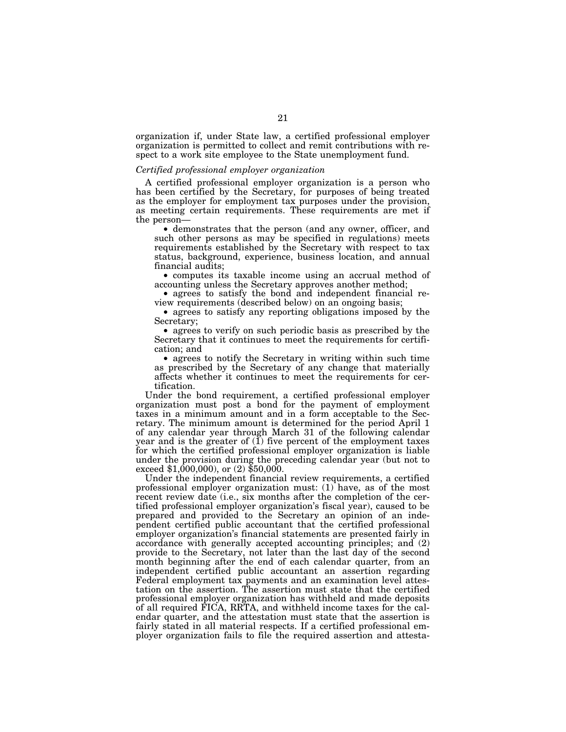organization if, under State law, a certified professional employer organization is permitted to collect and remit contributions with respect to a work site employee to the State unemployment fund.

*Certified professional employer organization*

A certified professional employer organization is a person who has been certified by the Secretary, for purposes of being treated as the employer for employment tax purposes under the provision, as meeting certain requirements. These requirements are met if the person—

- demonstrates that the person (and any owner, officer, and such other persons as may be specified in regulations) meets requirements established by the Secretary with respect to tax status, background, experience, business location, and annual financial audits;
- computes its taxable income using an accrual method of accounting unless the Secretary approves another method;
- agrees to satisfy the bond and independent financial review requirements (described below) on an ongoing basis;
- agrees to satisfy any reporting obligations imposed by the Secretary;
- agrees to verify on such periodic basis as prescribed by the Secretary that it continues to meet the requirements for certification; and
- agrees to notify the Secretary in writing within such time as prescribed by the Secretary of any change that materially affects whether it continues to meet the requirements for certification.

Under the bond requirement, a certified professional employer organization must post a bond for the payment of employment taxes in a minimum amount and in a form acceptable to the Secretary. The minimum amount is determined for the period April 1 of any calendar year through March 31 of the following calendar year and is the greater of (1) five percent of the employment taxes for which the certified professional employer organization is liable under the provision during the preceding calendar year (but not to exceed $1,000,000), or (2) $50,000.

Under the independent financial review requirements, a certified professional employer organization must: (1) have, as of the most recent review date (i.e., six months after the completion of the certified professional employer organization's fiscal year), caused to be prepared and provided to the Secretary an opinion of an independent certified public accountant that the certified professional employer organization's financial statements are presented fairly in accordance with generally accepted accounting principles; and (2) provide to the Secretary, not later than the last day of the second month beginning after the end of each calendar quarter, from an independent certified public accountant an assertion regarding Federal employment tax payments and an examination level attestation on the assertion. The assertion must state that the certified professional employer organization has withheld and made deposits of all required FICA, RRTA, and withheld income taxes for the calendar quarter, and the attestation must state that the assertion is fairly stated in all material respects. If a certified professional employer organization fails to file the required assertion and attesta-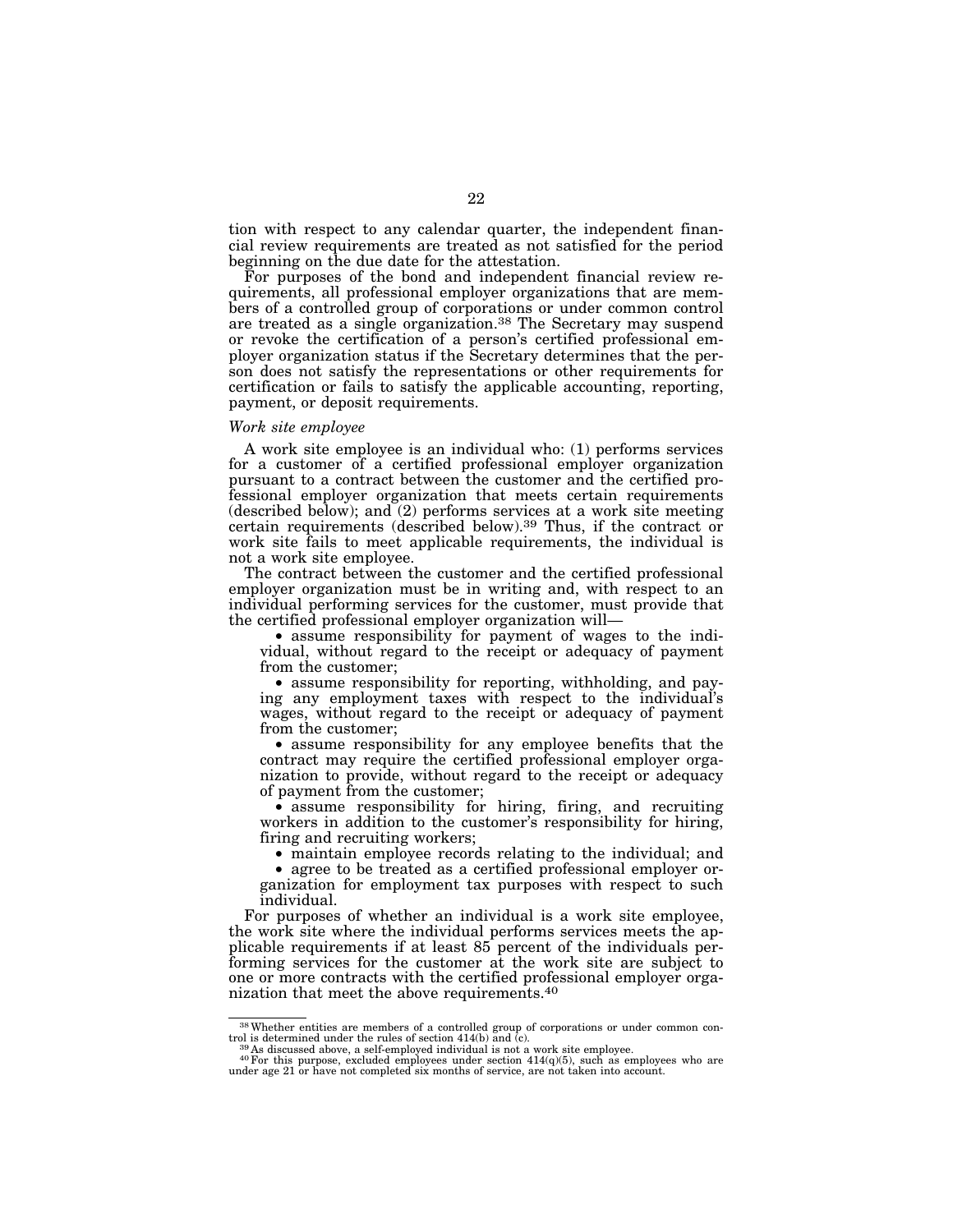tion with respect to any calendar quarter, the independent financial review requirements are treated as not satisfied for the period beginning on the due date for the attestation.

For purposes of the bond and independent financial review requirements, all professional employer organizations that are members of a controlled group of corporations or under common control are treated as a single organization.[38] The Secretary may suspend or revoke the certification of a person's certified professional employer organization status if the Secretary determines that the person does not satisfy the representations or other requirements for certification or fails to satisfy the applicable accounting, reporting, payment, or deposit requirements.

*Work site employee*

A work site employee is an individual who: (1) performs services for a customer of a certified professional employer organization pursuant to a contract between the customer and the certified professional employer organization that meets certain requirements (described below); and (2) performs services at a work site meeting certain requirements (described below).[39] Thus, if the contract or work site fails to meet applicable requirements, the individual is not a work site employee.

The contract between the customer and the certified professional employer organization must be in writing and, with respect to an individual performing services for the customer, must provide that the certified professional employer organization will—

- assume responsibility for payment of wages to the individual, without regard to the receipt or adequacy of payment from the customer;
- assume responsibility for reporting, withholding, and paying any employment taxes with respect to the individual's wages, without regard to the receipt or adequacy of payment from the customer;
- assume responsibility for any employee benefits that the contract may require the certified professional employer organization to provide, without regard to the receipt or adequacy of payment from the customer;
- assume responsibility for hiring, firing, and recruiting workers in addition to the customer's responsibility for hiring, firing and recruiting workers;
- maintain employee records relating to the individual; and
- agree to be treated as a certified professional employer organization for employment tax purposes with respect to such individual.

For purposes of whether an individual is a work site employee, the work site where the individual performs services meets the applicable requirements if at least 85 percent of the individuals performing services for the customer at the work site are subject to one or more contracts with the certified professional employer organization that meet the above requirements.[40]

[38] Whether entities are members of a controlled group of corporations or under common control is determined under the rules of section 414(b) and (c).

[39] As discussed above, a self-employed individual is not a work site employee.

[40] For this purpose, excluded employees under section 414(q)(5), such as employees who are under age 21 or have not completed six months of service, are not taken into account.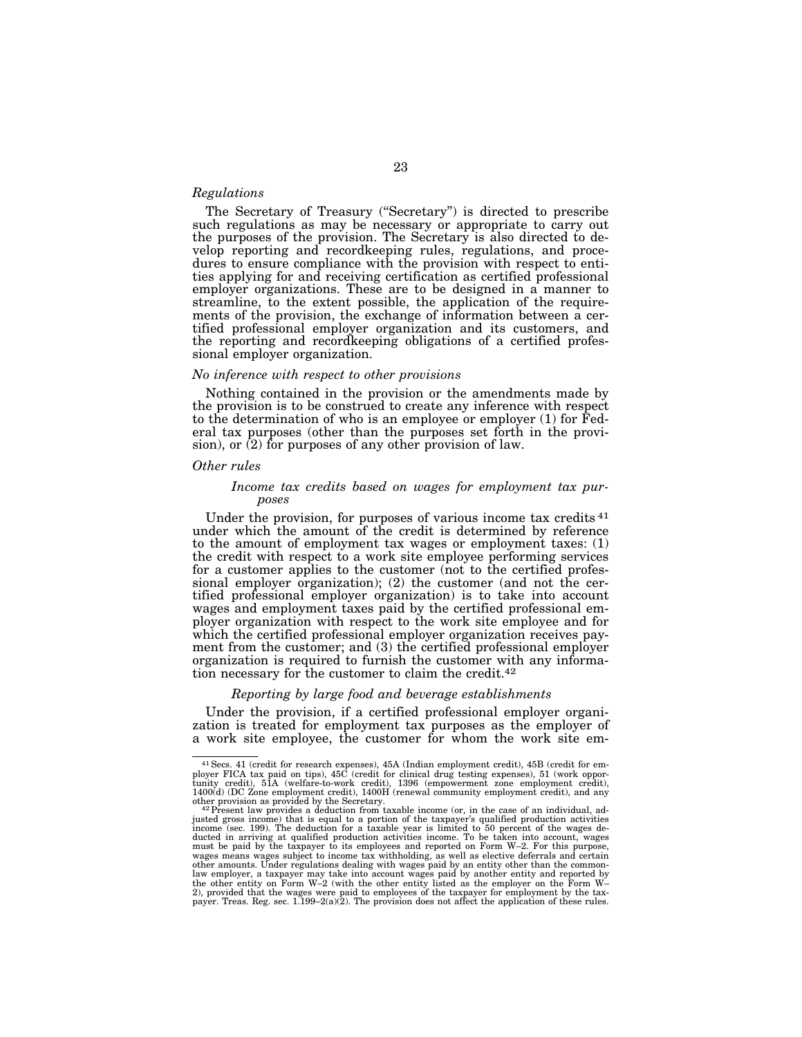*Regulations*

The Secretary of Treasury ("Secretary") is directed to prescribe such regulations as may be necessary or appropriate to carry out the purposes of the provision. The Secretary is also directed to develop reporting and recordkeeping rules, regulations, and procedures to ensure compliance with the provision with respect to entities applying for and receiving certification as certified professional employer organizations. These are to be designed in a manner to streamline, to the extent possible, the application of the requirements of the provision, the exchange of information between a certified professional employer organization and its customers, and the reporting and recordkeeping obligations of a certified professional employer organization.

*No inference with respect to other provisions*

Nothing contained in the provision or the amendments made by the provision is to be construed to create any inference with respect to the determination of who is an employee or employer (1) for Federal tax purposes (other than the purposes set forth in the provision), or (2) for purposes of any other provision of law.

*Other rules*

*Income tax credits based on wages for employment tax purposes*

Under the provision, for purposes of various income tax credits [41] under which the amount of the credit is determined by reference to the amount of employment tax wages or employment taxes: (1) the credit with respect to a work site employee performing services for a customer applies to the customer (not to the certified professional employer organization); (2) the customer (and not the certified professional employer organization) is to take into account wages and employment taxes paid by the certified professional employer organization with respect to the work site employee and for which the certified professional employer organization receives payment from the customer; and (3) the certified professional employer organization is required to furnish the customer with any information necessary for the customer to claim the credit.[42]

*Reporting by large food and beverage establishments*

Under the provision, if a certified professional employer organization is treated for employment tax purposes as the employer of a work site employee, the customer for whom the work site em-

---

[41] Secs. 41 (credit for research expenses), 45A (Indian employment credit), 45B (credit for employer FICA tax paid on tips), 45C (credit for clinical drug testing expenses), 51 (work opportunity credit), 51A (welfare-to-work credit), 1396 (empowerment zone employment credit), 1400(d) (DC Zone employment credit), 1400H (renewal community employment credit), and any other provision as provided by the Secretary.

[42] Present law provides a deduction from taxable income (or, in the case of an individual, adjusted gross income) that is equal to a portion of the taxpayer's qualified production activities income (sec. 199). The deduction for a taxable year is limited to 50 percent of the wages deducted in arriving at qualified production activities income. To be taken into account, wages must be paid by the taxpayer to its employees and reported on Form W–2. For this purpose, wages means wages subject to income tax withholding, as well as elective deferrals and certain other amounts. Under regulations dealing with wages paid by an entity other than the common-law employer, a taxpayer may take into account wages paid by another entity and reported by the other entity on Form W–2 (with the other entity listed as the employer on the Form W–2), provided that the wages were paid to employees of the taxpayer for employment by the taxpayer. Treas. Reg. sec. 1.199–2(a)(2). The provision does not affect the application of these rules.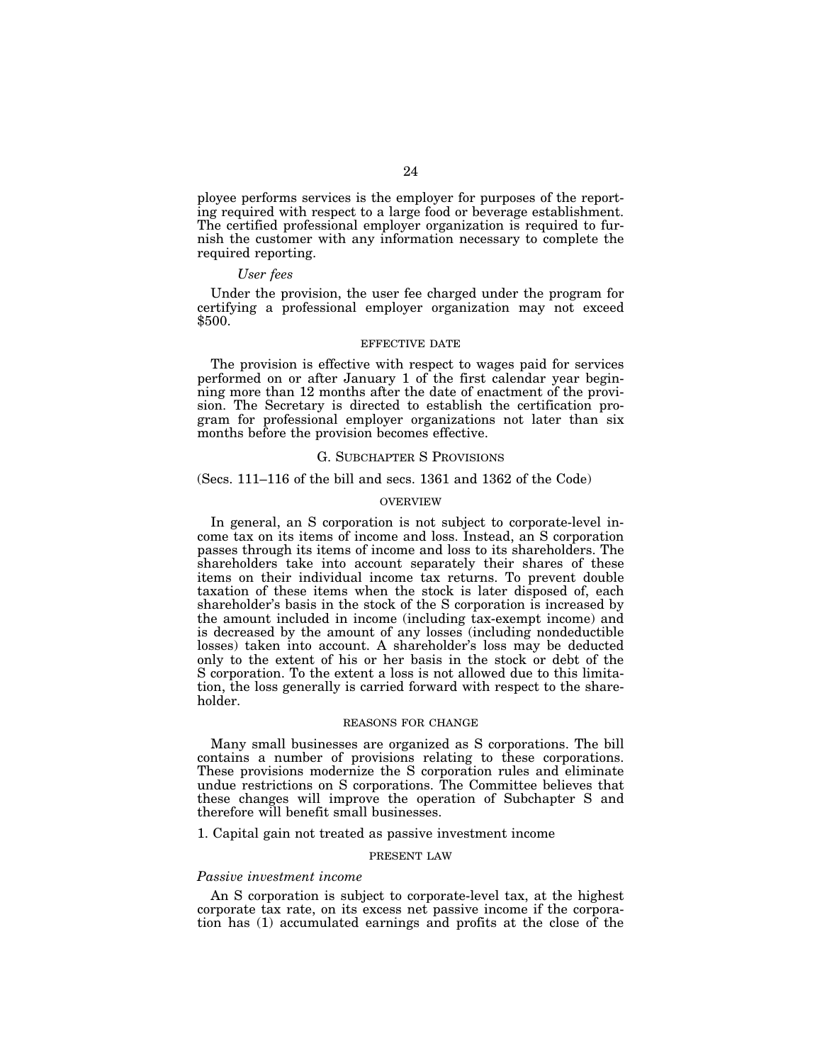ployee performs services is the employer for purposes of the reporting required with respect to a large food or beverage establishment. The certified professional employer organization is required to furnish the customer with any information necessary to complete the required reporting.

*User fees*

Under the provision, the user fee charged under the program for certifying a professional employer organization may not exceed $500.

EFFECTIVE DATE

The provision is effective with respect to wages paid for services performed on or after January 1 of the first calendar year beginning more than 12 months after the date of enactment of the provision. The Secretary is directed to establish the certification program for professional employer organizations not later than six months before the provision becomes effective.

## G. SUBCHAPTER S PROVISIONS

(Secs. 111–116 of the bill and secs. 1361 and 1362 of the Code)

OVERVIEW

In general, an S corporation is not subject to corporate-level income tax on its items of income and loss. Instead, an S corporation passes through its items of income and loss to its shareholders. The shareholders take into account separately their shares of these items on their individual income tax returns. To prevent double taxation of these items when the stock is later disposed of, each shareholder's basis in the stock of the S corporation is increased by the amount included in income (including tax-exempt income) and is decreased by the amount of any losses (including nondeductible losses) taken into account. A shareholder's loss may be deducted only to the extent of his or her basis in the stock or debt of the S corporation. To the extent a loss is not allowed due to this limitation, the loss generally is carried forward with respect to the shareholder.

REASONS FOR CHANGE

Many small businesses are organized as S corporations. The bill contains a number of provisions relating to these corporations. These provisions modernize the S corporation rules and eliminate undue restrictions on S corporations. The Committee believes that these changes will improve the operation of Subchapter S and therefore will benefit small businesses.

### 1. Capital gain not treated as passive investment income

PRESENT LAW

*Passive investment income*

An S corporation is subject to corporate-level tax, at the highest corporate tax rate, on its excess net passive income if the corporation has (1) accumulated earnings and profits at the close of the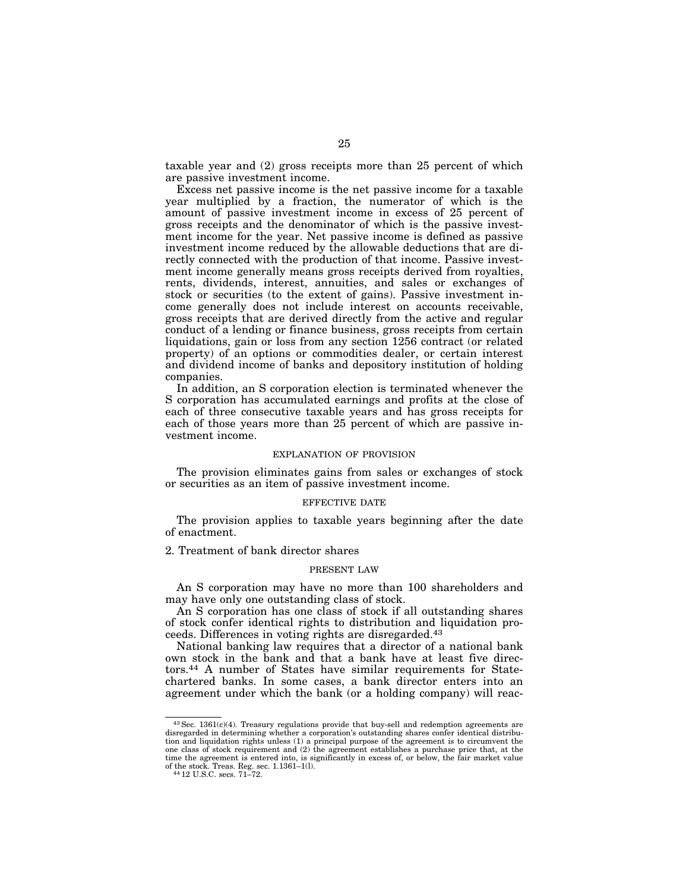taxable year and (2) gross receipts more than 25 percent of which are passive investment income.

Excess net passive income is the net passive income for a taxable year multiplied by a fraction, the numerator of which is the amount of passive investment income in excess of 25 percent of gross receipts and the denominator of which is the passive investment income for the year. Net passive income is defined as passive investment income reduced by the allowable deductions that are directly connected with the production of that income. Passive investment income generally means gross receipts derived from royalties, rents, dividends, interest, annuities, and sales or exchanges of stock or securities (to the extent of gains). Passive investment income generally does not include interest on accounts receivable, gross receipts that are derived directly from the active and regular conduct of a lending or finance business, gross receipts from certain liquidations, gain or loss from any section 1256 contract (or related property) of an options or commodities dealer, or certain interest and dividend income of banks and depository institution of holding companies.

In addition, an S corporation election is terminated whenever the S corporation has accumulated earnings and profits at the close of each of three consecutive taxable years and has gross receipts for each of those years more than 25 percent of which are passive investment income.

#### EXPLANATION OF PROVISION

The provision eliminates gains from sales or exchanges of stock or securities as an item of passive investment income.

#### EFFECTIVE DATE

The provision applies to taxable years beginning after the date of enactment.

### 2. Treatment of bank director shares

#### PRESENT LAW

An S corporation may have no more than 100 shareholders and may have only one outstanding class of stock.

An S corporation has one class of stock if all outstanding shares of stock confer identical rights to distribution and liquidation proceeds. Differences in voting rights are disregarded.[43]

National banking law requires that a director of a national bank own stock in the bank and that a bank have at least five directors.[44] A number of States have similar requirements for State-chartered banks. In some cases, a bank director enters into an agreement under which the bank (or a holding company) will reac-

---

[43] Sec. 1361(c)(4). Treasury regulations provide that buy-sell and redemption agreements are disregarded in determining whether a corporation's outstanding shares confer identical distribution and liquidation rights unless (1) a principal purpose of the agreement is to circumvent the one class of stock requirement and (2) the agreement establishes a purchase price that, at the time the agreement is entered into, is significantly in excess of, or below, the fair market value of the stock. Treas. Reg. sec. 1.1361–1(l).

[44] 12 U.S.C. secs. 71–72.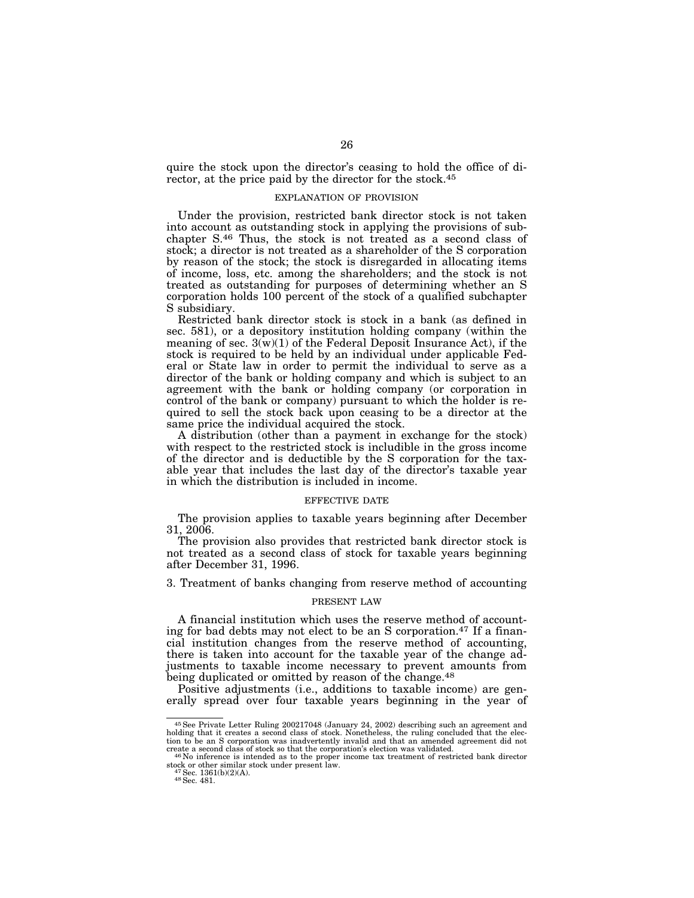quire the stock upon the director's ceasing to hold the office of director, at the price paid by the director for the stock.[45]

#### EXPLANATION OF PROVISION

Under the provision, restricted bank director stock is not taken into account as outstanding stock in applying the provisions of subchapter S.[46] Thus, the stock is not treated as a second class of stock; a director is not treated as a shareholder of the S corporation by reason of the stock; the stock is disregarded in allocating items of income, loss, etc. among the shareholders; and the stock is not treated as outstanding for purposes of determining whether an S corporation holds 100 percent of the stock of a qualified subchapter S subsidiary.

Restricted bank director stock is stock in a bank (as defined in sec. 581), or a depository institution holding company (within the meaning of sec. 3(w)(1) of the Federal Deposit Insurance Act), if the stock is required to be held by an individual under applicable Federal or State law in order to permit the individual to serve as a director of the bank or holding company and which is subject to an agreement with the bank or holding company (or corporation in control of the bank or company) pursuant to which the holder is required to sell the stock back upon ceasing to be a director at the same price the individual acquired the stock.

A distribution (other than a payment in exchange for the stock) with respect to the restricted stock is includible in the gross income of the director and is deductible by the S corporation for the taxable year that includes the last day of the director's taxable year in which the distribution is included in income.

#### EFFECTIVE DATE

The provision applies to taxable years beginning after December 31, 2006.

The provision also provides that restricted bank director stock is not treated as a second class of stock for taxable years beginning after December 31, 1996.

### 3. Treatment of banks changing from reserve method of accounting

#### PRESENT LAW

A financial institution which uses the reserve method of accounting for bad debts may not elect to be an S corporation.[47] If a financial institution changes from the reserve method of accounting, there is taken into account for the taxable year of the change adjustments to taxable income necessary to prevent amounts from being duplicated or omitted by reason of the change.[48]

Positive adjustments (i.e., additions to taxable income) are generally spread over four taxable years beginning in the year of

---

[45] See Private Letter Ruling 200217048 (January 24, 2002) describing such an agreement and holding that it creates a second class of stock. Nonetheless, the ruling concluded that the election to be an S corporation was inadvertently invalid and that an amended agreement did not create a second class of stock so that the corporation's election was validated.

[46] No inference is intended as to the proper income tax treatment of restricted bank director stock or other similar stock under present law.

[47] Sec. 1361(b)(2)(A).

[48] Sec. 481.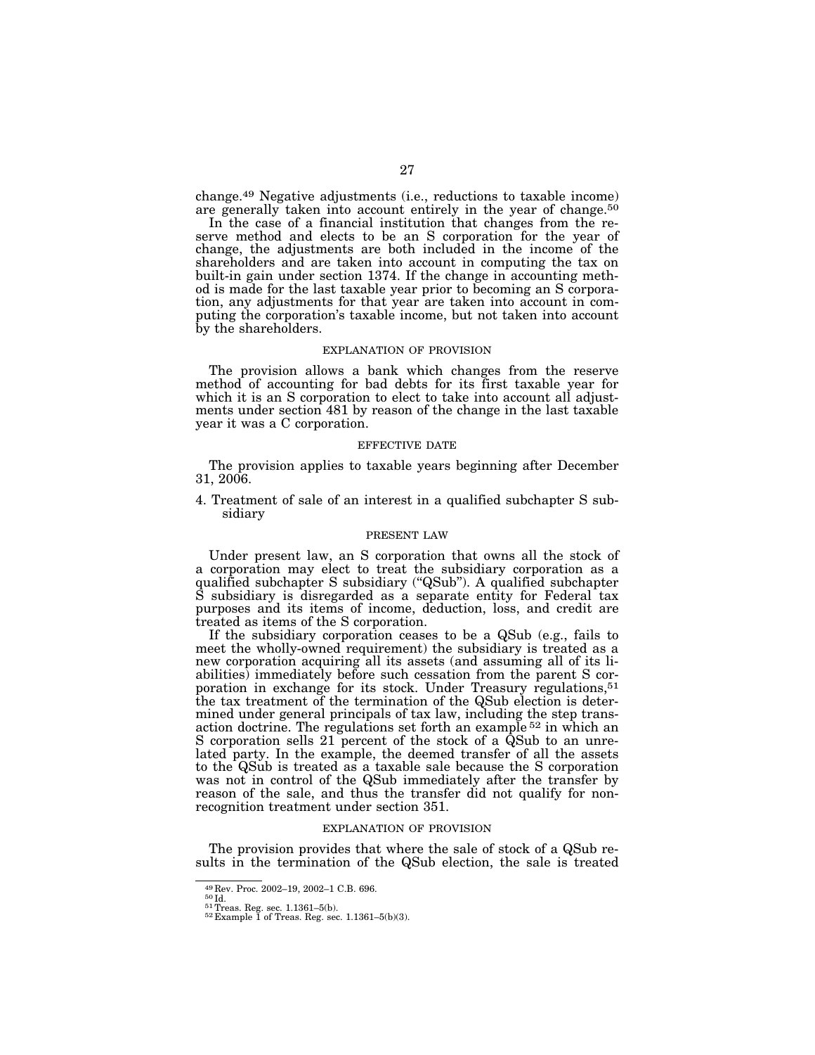change.[49] Negative adjustments (i.e., reductions to taxable income) are generally taken into account entirely in the year of change.[50]

In the case of a financial institution that changes from the reserve method and elects to be an S corporation for the year of change, the adjustments are both included in the income of the shareholders and are taken into account in computing the tax on built-in gain under section 1374. If the change in accounting method is made for the last taxable year prior to becoming an S corporation, any adjustments for that year are taken into account in computing the corporation's taxable income, but not taken into account by the shareholders.

#### EXPLANATION OF PROVISION

The provision allows a bank which changes from the reserve method of accounting for bad debts for its first taxable year for which it is an S corporation to elect to take into account all adjustments under section 481 by reason of the change in the last taxable year it was a C corporation.

#### EFFECTIVE DATE

The provision applies to taxable years beginning after December 31, 2006.

### 4. Treatment of sale of an interest in a qualified subchapter S subsidiary

#### PRESENT LAW

Under present law, an S corporation that owns all the stock of a corporation may elect to treat the subsidiary corporation as a qualified subchapter S subsidiary ("QSub"). A qualified subchapter S subsidiary is disregarded as a separate entity for Federal tax purposes and its items of income, deduction, loss, and credit are treated as items of the S corporation.

If the subsidiary corporation ceases to be a QSub (e.g., fails to meet the wholly-owned requirement) the subsidiary is treated as a new corporation acquiring all its assets (and assuming all of its liabilities) immediately before such cessation from the parent S corporation in exchange for its stock. Under Treasury regulations,[51] the tax treatment of the termination of the QSub election is determined under general principals of tax law, including the step transaction doctrine. The regulations set forth an example [52] in which an S corporation sells 21 percent of the stock of a QSub to an unrelated party. In the example, the deemed transfer of all the assets to the QSub is treated as a taxable sale because the S corporation was not in control of the QSub immediately after the transfer by reason of the sale, and thus the transfer did not qualify for nonrecognition treatment under section 351.

#### EXPLANATION OF PROVISION

The provision provides that where the sale of stock of a QSub results in the termination of the QSub election, the sale is treated

---

[49] Rev. Proc. 2002–19, 2002–1 C.B. 696.

[50] Id.

[51] Treas. Reg. sec. 1.1361–5(b).

[52] Example 1 of Treas. Reg. sec. 1.1361–5(b)(3).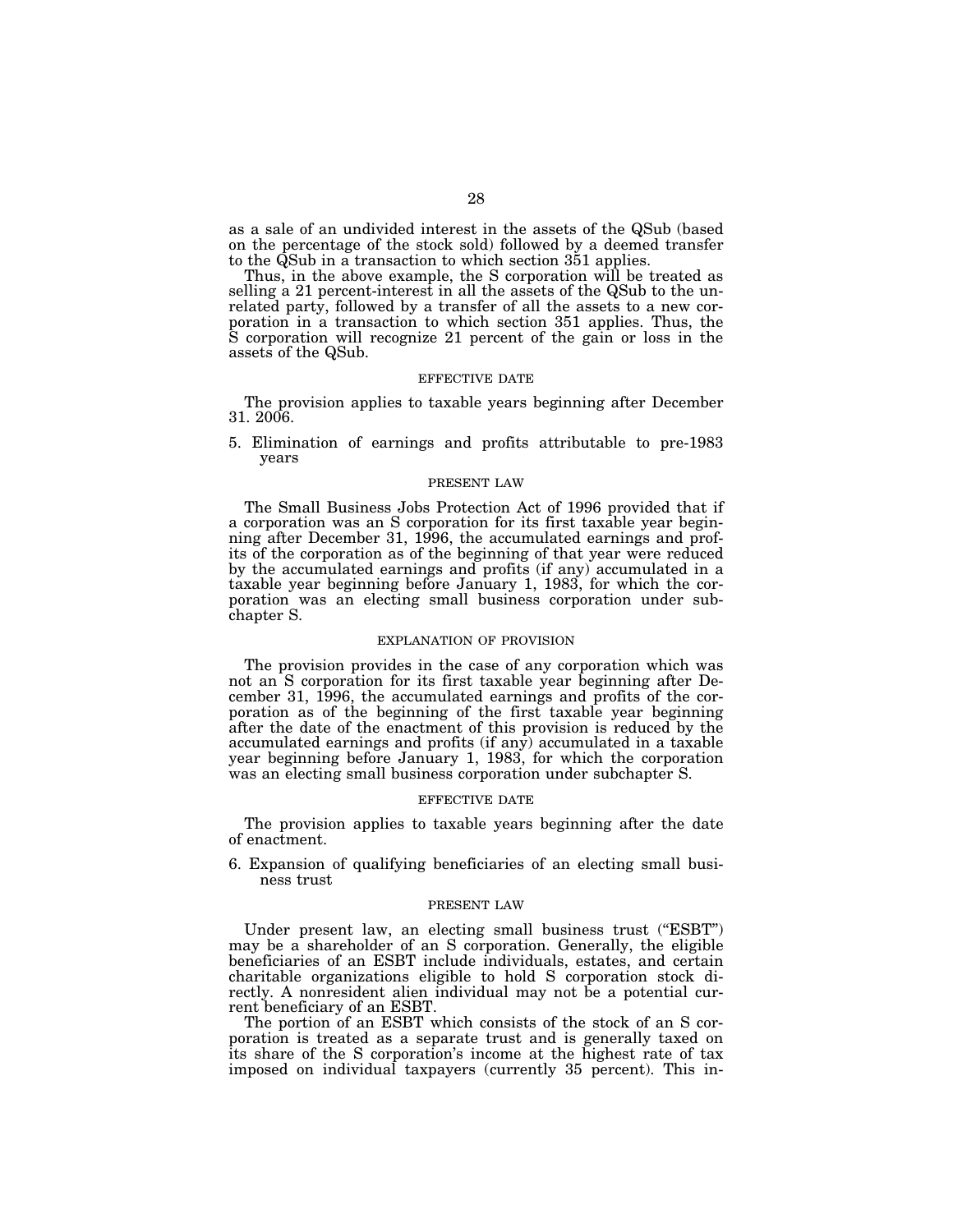as a sale of an undivided interest in the assets of the QSub (based on the percentage of the stock sold) followed by a deemed transfer to the QSub in a transaction to which section 351 applies.

Thus, in the above example, the S corporation will be treated as selling a 21 percent-interest in all the assets of the QSub to the unrelated party, followed by a transfer of all the assets to a new corporation in a transaction to which section 351 applies. Thus, the S corporation will recognize 21 percent of the gain or loss in the assets of the QSub.

#### EFFECTIVE DATE

The provision applies to taxable years beginning after December 31. 2006.

### 5. Elimination of earnings and profits attributable to pre-1983 years

#### PRESENT LAW

The Small Business Jobs Protection Act of 1996 provided that if a corporation was an S corporation for its first taxable year beginning after December 31, 1996, the accumulated earnings and profits of the corporation as of the beginning of that year were reduced by the accumulated earnings and profits (if any) accumulated in a taxable year beginning before January 1, 1983, for which the corporation was an electing small business corporation under subchapter S.

#### EXPLANATION OF PROVISION

The provision provides in the case of any corporation which was not an S corporation for its first taxable year beginning after December 31, 1996, the accumulated earnings and profits of the corporation as of the beginning of the first taxable year beginning after the date of the enactment of this provision is reduced by the accumulated earnings and profits (if any) accumulated in a taxable year beginning before January 1, 1983, for which the corporation was an electing small business corporation under subchapter S.

#### EFFECTIVE DATE

The provision applies to taxable years beginning after the date of enactment.

### 6. Expansion of qualifying beneficiaries of an electing small business trust

#### PRESENT LAW

Under present law, an electing small business trust ("ESBT") may be a shareholder of an S corporation. Generally, the eligible beneficiaries of an ESBT include individuals, estates, and certain charitable organizations eligible to hold S corporation stock directly. A nonresident alien individual may not be a potential current beneficiary of an ESBT.

The portion of an ESBT which consists of the stock of an S corporation is treated as a separate trust and is generally taxed on its share of the S corporation's income at the highest rate of tax imposed on individual taxpayers (currently 35 percent). This in-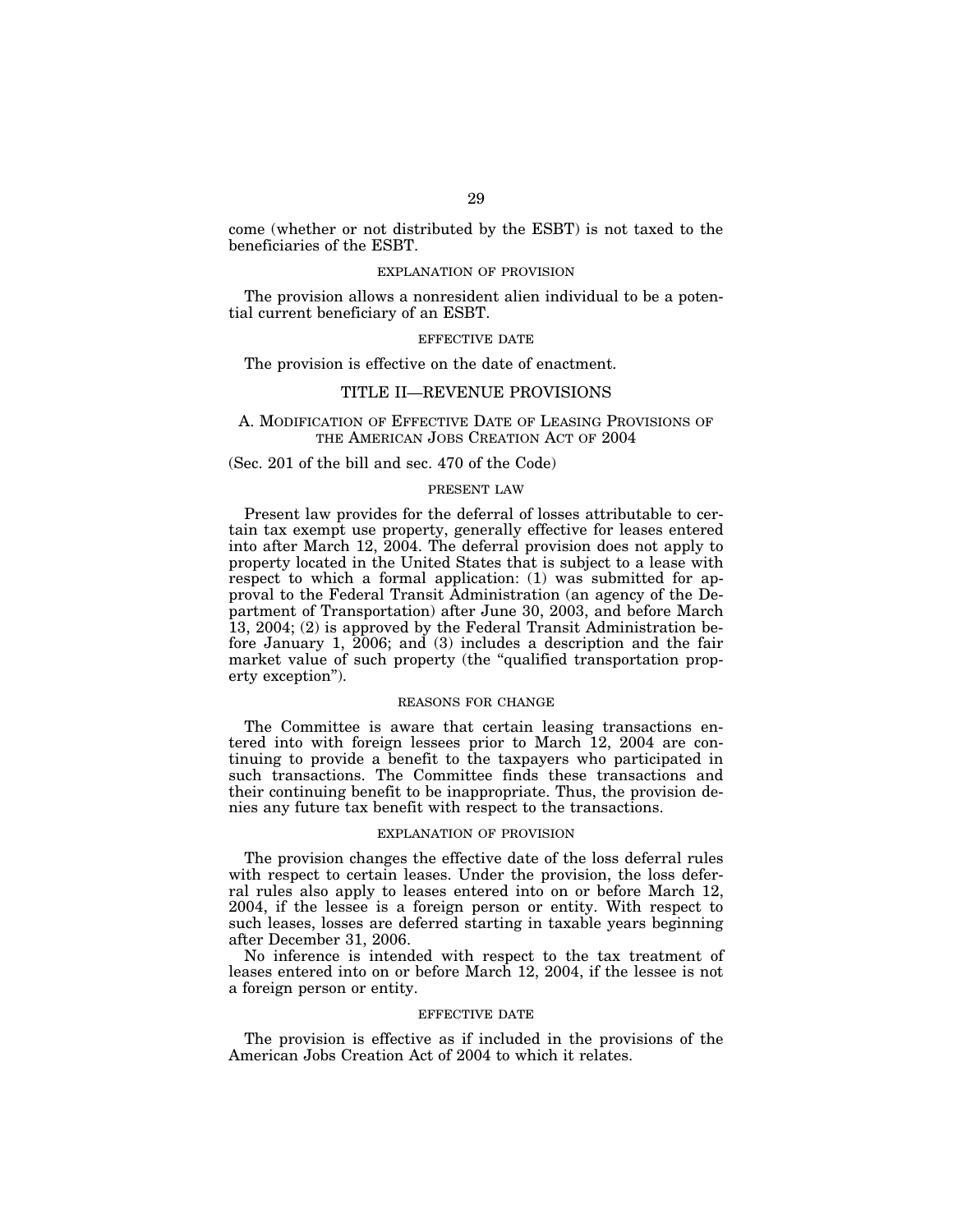come (whether or not distributed by the ESBT) is not taxed to the beneficiaries of the ESBT.

#### EXPLANATION OF PROVISION

The provision allows a nonresident alien individual to be a potential current beneficiary of an ESBT.

#### EFFECTIVE DATE

The provision is effective on the date of enactment.

## TITLE II—REVENUE PROVISIONS

### A. MODIFICATION OF EFFECTIVE DATE OF LEASING PROVISIONS OF THE AMERICAN JOBS CREATION ACT OF 2004

(Sec. 201 of the bill and sec. 470 of the Code)

#### PRESENT LAW

Present law provides for the deferral of losses attributable to certain tax exempt use property, generally effective for leases entered into after March 12, 2004. The deferral provision does not apply to property located in the United States that is subject to a lease with respect to which a formal application: (1) was submitted for approval to the Federal Transit Administration (an agency of the Department of Transportation) after June 30, 2003, and before March 13, 2004; (2) is approved by the Federal Transit Administration before January 1, 2006; and (3) includes a description and the fair market value of such property (the "qualified transportation property exception").

#### REASONS FOR CHANGE

The Committee is aware that certain leasing transactions entered into with foreign lessees prior to March 12, 2004 are continuing to provide a benefit to the taxpayers who participated in such transactions. The Committee finds these transactions and their continuing benefit to be inappropriate. Thus, the provision denies any future tax benefit with respect to the transactions.

#### EXPLANATION OF PROVISION

The provision changes the effective date of the loss deferral rules with respect to certain leases. Under the provision, the loss deferral rules also apply to leases entered into on or before March 12, 2004, if the lessee is a foreign person or entity. With respect to such leases, losses are deferred starting in taxable years beginning after December 31, 2006.

No inference is intended with respect to the tax treatment of leases entered into on or before March 12, 2004, if the lessee is not a foreign person or entity.

#### EFFECTIVE DATE

The provision is effective as if included in the provisions of the American Jobs Creation Act of 2004 to which it relates.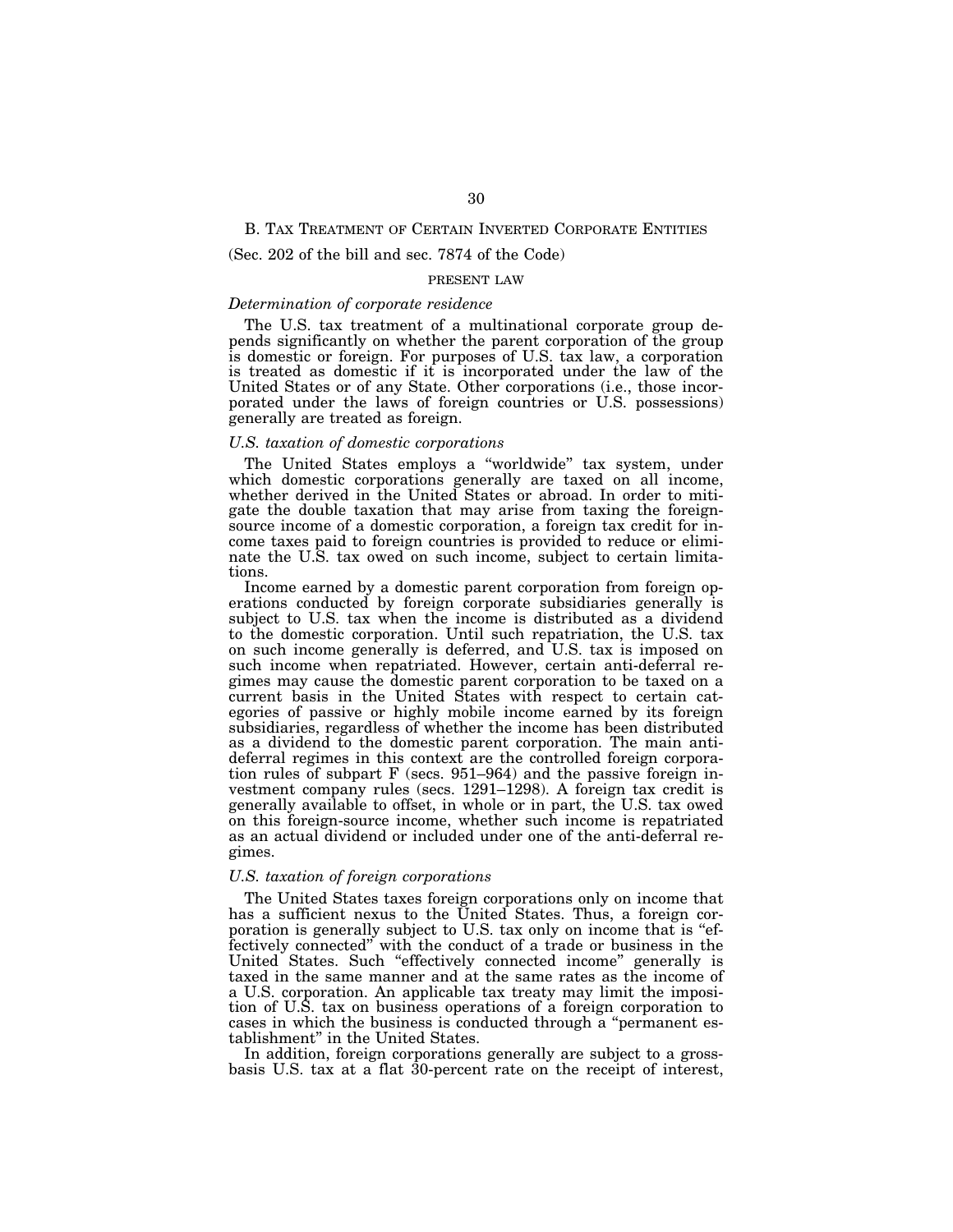## B. Tax Treatment of Certain Inverted Corporate Entities

(Sec. 202 of the bill and sec. 7874 of the Code)

### PRESENT LAW

*Determination of corporate residence*

The U.S. tax treatment of a multinational corporate group depends significantly on whether the parent corporation of the group is domestic or foreign. For purposes of U.S. tax law, a corporation is treated as domestic if it is incorporated under the law of the United States or of any State. Other corporations (i.e., those incorporated under the laws of foreign countries or U.S. possessions) generally are treated as foreign.

*U.S. taxation of domestic corporations*

The United States employs a "worldwide" tax system, under which domestic corporations generally are taxed on all income, whether derived in the United States or abroad. In order to mitigate the double taxation that may arise from taxing the foreign-source income of a domestic corporation, a foreign tax credit for income taxes paid to foreign countries is provided to reduce or eliminate the U.S. tax owed on such income, subject to certain limitations.

Income earned by a domestic parent corporation from foreign operations conducted by foreign corporate subsidiaries generally is subject to U.S. tax when the income is distributed as a dividend to the domestic corporation. Until such repatriation, the U.S. tax on such income generally is deferred, and U.S. tax is imposed on such income when repatriated. However, certain anti-deferral regimes may cause the domestic parent corporation to be taxed on a current basis in the United States with respect to certain categories of passive or highly mobile income earned by its foreign subsidiaries, regardless of whether the income has been distributed as a dividend to the domestic parent corporation. The main anti-deferral regimes in this context are the controlled foreign corporation rules of subpart F (secs. 951–964) and the passive foreign investment company rules (secs. 1291–1298). A foreign tax credit is generally available to offset, in whole or in part, the U.S. tax owed on this foreign-source income, whether such income is repatriated as an actual dividend or included under one of the anti-deferral regimes.

*U.S. taxation of foreign corporations*

The United States taxes foreign corporations only on income that has a sufficient nexus to the United States. Thus, a foreign corporation is generally subject to U.S. tax only on income that is "effectively connected" with the conduct of a trade or business in the United States. Such "effectively connected income" generally is taxed in the same manner and at the same rates as the income of a U.S. corporation. An applicable tax treaty may limit the imposition of U.S. tax on business operations of a foreign corporation to cases in which the business is conducted through a "permanent establishment" in the United States.

In addition, foreign corporations generally are subject to a gross-basis U.S. tax at a flat 30-percent rate on the receipt of interest,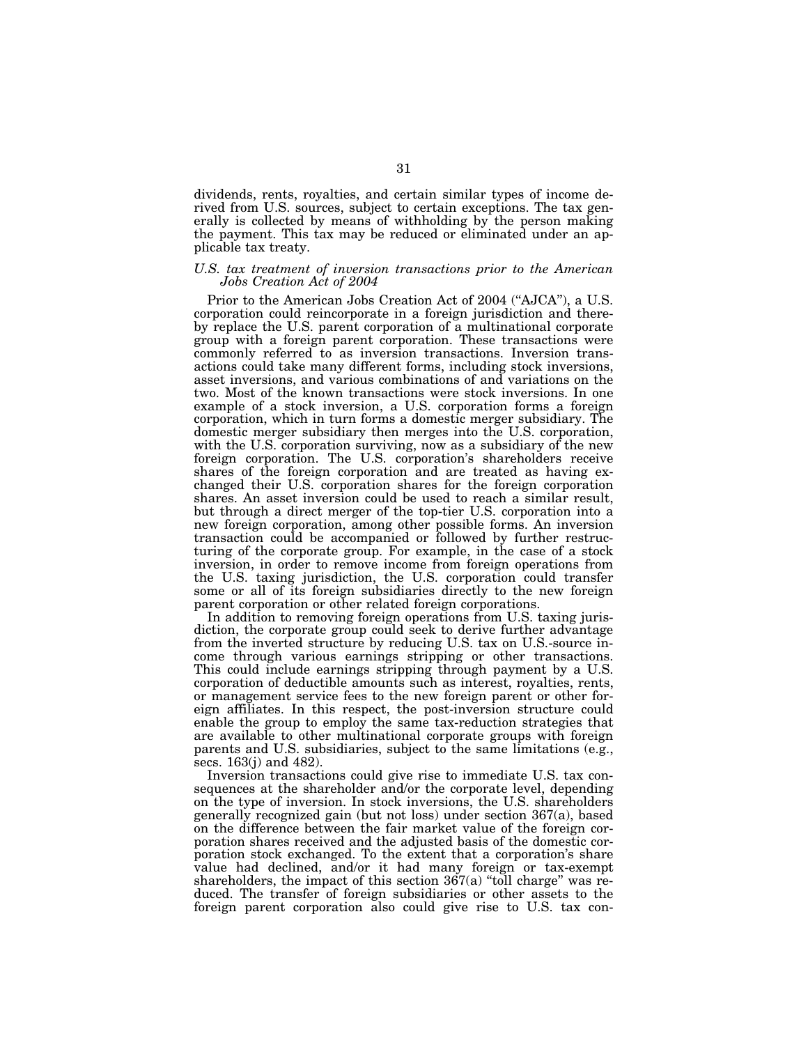dividends, rents, royalties, and certain similar types of income derived from U.S. sources, subject to certain exceptions. The tax generally is collected by means of withholding by the person making the payment. This tax may be reduced or eliminated under an applicable tax treaty.

*U.S. tax treatment of inversion transactions prior to the American Jobs Creation Act of 2004*

Prior to the American Jobs Creation Act of 2004 ("AJCA"), a U.S. corporation could reincorporate in a foreign jurisdiction and thereby replace the U.S. parent corporation of a multinational corporate group with a foreign parent corporation. These transactions were commonly referred to as inversion transactions. Inversion transactions could take many different forms, including stock inversions, asset inversions, and various combinations of and variations on the two. Most of the known transactions were stock inversions. In one example of a stock inversion, a U.S. corporation forms a foreign corporation, which in turn forms a domestic merger subsidiary. The domestic merger subsidiary then merges into the U.S. corporation, with the U.S. corporation surviving, now as a subsidiary of the new foreign corporation. The U.S. corporation's shareholders receive shares of the foreign corporation and are treated as having exchanged their U.S. corporation shares for the foreign corporation shares. An asset inversion could be used to reach a similar result, but through a direct merger of the top-tier U.S. corporation into a new foreign corporation, among other possible forms. An inversion transaction could be accompanied or followed by further restructuring of the corporate group. For example, in the case of a stock inversion, in order to remove income from foreign operations from the U.S. taxing jurisdiction, the U.S. corporation could transfer some or all of its foreign subsidiaries directly to the new foreign parent corporation or other related foreign corporations.

In addition to removing foreign operations from U.S. taxing jurisdiction, the corporate group could seek to derive further advantage from the inverted structure by reducing U.S. tax on U.S.-source income through various earnings stripping or other transactions. This could include earnings stripping through payment by a U.S. corporation of deductible amounts such as interest, royalties, rents, or management service fees to the new foreign parent or other foreign affiliates. In this respect, the post-inversion structure could enable the group to employ the same tax-reduction strategies that are available to other multinational corporate groups with foreign parents and U.S. subsidiaries, subject to the same limitations (e.g., secs. 163(j) and 482).

Inversion transactions could give rise to immediate U.S. tax consequences at the shareholder and/or the corporate level, depending on the type of inversion. In stock inversions, the U.S. shareholders generally recognized gain (but not loss) under section 367(a), based on the difference between the fair market value of the foreign corporation shares received and the adjusted basis of the domestic corporation stock exchanged. To the extent that a corporation's share value had declined, and/or it had many foreign or tax-exempt shareholders, the impact of this section 367(a) "toll charge" was reduced. The transfer of foreign subsidiaries or other assets to the foreign parent corporation also could give rise to U.S. tax con-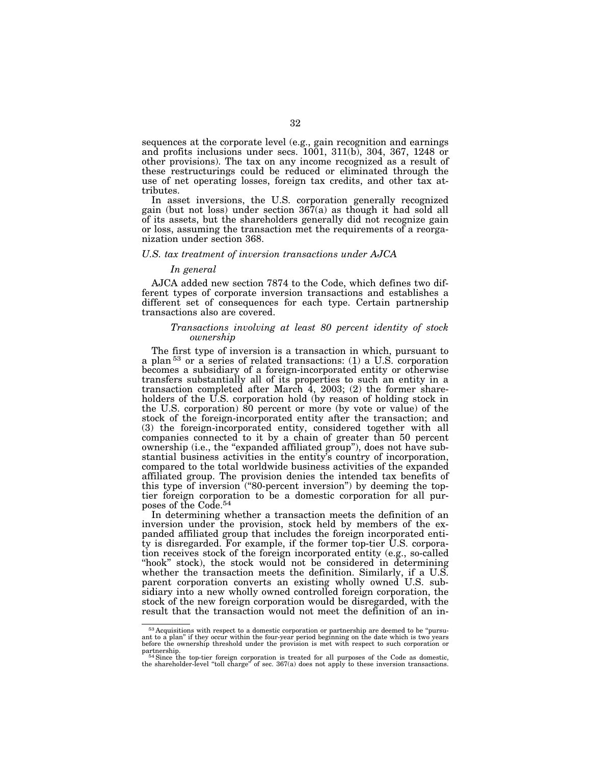sequences at the corporate level (e.g., gain recognition and earnings and profits inclusions under secs. 1001, 311(b), 304, 367, 1248 or other provisions). The tax on any income recognized as a result of these restructurings could be reduced or eliminated through the use of net operating losses, foreign tax credits, and other tax attributes.

In asset inversions, the U.S. corporation generally recognized gain (but not loss) under section 367(a) as though it had sold all of its assets, but the shareholders generally did not recognize gain or loss, assuming the transaction met the requirements of a reorganization under section 368.

*U.S. tax treatment of inversion transactions under AJCA*

*In general*

AJCA added new section 7874 to the Code, which defines two different types of corporate inversion transactions and establishes a different set of consequences for each type. Certain partnership transactions also are covered.

*Transactions involving at least 80 percent identity of stock ownership*

The first type of inversion is a transaction in which, pursuant to a plan[53] or a series of related transactions: (1) a U.S. corporation becomes a subsidiary of a foreign-incorporated entity or otherwise transfers substantially all of its properties to such an entity in a transaction completed after March 4, 2003; (2) the former shareholders of the U.S. corporation hold (by reason of holding stock in the U.S. corporation) 80 percent or more (by vote or value) of the stock of the foreign-incorporated entity after the transaction; and (3) the foreign-incorporated entity, considered together with all companies connected to it by a chain of greater than 50 percent ownership (i.e., the "expanded affiliated group"), does not have substantial business activities in the entity's country of incorporation, compared to the total worldwide business activities of the expanded affiliated group. The provision denies the intended tax benefits of this type of inversion ("80-percent inversion") by deeming the top-tier foreign corporation to be a domestic corporation for all purposes of the Code.[54]

In determining whether a transaction meets the definition of an inversion under the provision, stock held by members of the expanded affiliated group that includes the foreign incorporated entity is disregarded. For example, if the former top-tier U.S. corporation receives stock of the foreign incorporated entity (e.g., so-called "hook" stock), the stock would not be considered in determining whether the transaction meets the definition. Similarly, if a U.S. parent corporation converts an existing wholly owned U.S. subsidiary into a new wholly owned controlled foreign corporation, the stock of the new foreign corporation would be disregarded, with the result that the transaction would not meet the definition of an in-

[53] Acquisitions with respect to a domestic corporation or partnership are deemed to be "pursuant to a plan" if they occur within the four-year period beginning on the date which is two years before the ownership threshold under the provision is met with respect to such corporation or partnership.

[54] Since the top-tier foreign corporation is treated for all purposes of the Code as domestic, the shareholder-level "toll charge" of sec. 367(a) does not apply to these inversion transactions.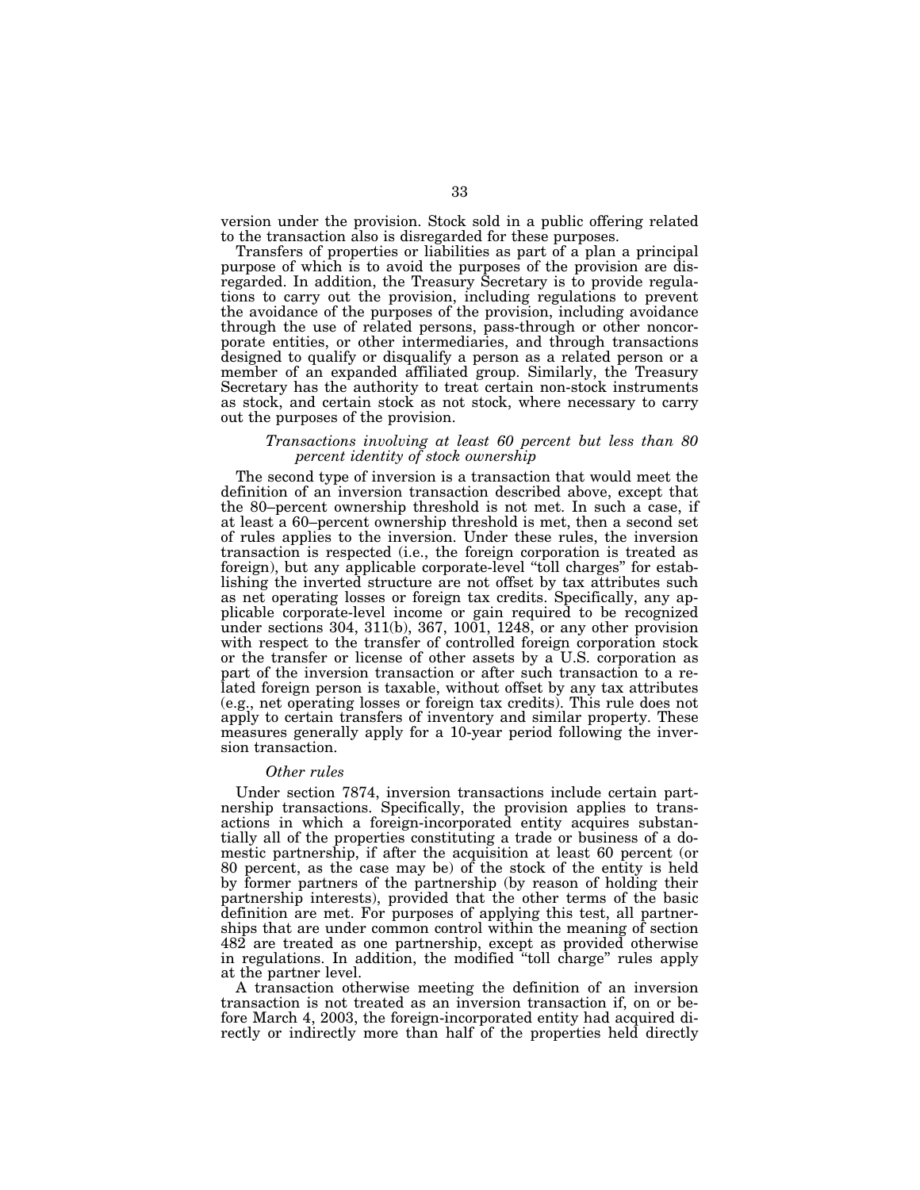version under the provision. Stock sold in a public offering related to the transaction also is disregarded for these purposes.

Transfers of properties or liabilities as part of a plan a principal purpose of which is to avoid the purposes of the provision are disregarded. In addition, the Treasury Secretary is to provide regulations to carry out the provision, including regulations to prevent the avoidance of the purposes of the provision, including avoidance through the use of related persons, pass-through or other noncorporate entities, or other intermediaries, and through transactions designed to qualify or disqualify a person as a related person or a member of an expanded affiliated group. Similarly, the Treasury Secretary has the authority to treat certain non-stock instruments as stock, and certain stock as not stock, where necessary to carry out the purposes of the provision.

*Transactions involving at least 60 percent but less than 80 percent identity of stock ownership*

The second type of inversion is a transaction that would meet the definition of an inversion transaction described above, except that the 80–percent ownership threshold is not met. In such a case, if at least a 60–percent ownership threshold is met, then a second set of rules applies to the inversion. Under these rules, the inversion transaction is respected (i.e., the foreign corporation is treated as foreign), but any applicable corporate-level "toll charges" for establishing the inverted structure are not offset by tax attributes such as net operating losses or foreign tax credits. Specifically, any applicable corporate-level income or gain required to be recognized under sections 304, 311(b), 367, 1001, 1248, or any other provision with respect to the transfer of controlled foreign corporation stock or the transfer or license of other assets by a U.S. corporation as part of the inversion transaction or after such transaction to a related foreign person is taxable, without offset by any tax attributes (e.g., net operating losses or foreign tax credits). This rule does not apply to certain transfers of inventory and similar property. These measures generally apply for a 10-year period following the inversion transaction.

*Other rules*

Under section 7874, inversion transactions include certain partnership transactions. Specifically, the provision applies to transactions in which a foreign-incorporated entity acquires substantially all of the properties constituting a trade or business of a domestic partnership, if after the acquisition at least 60 percent (or 80 percent, as the case may be) of the stock of the entity is held by former partners of the partnership (by reason of holding their partnership interests), provided that the other terms of the basic definition are met. For purposes of applying this test, all partnerships that are under common control within the meaning of section 482 are treated as one partnership, except as provided otherwise in regulations. In addition, the modified "toll charge" rules apply at the partner level.

A transaction otherwise meeting the definition of an inversion transaction is not treated as an inversion transaction if, on or before March 4, 2003, the foreign-incorporated entity had acquired directly or indirectly more than half of the properties held directly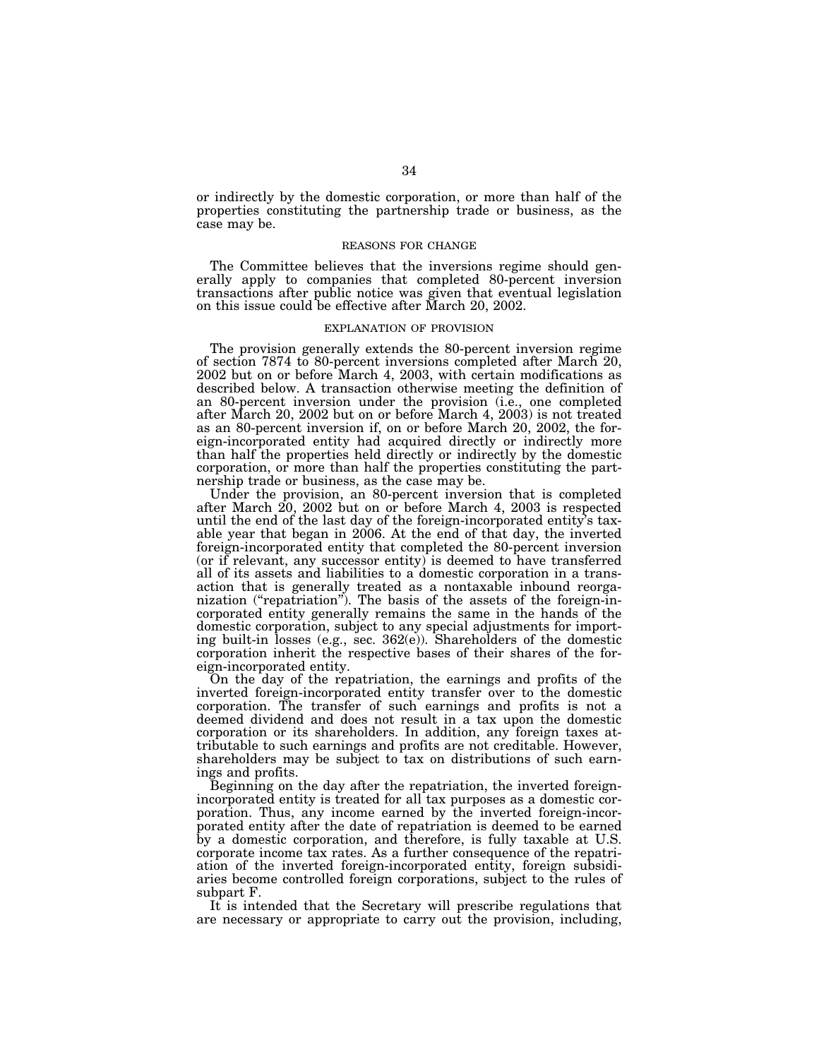or indirectly by the domestic corporation, or more than half of the properties constituting the partnership trade or business, as the case may be.

### REASONS FOR CHANGE

The Committee believes that the inversions regime should generally apply to companies that completed 80-percent inversion transactions after public notice was given that eventual legislation on this issue could be effective after March 20, 2002.

### EXPLANATION OF PROVISION

The provision generally extends the 80-percent inversion regime of section 7874 to 80-percent inversions completed after March 20, 2002 but on or before March 4, 2003, with certain modifications as described below. A transaction otherwise meeting the definition of an 80-percent inversion under the provision (i.e., one completed after March 20, 2002 but on or before March 4, 2003) is not treated as an 80-percent inversion if, on or before March 20, 2002, the foreign-incorporated entity had acquired directly or indirectly more than half the properties held directly or indirectly by the domestic corporation, or more than half the properties constituting the partnership trade or business, as the case may be.

Under the provision, an 80-percent inversion that is completed after March 20, 2002 but on or before March 4, 2003 is respected until the end of the last day of the foreign-incorporated entity's taxable year that began in 2006. At the end of that day, the inverted foreign-incorporated entity that completed the 80-percent inversion (or if relevant, any successor entity) is deemed to have transferred all of its assets and liabilities to a domestic corporation in a transaction that is generally treated as a nontaxable inbound reorganization ("repatriation"). The basis of the assets of the foreign-incorporated entity generally remains the same in the hands of the domestic corporation, subject to any special adjustments for importing built-in losses (e.g., sec. 362(e)). Shareholders of the domestic corporation inherit the respective bases of their shares of the foreign-incorporated entity.

On the day of the repatriation, the earnings and profits of the inverted foreign-incorporated entity transfer over to the domestic corporation. The transfer of such earnings and profits is not a deemed dividend and does not result in a tax upon the domestic corporation or its shareholders. In addition, any foreign taxes attributable to such earnings and profits are not creditable. However, shareholders may be subject to tax on distributions of such earnings and profits.

Beginning on the day after the repatriation, the inverted foreign-incorporated entity is treated for all tax purposes as a domestic corporation. Thus, any income earned by the inverted foreign-incorporated entity after the date of repatriation is deemed to be earned by a domestic corporation, and therefore, is fully taxable at U.S. corporate income tax rates. As a further consequence of the repatriation of the inverted foreign-incorporated entity, foreign subsidiaries become controlled foreign corporations, subject to the rules of subpart F.

It is intended that the Secretary will prescribe regulations that are necessary or appropriate to carry out the provision, including,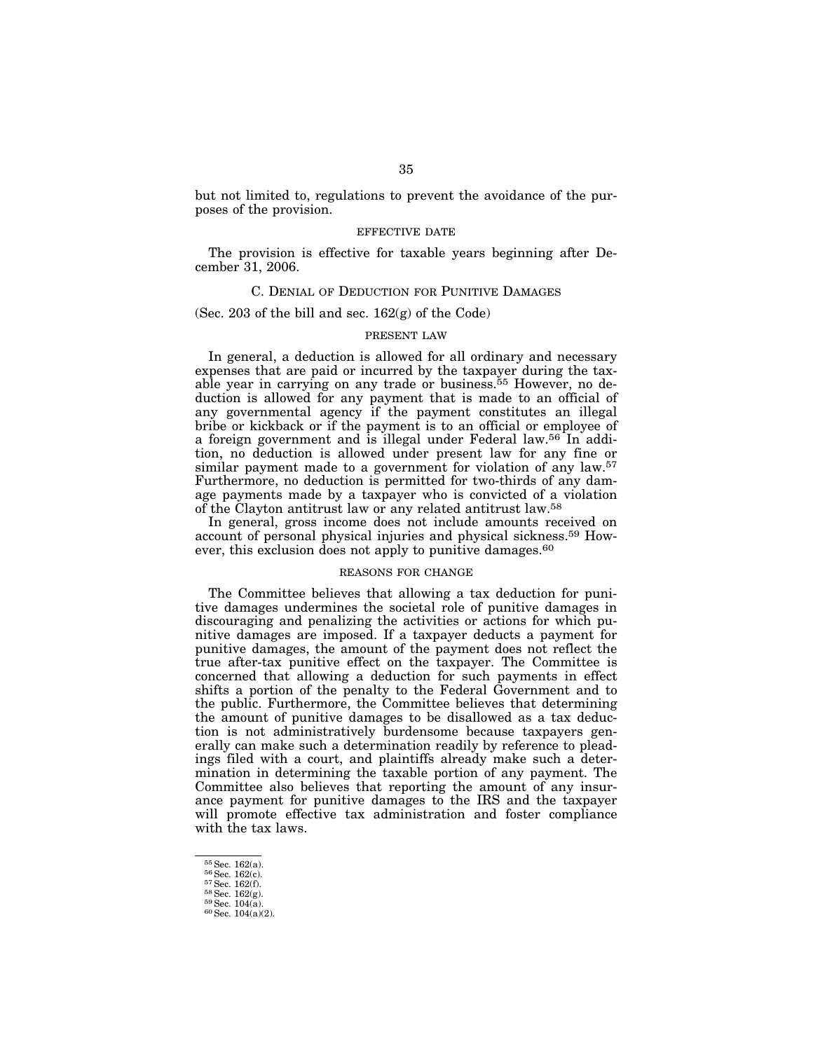but not limited to, regulations to prevent the avoidance of the purposes of the provision.

#### EFFECTIVE DATE

The provision is effective for taxable years beginning after December 31, 2006.

### C. DENIAL OF DEDUCTION FOR PUNITIVE DAMAGES

(Sec. 203 of the bill and sec. 162(g) of the Code)

#### PRESENT LAW

In general, a deduction is allowed for all ordinary and necessary expenses that are paid or incurred by the taxpayer during the taxable year in carrying on any trade or business.[55] However, no deduction is allowed for any payment that is made to an official of any governmental agency if the payment constitutes an illegal bribe or kickback or if the payment is to an official or employee of a foreign government and is illegal under Federal law.[56] In addition, no deduction is allowed under present law for any fine or similar payment made to a government for violation of any law.[57] Furthermore, no deduction is permitted for two-thirds of any damage payments made by a taxpayer who is convicted of a violation of the Clayton antitrust law or any related antitrust law.[58]

In general, gross income does not include amounts received on account of personal physical injuries and physical sickness.[59] However, this exclusion does not apply to punitive damages.[60]

#### REASONS FOR CHANGE

The Committee believes that allowing a tax deduction for punitive damages undermines the societal role of punitive damages in discouraging and penalizing the activities or actions for which punitive damages are imposed. If a taxpayer deducts a payment for punitive damages, the amount of the payment does not reflect the true after-tax punitive effect on the taxpayer. The Committee is concerned that allowing a deduction for such payments in effect shifts a portion of the penalty to the Federal Government and to the public. Furthermore, the Committee believes that determining the amount of punitive damages to be disallowed as a tax deduction is not administratively burdensome because taxpayers generally can make such a determination readily by reference to pleadings filed with a court, and plaintiffs already make such a determination in determining the taxable portion of any payment. The Committee also believes that reporting the amount of any insurance payment for punitive damages to the IRS and the taxpayer will promote effective tax administration and foster compliance with the tax laws.

---

[55] Sec. 162(a).
[56] Sec. 162(c).
[57] Sec. 162(f).
[58] Sec. 162(g).
[59] Sec. 104(a).
[60] Sec. 104(a)(2).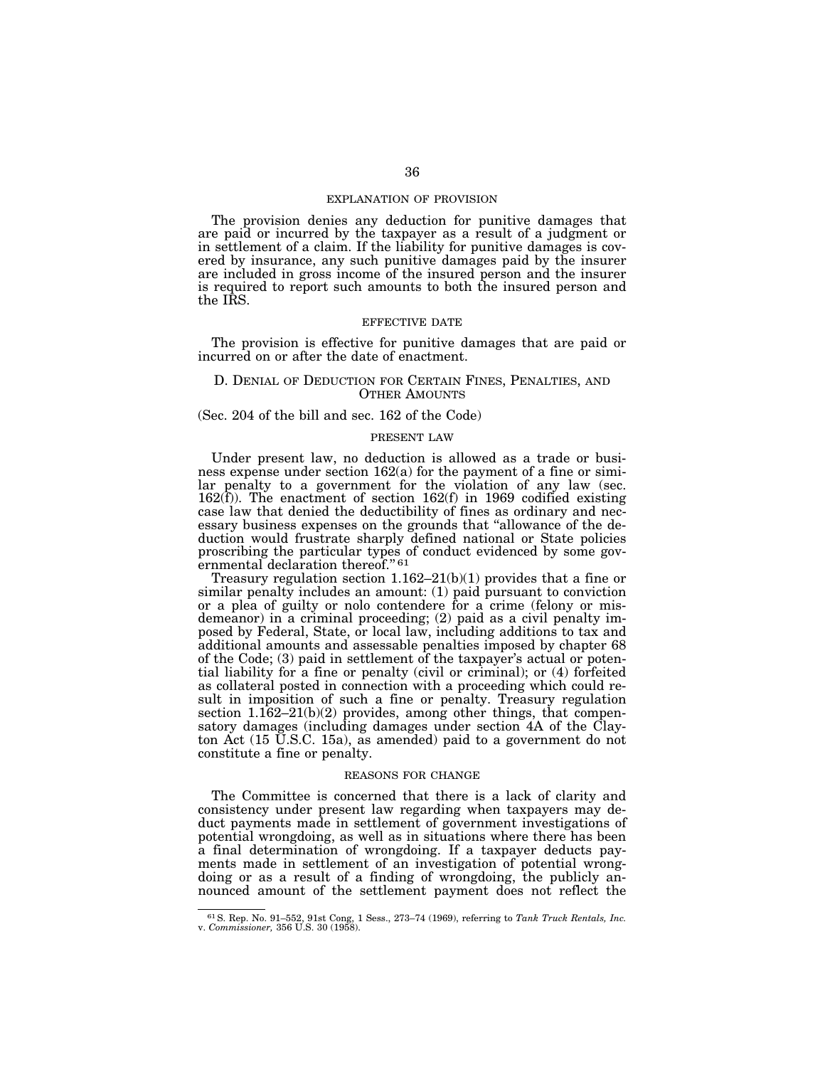EXPLANATION OF PROVISION

The provision denies any deduction for punitive damages that are paid or incurred by the taxpayer as a result of a judgment or in settlement of a claim. If the liability for punitive damages is covered by insurance, any such punitive damages paid by the insurer are included in gross income of the insured person and the insurer is required to report such amounts to both the insured person and the IRS.

EFFECTIVE DATE

The provision is effective for punitive damages that are paid or incurred on or after the date of enactment.

## D. Denial of Deduction for Certain Fines, Penalties, and Other Amounts

(Sec. 204 of the bill and sec. 162 of the Code)

PRESENT LAW

Under present law, no deduction is allowed as a trade or business expense under section 162(a) for the payment of a fine or similar penalty to a government for the violation of any law (sec. 162(f)). The enactment of section 162(f) in 1969 codified existing case law that denied the deductibility of fines as ordinary and necessary business expenses on the grounds that "allowance of the deduction would frustrate sharply defined national or State policies proscribing the particular types of conduct evidenced by some governmental declaration thereof."[61]

Treasury regulation section 1.162–21(b)(1) provides that a fine or similar penalty includes an amount: (1) paid pursuant to conviction or a plea of guilty or nolo contendere for a crime (felony or misdemeanor) in a criminal proceeding; (2) paid as a civil penalty imposed by Federal, State, or local law, including additions to tax and additional amounts and assessable penalties imposed by chapter 68 of the Code; (3) paid in settlement of the taxpayer's actual or potential liability for a fine or penalty (civil or criminal); or (4) forfeited as collateral posted in connection with a proceeding which could result in imposition of such a fine or penalty. Treasury regulation section 1.162–21(b)(2) provides, among other things, that compensatory damages (including damages under section 4A of the Clayton Act (15 U.S.C. 15a), as amended) paid to a government do not constitute a fine or penalty.

REASONS FOR CHANGE

The Committee is concerned that there is a lack of clarity and consistency under present law regarding when taxpayers may deduct payments made in settlement of government investigations of potential wrongdoing, as well as in situations where there has been a final determination of wrongdoing. If a taxpayer deducts payments made in settlement of an investigation of potential wrongdoing or as a result of a finding of wrongdoing, the publicly announced amount of the settlement payment does not reflect the

[61] S. Rep. No. 91–552, 91st Cong, 1 Sess., 273–74 (1969), referring to *Tank Truck Rentals, Inc.* v. *Commissioner,* 356 U.S. 30 (1958).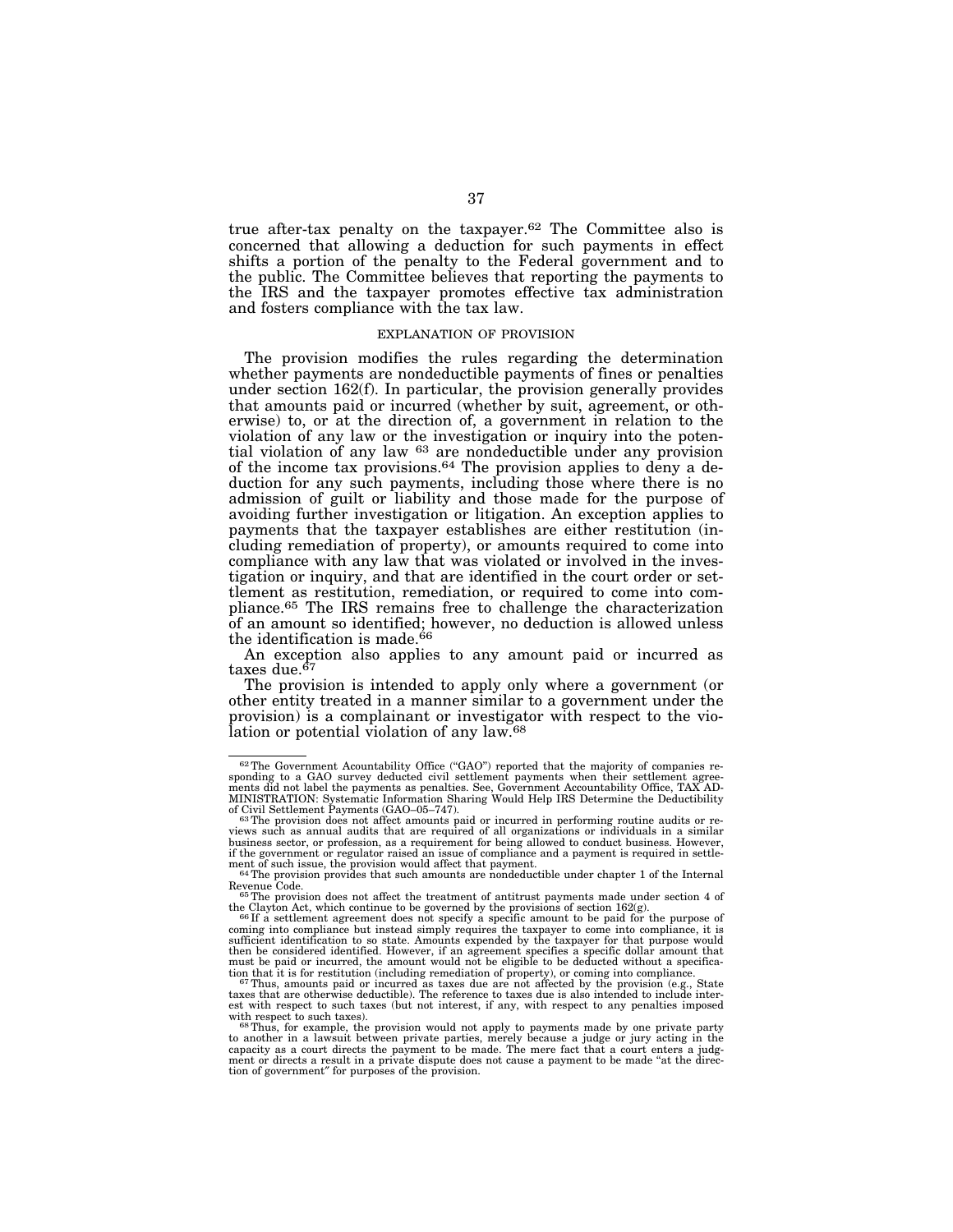true after-tax penalty on the taxpayer.[62] The Committee also is concerned that allowing a deduction for such payments in effect shifts a portion of the penalty to the Federal government and to the public. The Committee believes that reporting the payments to the IRS and the taxpayer promotes effective tax administration and fosters compliance with the tax law.

EXPLANATION OF PROVISION

The provision modifies the rules regarding the determination whether payments are nondeductible payments of fines or penalties under section 162(f). In particular, the provision generally provides that amounts paid or incurred (whether by suit, agreement, or otherwise) to, or at the direction of, a government in relation to the violation of any law or the investigation or inquiry into the potential violation of any law [63] are nondeductible under any provision of the income tax provisions.[64] The provision applies to deny a deduction for any such payments, including those where there is no admission of guilt or liability and those made for the purpose of avoiding further investigation or litigation. An exception applies to payments that the taxpayer establishes are either restitution (including remediation of property), or amounts required to come into compliance with any law that was violated or involved in the investigation or inquiry, and that are identified in the court order or settlement as restitution, remediation, or required to come into compliance.[65] The IRS remains free to challenge the characterization of an amount so identified; however, no deduction is allowed unless the identification is made.[66]

An exception also applies to any amount paid or incurred as taxes due.[67]

The provision is intended to apply only where a government (or other entity treated in a manner similar to a government under the provision) is a complainant or investigator with respect to the violation or potential violation of any law.[68]

---

[62] The Government Accountability Office ("GAO") reported that the majority of companies responding to a GAO survey deducted civil settlement payments when their settlement agreements did not label the payments as penalties. See, Government Accountability Office, TAX ADMINISTRATION: Systematic Information Sharing Would Help IRS Determine the Deductibility of Civil Settlement Payments (GAO–05–747).

[63] The provision does not affect amounts paid or incurred in performing routine audits or reviews such as annual audits that are required of all organizations or individuals in a similar business sector, or profession, as a requirement for being allowed to conduct business. However, if the government or regulator raised an issue of compliance and a payment is required in settlement of such issue, the provision would affect that payment.

[64] The provision provides that such amounts are nondeductible under chapter 1 of the Internal Revenue Code.

[65] The provision does not affect the treatment of antitrust payments made under section 4 of the Clayton Act, which continue to be governed by the provisions of section 162(g).

[66] If a settlement agreement does not specify a specific amount to be paid for the purpose of coming into compliance but instead simply requires the taxpayer to come into compliance, it is sufficient identification to so state. Amounts expended by the taxpayer for that purpose would then be considered identified. However, if an agreement specifies a specific dollar amount that must be paid or incurred, the amount would not be eligible to be deducted without a specification that it is for restitution (including remediation of property), or coming into compliance.

[67] Thus, amounts paid or incurred as taxes due are not affected by the provision (e.g., State taxes that are otherwise deductible). The reference to taxes due is also intended to include interest with respect to such taxes (but not interest, if any, with respect to any penalties imposed with respect to such taxes).

[68] Thus, for example, the provision would not apply to payments made by one private party to another in a lawsuit between private parties, merely because a judge or jury acting in the capacity as a court directs the payment to be made. The mere fact that a court enters a judgment or directs a result in a private dispute does not cause a payment to be made "at the direction of government" for purposes of the provision.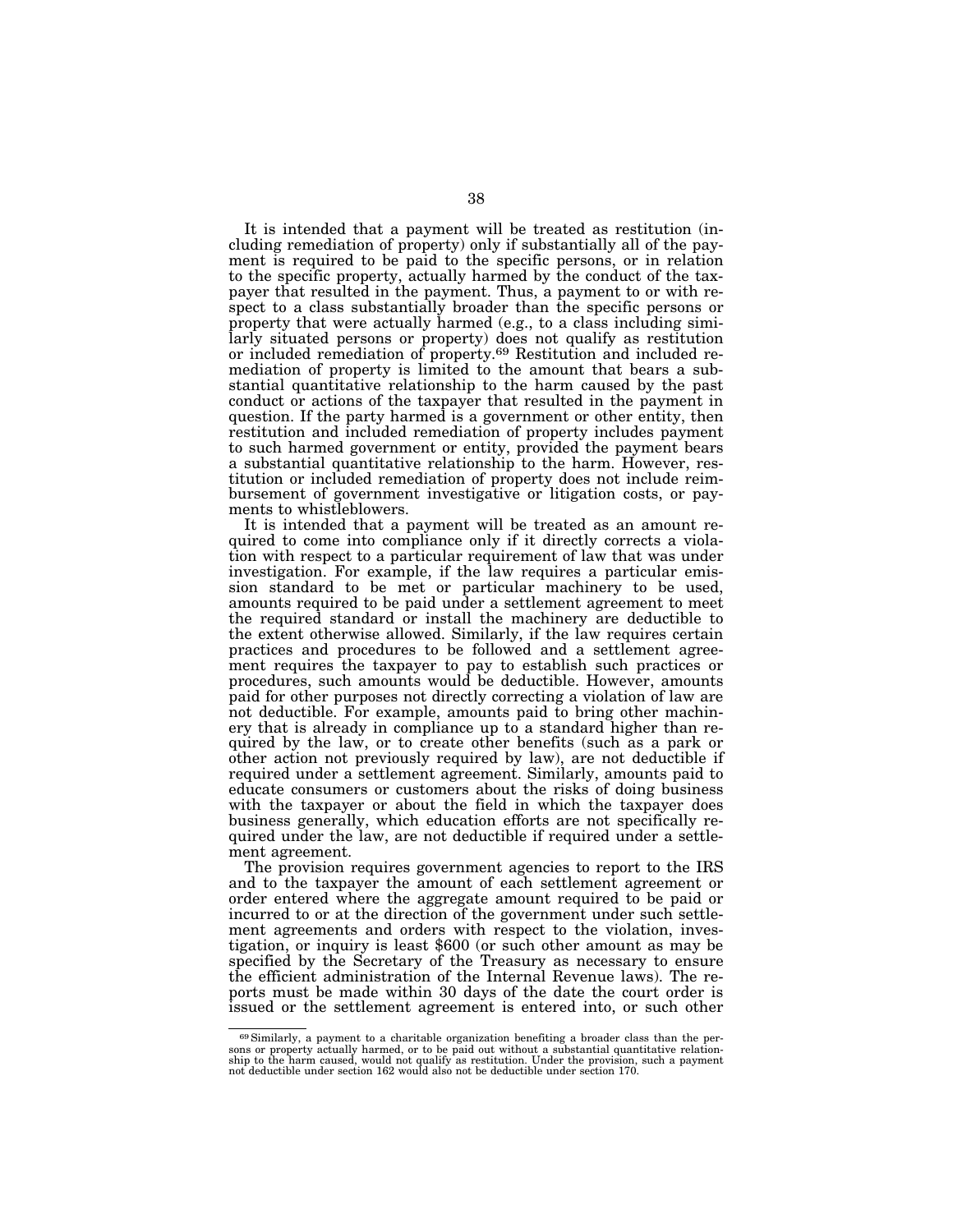It is intended that a payment will be treated as restitution (including remediation of property) only if substantially all of the payment is required to be paid to the specific persons, or in relation to the specific property, actually harmed by the conduct of the taxpayer that resulted in the payment. Thus, a payment to or with respect to a class substantially broader than the specific persons or property that were actually harmed (e.g., to a class including similarly situated persons or property) does not qualify as restitution or included remediation of property.[69] Restitution and included remediation of property is limited to the amount that bears a substantial quantitative relationship to the harm caused by the past conduct or actions of the taxpayer that resulted in the payment in question. If the party harmed is a government or other entity, then restitution and included remediation of property includes payment to such harmed government or entity, provided the payment bears a substantial quantitative relationship to the harm. However, restitution or included remediation of property does not include reimbursement of government investigative or litigation costs, or payments to whistleblowers.

It is intended that a payment will be treated as an amount required to come into compliance only if it directly corrects a violation with respect to a particular requirement of law that was under investigation. For example, if the law requires a particular emission standard to be met or particular machinery to be used, amounts required to be paid under a settlement agreement to meet the required standard or install the machinery are deductible to the extent otherwise allowed. Similarly, if the law requires certain practices and procedures to be followed and a settlement agreement requires the taxpayer to pay to establish such practices or procedures, such amounts would be deductible. However, amounts paid for other purposes not directly correcting a violation of law are not deductible. For example, amounts paid to bring other machinery that is already in compliance up to a standard higher than required by the law, or to create other benefits (such as a park or other action not previously required by law), are not deductible if required under a settlement agreement. Similarly, amounts paid to educate consumers or customers about the risks of doing business with the taxpayer or about the field in which the taxpayer does business generally, which education efforts are not specifically required under the law, are not deductible if required under a settlement agreement.

The provision requires government agencies to report to the IRS and to the taxpayer the amount of each settlement agreement or order entered where the aggregate amount required to be paid or incurred to or at the direction of the government under such settlement agreements and orders with respect to the violation, investigation, or inquiry is least $600 (or such other amount as may be specified by the Secretary of the Treasury as necessary to ensure the efficient administration of the Internal Revenue laws). The reports must be made within 30 days of the date the court order is issued or the settlement agreement is entered into, or such other

[69] Similarly, a payment to a charitable organization benefiting a broader class than the persons or property actually harmed, or to be paid out without a substantial quantitative relationship to the harm caused, would not qualify as restitution. Under the provision, such a payment not deductible under section 162 would also not be deductible under section 170.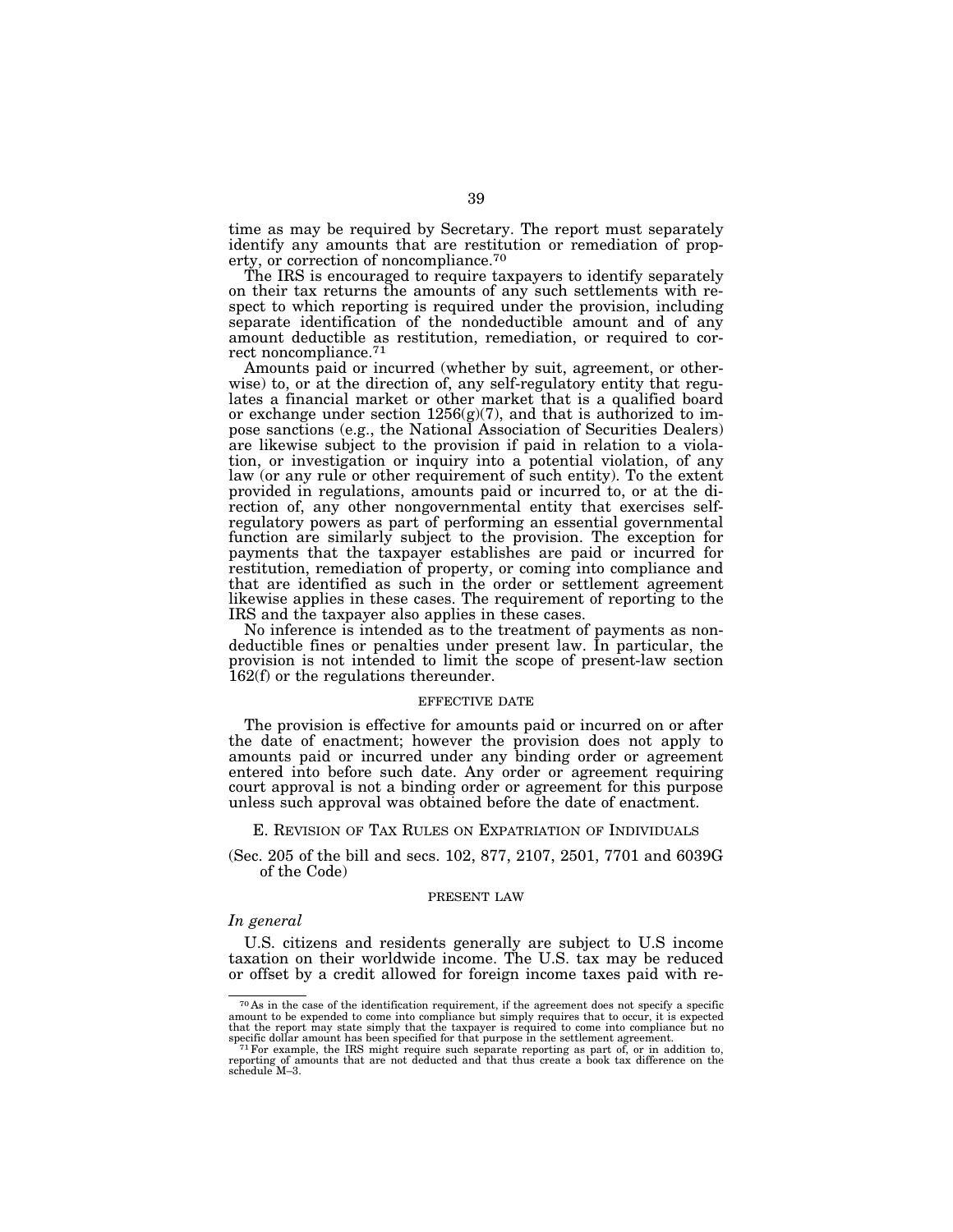time as may be required by Secretary. The report must separately identify any amounts that are restitution or remediation of property, or correction of noncompliance.[70]

The IRS is encouraged to require taxpayers to identify separately on their tax returns the amounts of any such settlements with respect to which reporting is required under the provision, including separate identification of the nondeductible amount and of any amount deductible as restitution, remediation, or required to correct noncompliance.[71]

Amounts paid or incurred (whether by suit, agreement, or otherwise) to, or at the direction of, any self-regulatory entity that regulates a financial market or other market that is a qualified board or exchange under section 1256(g)(7), and that is authorized to impose sanctions (e.g., the National Association of Securities Dealers) are likewise subject to the provision if paid in relation to a violation, or investigation or inquiry into a potential violation, of any law (or any rule or other requirement of such entity). To the extent provided in regulations, amounts paid or incurred to, or at the direction of, any other nongovernmental entity that exercises self-regulatory powers as part of performing an essential governmental function are similarly subject to the provision. The exception for payments that the taxpayer establishes are paid or incurred for restitution, remediation of property, or coming into compliance and that are identified as such in the order or settlement agreement likewise applies in these cases. The requirement of reporting to the IRS and the taxpayer also applies in these cases.

No inference is intended as to the treatment of payments as nondeductible fines or penalties under present law. In particular, the provision is not intended to limit the scope of present-law section 162(f) or the regulations thereunder.

#### EFFECTIVE DATE

The provision is effective for amounts paid or incurred on or after the date of enactment; however the provision does not apply to amounts paid or incurred under any binding order or agreement entered into before such date. Any order or agreement requiring court approval is not a binding order or agreement for this purpose unless such approval was obtained before the date of enactment.

### E. REVISION OF TAX RULES ON EXPATRIATION OF INDIVIDUALS

(Sec. 205 of the bill and secs. 102, 877, 2107, 2501, 7701 and 6039G of the Code)

#### PRESENT LAW

*In general*

U.S. citizens and residents generally are subject to U.S income taxation on their worldwide income. The U.S. tax may be reduced or offset by a credit allowed for foreign income taxes paid with re-

---

[70] As in the case of the identification requirement, if the agreement does not specify a specific amount to be expended to come into compliance but simply requires that to occur, it is expected that the report may state simply that the taxpayer is required to come into compliance but no specific dollar amount has been specified for that purpose in the settlement agreement.

[71] For example, the IRS might require such separate reporting as part of, or in addition to, reporting of amounts that are not deducted and that thus create a book tax difference on the schedule M–3.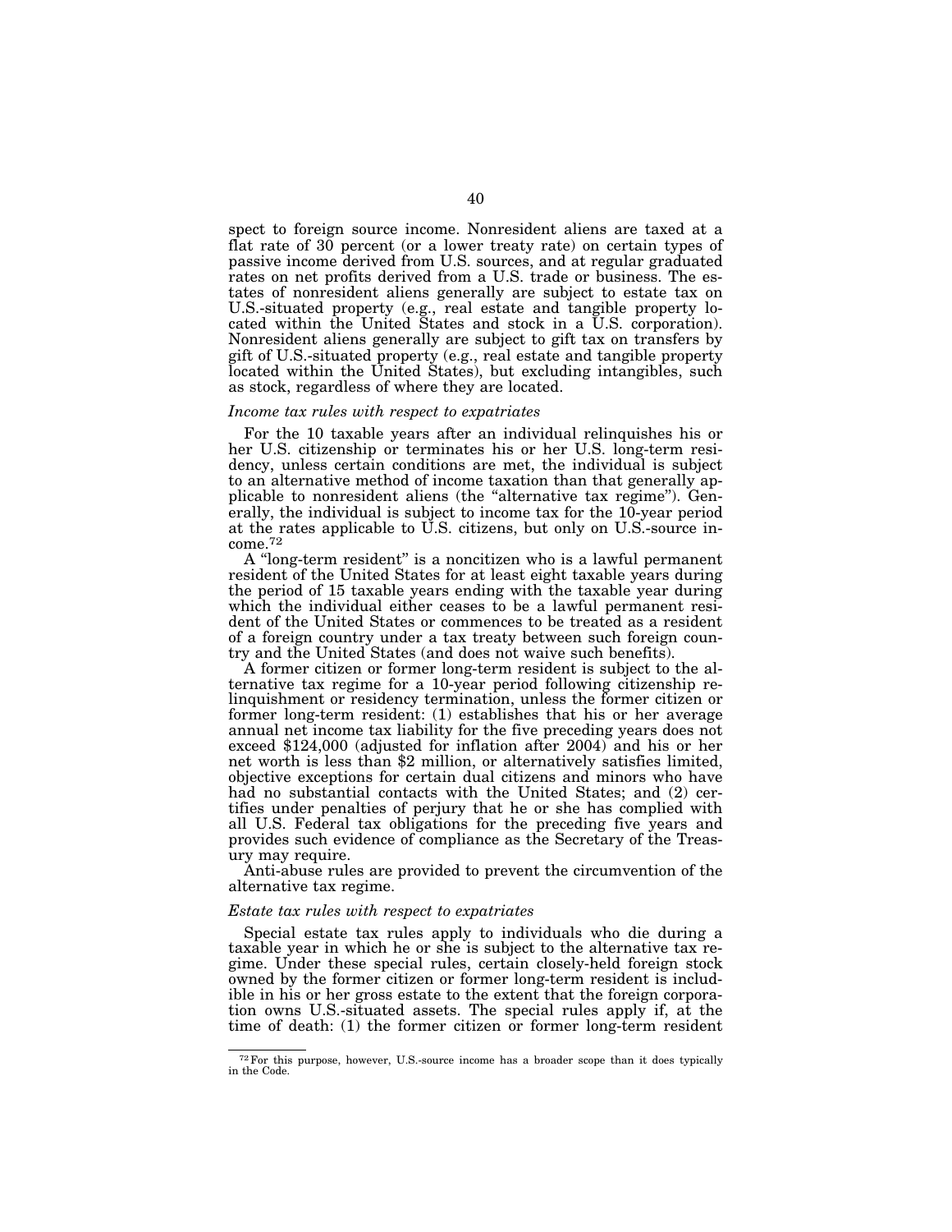spect to foreign source income. Nonresident aliens are taxed at a flat rate of 30 percent (or a lower treaty rate) on certain types of passive income derived from U.S. sources, and at regular graduated rates on net profits derived from a U.S. trade or business. The estates of nonresident aliens generally are subject to estate tax on U.S.-situated property (e.g., real estate and tangible property located within the United States and stock in a U.S. corporation). Nonresident aliens generally are subject to gift tax on transfers by gift of U.S.-situated property (e.g., real estate and tangible property located within the United States), but excluding intangibles, such as stock, regardless of where they are located.

*Income tax rules with respect to expatriates*

For the 10 taxable years after an individual relinquishes his or her U.S. citizenship or terminates his or her U.S. long-term residency, unless certain conditions are met, the individual is subject to an alternative method of income taxation than that generally applicable to nonresident aliens (the "alternative tax regime"). Generally, the individual is subject to income tax for the 10-year period at the rates applicable to U.S. citizens, but only on U.S.-source income.[72]

A "long-term resident" is a noncitizen who is a lawful permanent resident of the United States for at least eight taxable years during the period of 15 taxable years ending with the taxable year during which the individual either ceases to be a lawful permanent resident of the United States or commences to be treated as a resident of a foreign country under a tax treaty between such foreign country and the United States (and does not waive such benefits).

A former citizen or former long-term resident is subject to the alternative tax regime for a 10-year period following citizenship relinquishment or residency termination, unless the former citizen or former long-term resident: (1) establishes that his or her average annual net income tax liability for the five preceding years does not exceed $124,000 (adjusted for inflation after 2004) and his or her net worth is less than $2 million, or alternatively satisfies limited, objective exceptions for certain dual citizens and minors who have had no substantial contacts with the United States; and (2) certifies under penalties of perjury that he or she has complied with all U.S. Federal tax obligations for the preceding five years and provides such evidence of compliance as the Secretary of the Treasury may require.

Anti-abuse rules are provided to prevent the circumvention of the alternative tax regime.

*Estate tax rules with respect to expatriates*

Special estate tax rules apply to individuals who die during a taxable year in which he or she is subject to the alternative tax regime. Under these special rules, certain closely-held foreign stock owned by the former citizen or former long-term resident is includible in his or her gross estate to the extent that the foreign corporation owns U.S.-situated assets. The special rules apply if, at the time of death: (1) the former citizen or former long-term resident

---

[72] For this purpose, however, U.S.-source income has a broader scope than it does typically in the Code.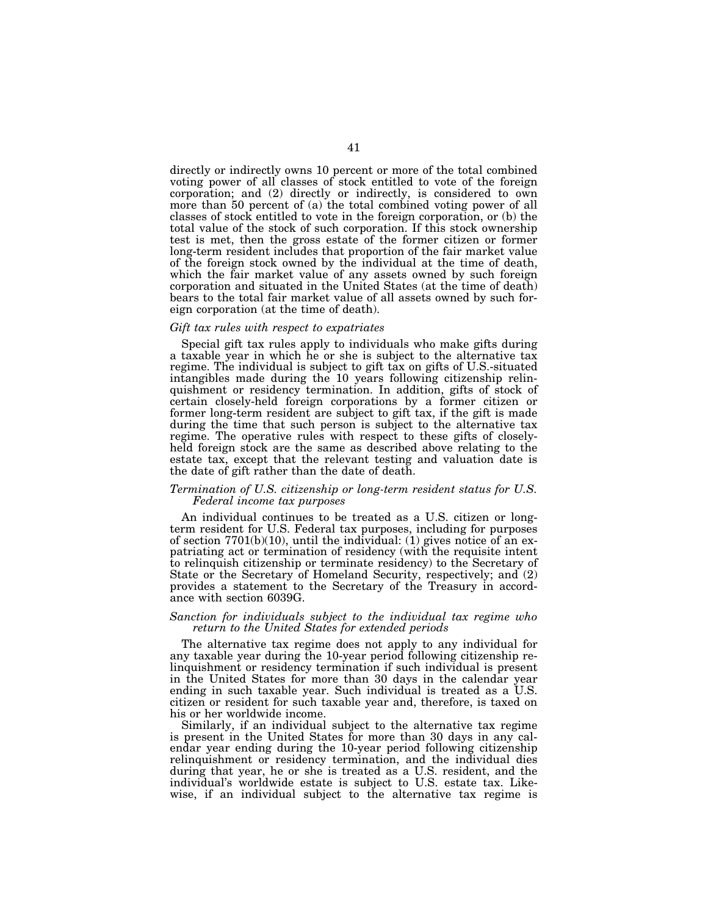directly or indirectly owns 10 percent or more of the total combined voting power of all classes of stock entitled to vote of the foreign corporation; and (2) directly or indirectly, is considered to own more than 50 percent of (a) the total combined voting power of all classes of stock entitled to vote in the foreign corporation, or (b) the total value of the stock of such corporation. If this stock ownership test is met, then the gross estate of the former citizen or former long-term resident includes that proportion of the fair market value of the foreign stock owned by the individual at the time of death, which the fair market value of any assets owned by such foreign corporation and situated in the United States (at the time of death) bears to the total fair market value of all assets owned by such foreign corporation (at the time of death).

*Gift tax rules with respect to expatriates*

Special gift tax rules apply to individuals who make gifts during a taxable year in which he or she is subject to the alternative tax regime. The individual is subject to gift tax on gifts of U.S.-situated intangibles made during the 10 years following citizenship relinquishment or residency termination. In addition, gifts of stock of certain closely-held foreign corporations by a former citizen or former long-term resident are subject to gift tax, if the gift is made during the time that such person is subject to the alternative tax regime. The operative rules with respect to these gifts of closely-held foreign stock are the same as described above relating to the estate tax, except that the relevant testing and valuation date is the date of gift rather than the date of death.

*Termination of U.S. citizenship or long-term resident status for U.S. Federal income tax purposes*

An individual continues to be treated as a U.S. citizen or long-term resident for U.S. Federal tax purposes, including for purposes of section 7701(b)(10), until the individual: (1) gives notice of an expatriating act or termination of residency (with the requisite intent to relinquish citizenship or terminate residency) to the Secretary of State or the Secretary of Homeland Security, respectively; and (2) provides a statement to the Secretary of the Treasury in accordance with section 6039G.

*Sanction for individuals subject to the individual tax regime who return to the United States for extended periods*

The alternative tax regime does not apply to any individual for any taxable year during the 10-year period following citizenship relinquishment or residency termination if such individual is present in the United States for more than 30 days in the calendar year ending in such taxable year. Such individual is treated as a U.S. citizen or resident for such taxable year and, therefore, is taxed on his or her worldwide income.

Similarly, if an individual subject to the alternative tax regime is present in the United States for more than 30 days in any calendar year ending during the 10-year period following citizenship relinquishment or residency termination, and the individual dies during that year, he or she is treated as a U.S. resident, and the individual's worldwide estate is subject to U.S. estate tax. Likewise, if an individual subject to the alternative tax regime is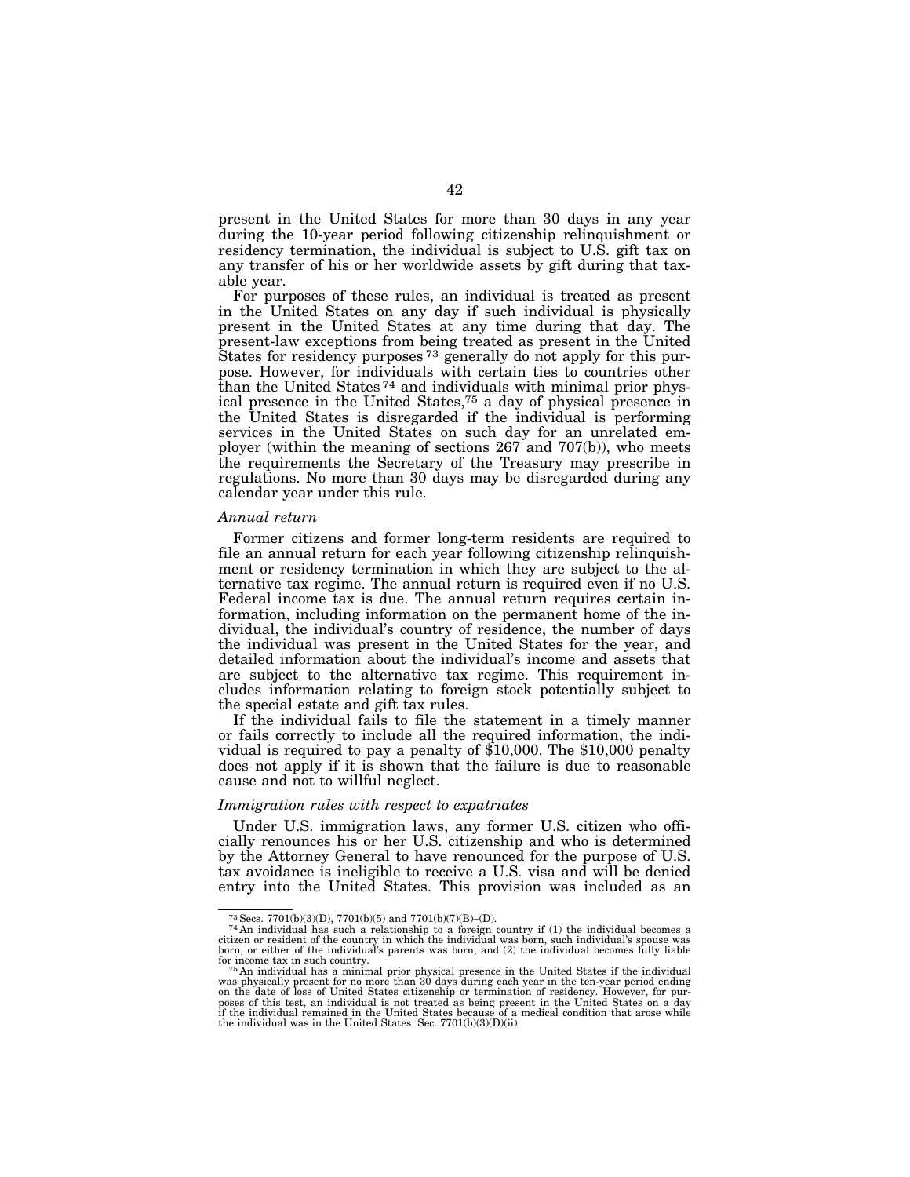present in the United States for more than 30 days in any year during the 10-year period following citizenship relinquishment or residency termination, the individual is subject to U.S. gift tax on any transfer of his or her worldwide assets by gift during that taxable year.

For purposes of these rules, an individual is treated as present in the United States on any day if such individual is physically present in the United States at any time during that day. The present-law exceptions from being treated as present in the United States for residency purposes [73] generally do not apply for this purpose. However, for individuals with certain ties to countries other than the United States [74] and individuals with minimal prior physical presence in the United States,[75] a day of physical presence in the United States is disregarded if the individual is performing services in the United States on such day for an unrelated employer (within the meaning of sections 267 and 707(b)), who meets the requirements the Secretary of the Treasury may prescribe in regulations. No more than 30 days may be disregarded during any calendar year under this rule.

*Annual return*

Former citizens and former long-term residents are required to file an annual return for each year following citizenship relinquishment or residency termination in which they are subject to the alternative tax regime. The annual return is required even if no U.S. Federal income tax is due. The annual return requires certain information, including information on the permanent home of the individual, the individual's country of residence, the number of days the individual was present in the United States for the year, and detailed information about the individual's income and assets that are subject to the alternative tax regime. This requirement includes information relating to foreign stock potentially subject to the special estate and gift tax rules.

If the individual fails to file the statement in a timely manner or fails correctly to include all the required information, the individual is required to pay a penalty of $10,000. The $10,000 penalty does not apply if it is shown that the failure is due to reasonable cause and not to willful neglect.

*Immigration rules with respect to expatriates*

Under U.S. immigration laws, any former U.S. citizen who officially renounces his or her U.S. citizenship and who is determined by the Attorney General to have renounced for the purpose of U.S. tax avoidance is ineligible to receive a U.S. visa and will be denied entry into the United States. This provision was included as an

---

[73] Secs. 7701(b)(3)(D), 7701(b)(5) and 7701(b)(7)(B)–(D).

[74] An individual has such a relationship to a foreign country if (1) the individual becomes a citizen or resident of the country in which the individual was born, such individual's spouse was born, or either of the individual's parents was born, and (2) the individual becomes fully liable for income tax in such country.

[75] An individual has a minimal prior physical presence in the United States if the individual was physically present for no more than 30 days during each year in the ten-year period ending on the date of loss of United States citizenship or termination of residency. However, for purposes of this test, an individual is not treated as being present in the United States on a day if the individual remained in the United States because of a medical condition that arose while the individual was in the United States. Sec. 7701(b)(3)(D)(ii).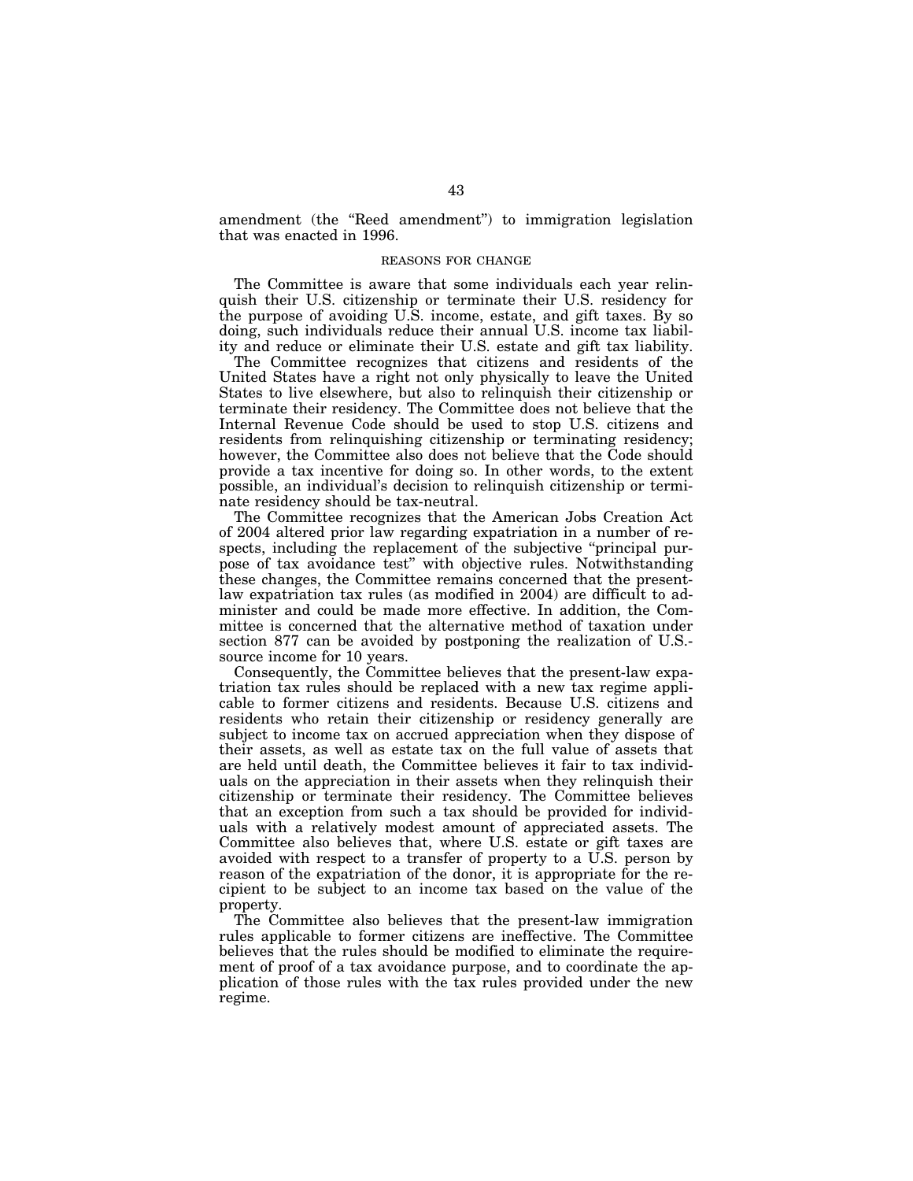amendment (the "Reed amendment") to immigration legislation that was enacted in 1996.

## REASONS FOR CHANGE

The Committee is aware that some individuals each year relinquish their U.S. citizenship or terminate their U.S. residency for the purpose of avoiding U.S. income, estate, and gift taxes. By so doing, such individuals reduce their annual U.S. income tax liability and reduce or eliminate their U.S. estate and gift tax liability.

The Committee recognizes that citizens and residents of the United States have a right not only physically to leave the United States to live elsewhere, but also to relinquish their citizenship or terminate their residency. The Committee does not believe that the Internal Revenue Code should be used to stop U.S. citizens and residents from relinquishing citizenship or terminating residency; however, the Committee also does not believe that the Code should provide a tax incentive for doing so. In other words, to the extent possible, an individual's decision to relinquish citizenship or terminate residency should be tax-neutral.

The Committee recognizes that the American Jobs Creation Act of 2004 altered prior law regarding expatriation in a number of respects, including the replacement of the subjective "principal purpose of tax avoidance test" with objective rules. Notwithstanding these changes, the Committee remains concerned that the present-law expatriation tax rules (as modified in 2004) are difficult to administer and could be made more effective. In addition, the Committee is concerned that the alternative method of taxation under section 877 can be avoided by postponing the realization of U.S.-source income for 10 years.

Consequently, the Committee believes that the present-law expatriation tax rules should be replaced with a new tax regime applicable to former citizens and residents. Because U.S. citizens and residents who retain their citizenship or residency generally are subject to income tax on accrued appreciation when they dispose of their assets, as well as estate tax on the full value of assets that are held until death, the Committee believes it fair to tax individuals on the appreciation in their assets when they relinquish their citizenship or terminate their residency. The Committee believes that an exception from such a tax should be provided for individuals with a relatively modest amount of appreciated assets. The Committee also believes that, where U.S. estate or gift taxes are avoided with respect to a transfer of property to a U.S. person by reason of the expatriation of the donor, it is appropriate for the recipient to be subject to an income tax based on the value of the property.

The Committee also believes that the present-law immigration rules applicable to former citizens are ineffective. The Committee believes that the rules should be modified to eliminate the requirement of proof of a tax avoidance purpose, and to coordinate the application of those rules with the tax rules provided under the new regime.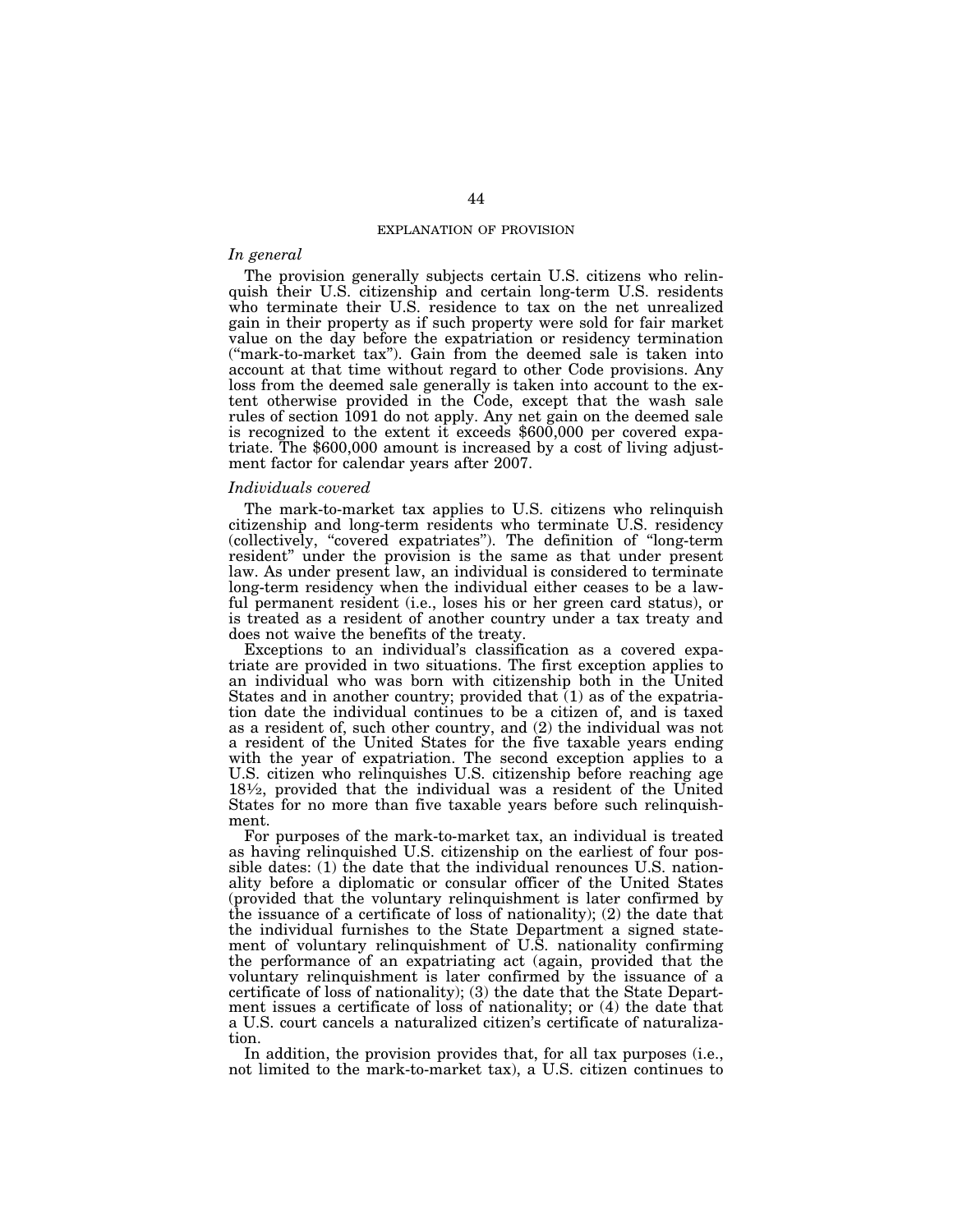## EXPLANATION OF PROVISION

*In general*

The provision generally subjects certain U.S. citizens who relinquish their U.S. citizenship and certain long-term U.S. residents who terminate their U.S. residence to tax on the net unrealized gain in their property as if such property were sold for fair market value on the day before the expatriation or residency termination ("mark-to-market tax"). Gain from the deemed sale is taken into account at that time without regard to other Code provisions. Any loss from the deemed sale generally is taken into account to the extent otherwise provided in the Code, except that the wash sale rules of section 1091 do not apply. Any net gain on the deemed sale is recognized to the extent it exceeds $600,000 per covered expatriate. The $600,000 amount is increased by a cost of living adjustment factor for calendar years after 2007.

*Individuals covered*

The mark-to-market tax applies to U.S. citizens who relinquish citizenship and long-term residents who terminate U.S. residency (collectively, "covered expatriates"). The definition of "long-term resident" under the provision is the same as that under present law. As under present law, an individual is considered to terminate long-term residency when the individual either ceases to be a lawful permanent resident (i.e., loses his or her green card status), or is treated as a resident of another country under a tax treaty and does not waive the benefits of the treaty.

Exceptions to an individual's classification as a covered expatriate are provided in two situations. The first exception applies to an individual who was born with citizenship both in the United States and in another country; provided that (1) as of the expatriation date the individual continues to be a citizen of, and is taxed as a resident of, such other country, and (2) the individual was not a resident of the United States for the five taxable years ending with the year of expatriation. The second exception applies to a U.S. citizen who relinquishes U.S. citizenship before reaching age 18½, provided that the individual was a resident of the United States for no more than five taxable years before such relinquishment.

For purposes of the mark-to-market tax, an individual is treated as having relinquished U.S. citizenship on the earliest of four possible dates: (1) the date that the individual renounces U.S. nationality before a diplomatic or consular officer of the United States (provided that the voluntary relinquishment is later confirmed by the issuance of a certificate of loss of nationality); (2) the date that the individual furnishes to the State Department a signed statement of voluntary relinquishment of U.S. nationality confirming the performance of an expatriating act (again, provided that the voluntary relinquishment is later confirmed by the issuance of a certificate of loss of nationality); (3) the date that the State Department issues a certificate of loss of nationality; or (4) the date that a U.S. court cancels a naturalized citizen's certificate of naturalization.

In addition, the provision provides that, for all tax purposes (i.e., not limited to the mark-to-market tax), a U.S. citizen continues to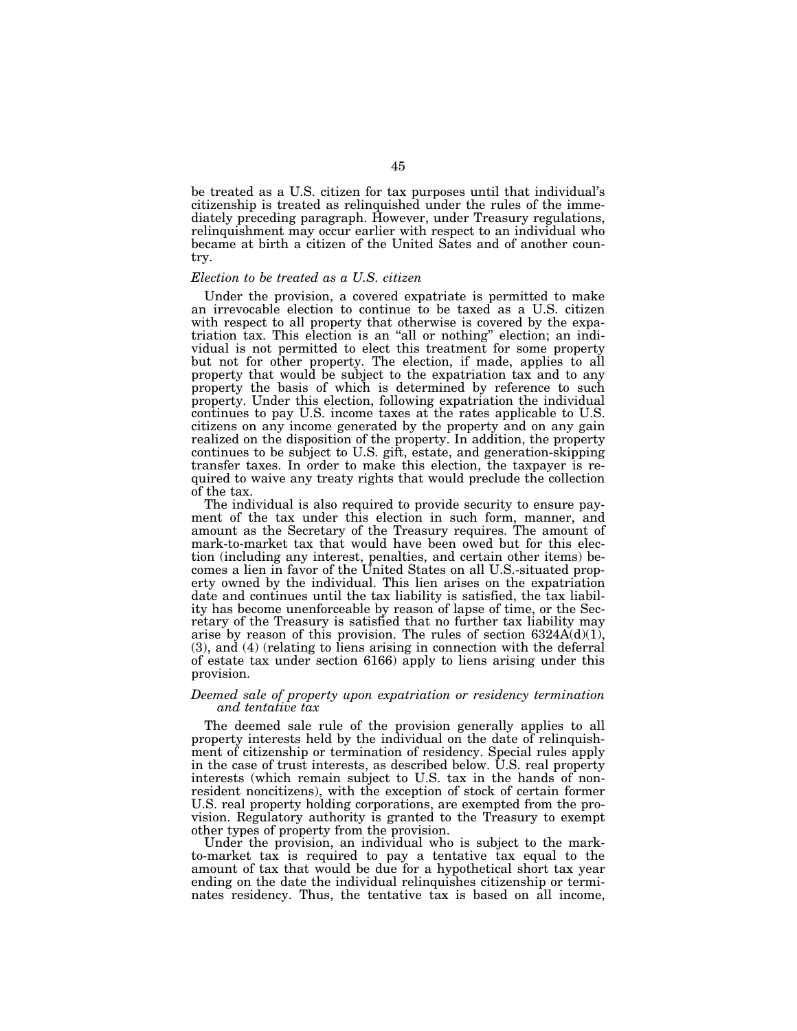be treated as a U.S. citizen for tax purposes until that individual's citizenship is treated as relinquished under the rules of the immediately preceding paragraph. However, under Treasury regulations, relinquishment may occur earlier with respect to an individual who became at birth a citizen of the United Sates and of another country.

*Election to be treated as a U.S. citizen*

Under the provision, a covered expatriate is permitted to make an irrevocable election to continue to be taxed as a U.S. citizen with respect to all property that otherwise is covered by the expatriation tax. This election is an "all or nothing" election; an individual is not permitted to elect this treatment for some property but not for other property. The election, if made, applies to all property that would be subject to the expatriation tax and to any property the basis of which is determined by reference to such property. Under this election, following expatriation the individual continues to pay U.S. income taxes at the rates applicable to U.S. citizens on any income generated by the property and on any gain realized on the disposition of the property. In addition, the property continues to be subject to U.S. gift, estate, and generation-skipping transfer taxes. In order to make this election, the taxpayer is required to waive any treaty rights that would preclude the collection of the tax.

The individual is also required to provide security to ensure payment of the tax under this election in such form, manner, and amount as the Secretary of the Treasury requires. The amount of mark-to-market tax that would have been owed but for this election (including any interest, penalties, and certain other items) becomes a lien in favor of the United States on all U.S.-situated property owned by the individual. This lien arises on the expatriation date and continues until the tax liability is satisfied, the tax liability has become unenforceable by reason of lapse of time, or the Secretary of the Treasury is satisfied that no further tax liability may arise by reason of this provision. The rules of section 6324A(d)(1), (3), and (4) (relating to liens arising in connection with the deferral of estate tax under section 6166) apply to liens arising under this provision.

*Deemed sale of property upon expatriation or residency termination and tentative tax*

The deemed sale rule of the provision generally applies to all property interests held by the individual on the date of relinquishment of citizenship or termination of residency. Special rules apply in the case of trust interests, as described below. U.S. real property interests (which remain subject to U.S. tax in the hands of nonresident noncitizens), with the exception of stock of certain former U.S. real property holding corporations, are exempted from the provision. Regulatory authority is granted to the Treasury to exempt other types of property from the provision.

Under the provision, an individual who is subject to the mark-to-market tax is required to pay a tentative tax equal to the amount of tax that would be due for a hypothetical short tax year ending on the date the individual relinquishes citizenship or terminates residency. Thus, the tentative tax is based on all income,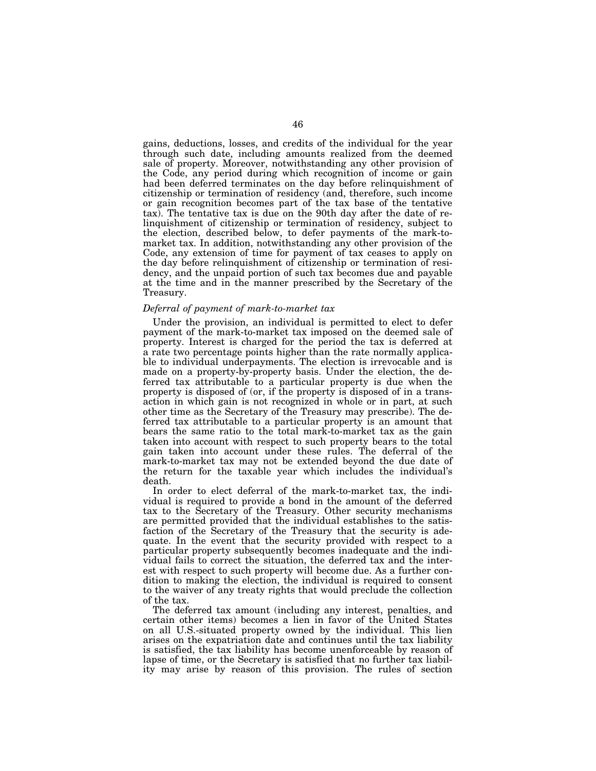gains, deductions, losses, and credits of the individual for the year through such date, including amounts realized from the deemed sale of property. Moreover, notwithstanding any other provision of the Code, any period during which recognition of income or gain had been deferred terminates on the day before relinquishment of citizenship or termination of residency (and, therefore, such income or gain recognition becomes part of the tax base of the tentative tax). The tentative tax is due on the 90th day after the date of relinquishment of citizenship or termination of residency, subject to the election, described below, to defer payments of the mark-to-market tax. In addition, notwithstanding any other provision of the Code, any extension of time for payment of tax ceases to apply on the day before relinquishment of citizenship or termination of residency, and the unpaid portion of such tax becomes due and payable at the time and in the manner prescribed by the Secretary of the Treasury.

*Deferral of payment of mark-to-market tax*

Under the provision, an individual is permitted to elect to defer payment of the mark-to-market tax imposed on the deemed sale of property. Interest is charged for the period the tax is deferred at a rate two percentage points higher than the rate normally applicable to individual underpayments. The election is irrevocable and is made on a property-by-property basis. Under the election, the deferred tax attributable to a particular property is due when the property is disposed of (or, if the property is disposed of in a transaction in which gain is not recognized in whole or in part, at such other time as the Secretary of the Treasury may prescribe). The deferred tax attributable to a particular property is an amount that bears the same ratio to the total mark-to-market tax as the gain taken into account with respect to such property bears to the total gain taken into account under these rules. The deferral of the mark-to-market tax may not be extended beyond the due date of the return for the taxable year which includes the individual's death.

In order to elect deferral of the mark-to-market tax, the individual is required to provide a bond in the amount of the deferred tax to the Secretary of the Treasury. Other security mechanisms are permitted provided that the individual establishes to the satisfaction of the Secretary of the Treasury that the security is adequate. In the event that the security provided with respect to a particular property subsequently becomes inadequate and the individual fails to correct the situation, the deferred tax and the interest with respect to such property will become due. As a further condition to making the election, the individual is required to consent to the waiver of any treaty rights that would preclude the collection of the tax.

The deferred tax amount (including any interest, penalties, and certain other items) becomes a lien in favor of the United States on all U.S.-situated property owned by the individual. This lien arises on the expatriation date and continues until the tax liability is satisfied, the tax liability has become unenforceable by reason of lapse of time, or the Secretary is satisfied that no further tax liability may arise by reason of this provision. The rules of section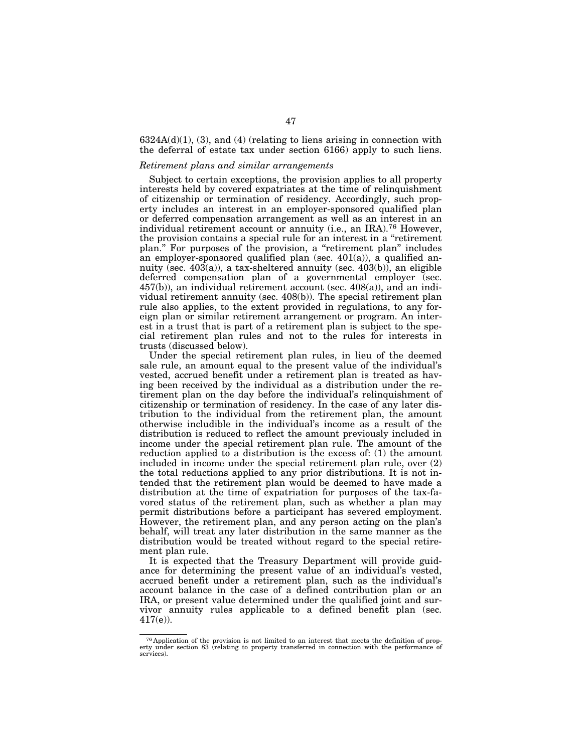6324A(d)(1), (3), and (4) (relating to liens arising in connection with the deferral of estate tax under section 6166) apply to such liens.

*Retirement plans and similar arrangements*

Subject to certain exceptions, the provision applies to all property interests held by covered expatriates at the time of relinquishment of citizenship or termination of residency. Accordingly, such property includes an interest in an employer-sponsored qualified plan or deferred compensation arrangement as well as an interest in an individual retirement account or annuity (i.e., an IRA).[76] However, the provision contains a special rule for an interest in a "retirement plan." For purposes of the provision, a "retirement plan" includes an employer-sponsored qualified plan (sec. 401(a)), a qualified annuity (sec. 403(a)), a tax-sheltered annuity (sec. 403(b)), an eligible deferred compensation plan of a governmental employer (sec. 457(b)), an individual retirement account (sec. 408(a)), and an individual retirement annuity (sec. 408(b)). The special retirement plan rule also applies, to the extent provided in regulations, to any foreign plan or similar retirement arrangement or program. An interest in a trust that is part of a retirement plan is subject to the special retirement plan rules and not to the rules for interests in trusts (discussed below).

Under the special retirement plan rules, in lieu of the deemed sale rule, an amount equal to the present value of the individual's vested, accrued benefit under a retirement plan is treated as having been received by the individual as a distribution under the retirement plan on the day before the individual's relinquishment of citizenship or termination of residency. In the case of any later distribution to the individual from the retirement plan, the amount otherwise includible in the individual's income as a result of the distribution is reduced to reflect the amount previously included in income under the special retirement plan rule. The amount of the reduction applied to a distribution is the excess of: (1) the amount included in income under the special retirement plan rule, over (2) the total reductions applied to any prior distributions. It is not intended that the retirement plan would be deemed to have made a distribution at the time of expatriation for purposes of the tax-favored status of the retirement plan, such as whether a plan may permit distributions before a participant has severed employment. However, the retirement plan, and any person acting on the plan's behalf, will treat any later distribution in the same manner as the distribution would be treated without regard to the special retirement plan rule.

It is expected that the Treasury Department will provide guidance for determining the present value of an individual's vested, accrued benefit under a retirement plan, such as the individual's account balance in the case of a defined contribution plan or an IRA, or present value determined under the qualified joint and survivor annuity rules applicable to a defined benefit plan (sec. 417(e)).

---

[76] Application of the provision is not limited to an interest that meets the definition of property under section 83 (relating to property transferred in connection with the performance of services).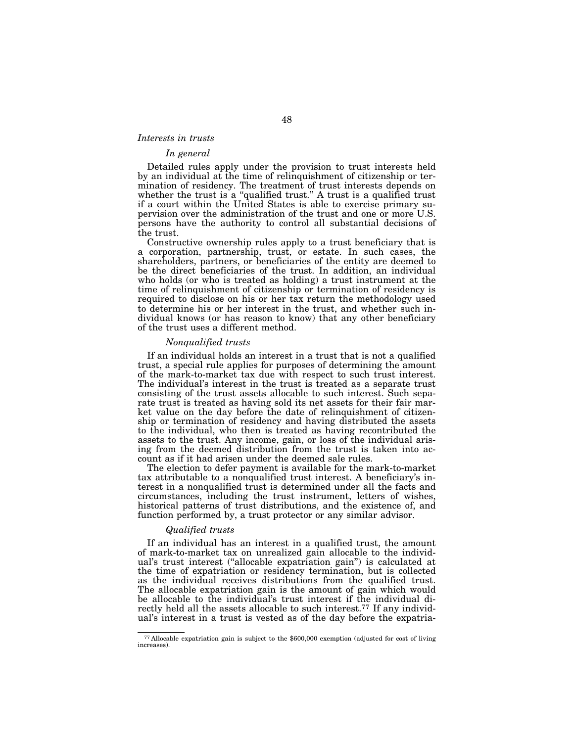### *Interests in trusts*

#### *In general*

Detailed rules apply under the provision to trust interests held by an individual at the time of relinquishment of citizenship or termination of residency. The treatment of trust interests depends on whether the trust is a "qualified trust." A trust is a qualified trust if a court within the United States is able to exercise primary supervision over the administration of the trust and one or more U.S. persons have the authority to control all substantial decisions of the trust.

Constructive ownership rules apply to a trust beneficiary that is a corporation, partnership, trust, or estate. In such cases, the shareholders, partners, or beneficiaries of the entity are deemed to be the direct beneficiaries of the trust. In addition, an individual who holds (or who is treated as holding) a trust instrument at the time of relinquishment of citizenship or termination of residency is required to disclose on his or her tax return the methodology used to determine his or her interest in the trust, and whether such individual knows (or has reason to know) that any other beneficiary of the trust uses a different method.

#### *Nonqualified trusts*

If an individual holds an interest in a trust that is not a qualified trust, a special rule applies for purposes of determining the amount of the mark-to-market tax due with respect to such trust interest. The individual's interest in the trust is treated as a separate trust consisting of the trust assets allocable to such interest. Such separate trust is treated as having sold its net assets for their fair market value on the day before the date of relinquishment of citizenship or termination of residency and having distributed the assets to the individual, who then is treated as having recontributed the assets to the trust. Any income, gain, or loss of the individual arising from the deemed distribution from the trust is taken into account as if it had arisen under the deemed sale rules.

The election to defer payment is available for the mark-to-market tax attributable to a nonqualified trust interest. A beneficiary's interest in a nonqualified trust is determined under all the facts and circumstances, including the trust instrument, letters of wishes, historical patterns of trust distributions, and the existence of, and function performed by, a trust protector or any similar advisor.

#### *Qualified trusts*

If an individual has an interest in a qualified trust, the amount of mark-to-market tax on unrealized gain allocable to the individual's trust interest ("allocable expatriation gain") is calculated at the time of expatriation or residency termination, but is collected as the individual receives distributions from the qualified trust. The allocable expatriation gain is the amount of gain which would be allocable to the individual's trust interest if the individual directly held all the assets allocable to such interest.[77] If any individual's interest in a trust is vested as of the day before the expatria-

[77] Allocable expatriation gain is subject to the $600,000 exemption (adjusted for cost of living increases).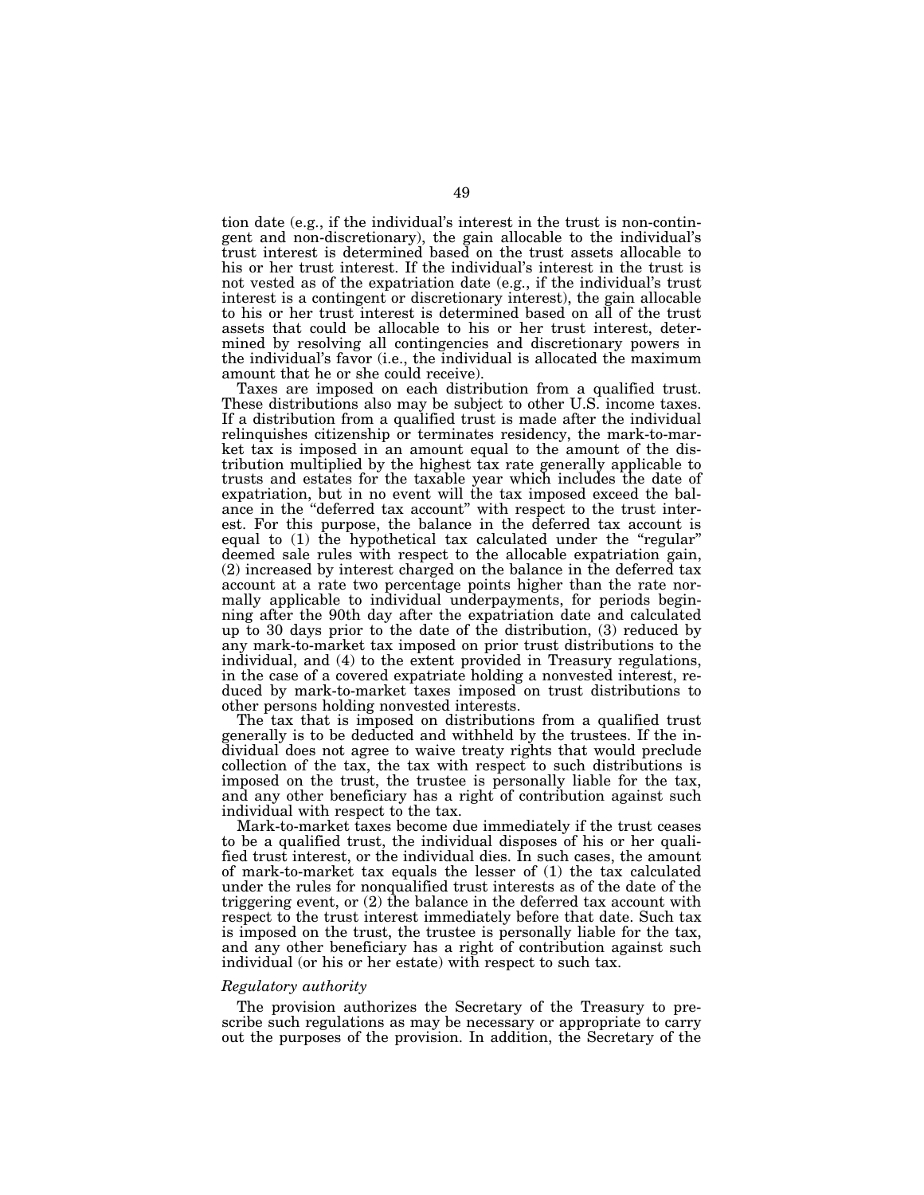tion date (e.g., if the individual's interest in the trust is non-contingent and non-discretionary), the gain allocable to the individual's trust interest is determined based on the trust assets allocable to his or her trust interest. If the individual's interest in the trust is not vested as of the expatriation date (e.g., if the individual's trust interest is a contingent or discretionary interest), the gain allocable to his or her trust interest is determined based on all of the trust assets that could be allocable to his or her trust interest, determined by resolving all contingencies and discretionary powers in the individual's favor (i.e., the individual is allocated the maximum amount that he or she could receive).

Taxes are imposed on each distribution from a qualified trust. These distributions also may be subject to other U.S. income taxes. If a distribution from a qualified trust is made after the individual relinquishes citizenship or terminates residency, the mark-to-market tax is imposed in an amount equal to the amount of the distribution multiplied by the highest tax rate generally applicable to trusts and estates for the taxable year which includes the date of expatriation, but in no event will the tax imposed exceed the balance in the "deferred tax account" with respect to the trust interest. For this purpose, the balance in the deferred tax account is equal to (1) the hypothetical tax calculated under the "regular" deemed sale rules with respect to the allocable expatriation gain, (2) increased by interest charged on the balance in the deferred tax account at a rate two percentage points higher than the rate normally applicable to individual underpayments, for periods beginning after the 90th day after the expatriation date and calculated up to 30 days prior to the date of the distribution, (3) reduced by any mark-to-market tax imposed on prior trust distributions to the individual, and (4) to the extent provided in Treasury regulations, in the case of a covered expatriate holding a nonvested interest, reduced by mark-to-market taxes imposed on trust distributions to other persons holding nonvested interests.

The tax that is imposed on distributions from a qualified trust generally is to be deducted and withheld by the trustees. If the individual does not agree to waive treaty rights that would preclude collection of the tax, the tax with respect to such distributions is imposed on the trust, the trustee is personally liable for the tax, and any other beneficiary has a right of contribution against such individual with respect to the tax.

Mark-to-market taxes become due immediately if the trust ceases to be a qualified trust, the individual disposes of his or her qualified trust interest, or the individual dies. In such cases, the amount of mark-to-market tax equals the lesser of (1) the tax calculated under the rules for nonqualified trust interests as of the date of the triggering event, or (2) the balance in the deferred tax account with respect to the trust interest immediately before that date. Such tax is imposed on the trust, the trustee is personally liable for the tax, and any other beneficiary has a right of contribution against such individual (or his or her estate) with respect to such tax.

*Regulatory authority*

The provision authorizes the Secretary of the Treasury to prescribe such regulations as may be necessary or appropriate to carry out the purposes of the provision. In addition, the Secretary of the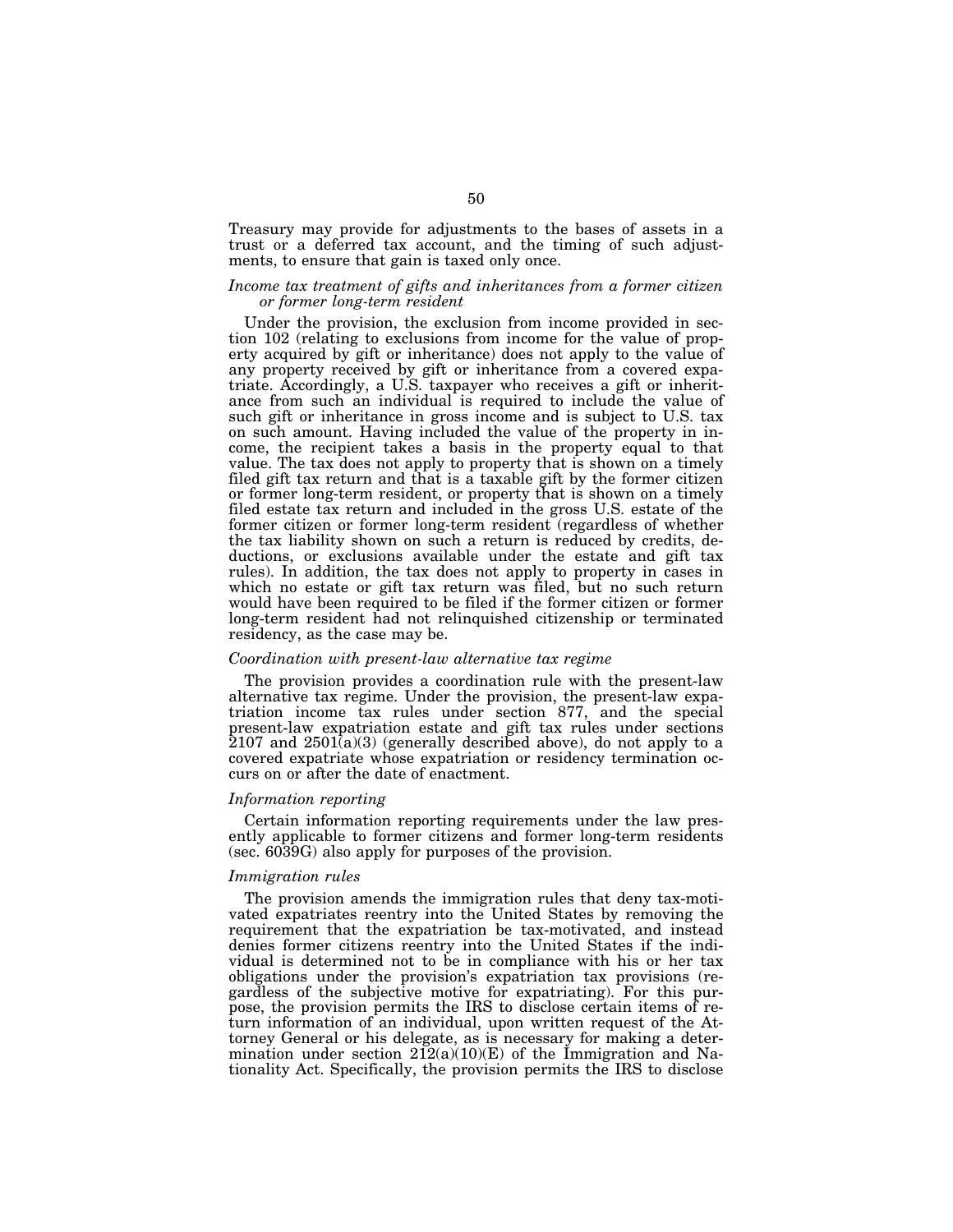Treasury may provide for adjustments to the bases of assets in a trust or a deferred tax account, and the timing of such adjustments, to ensure that gain is taxed only once.

*Income tax treatment of gifts and inheritances from a former citizen or former long-term resident*

Under the provision, the exclusion from income provided in section 102 (relating to exclusions from income for the value of property acquired by gift or inheritance) does not apply to the value of any property received by gift or inheritance from a covered expatriate. Accordingly, a U.S. taxpayer who receives a gift or inheritance from such an individual is required to include the value of such gift or inheritance in gross income and is subject to U.S. tax on such amount. Having included the value of the property in income, the recipient takes a basis in the property equal to that value. The tax does not apply to property that is shown on a timely filed gift tax return and that is a taxable gift by the former citizen or former long-term resident, or property that is shown on a timely filed estate tax return and included in the gross U.S. estate of the former citizen or former long-term resident (regardless of whether the tax liability shown on such a return is reduced by credits, deductions, or exclusions available under the estate and gift tax rules). In addition, the tax does not apply to property in cases in which no estate or gift tax return was filed, but no such return would have been required to be filed if the former citizen or former long-term resident had not relinquished citizenship or terminated residency, as the case may be.

*Coordination with present-law alternative tax regime*

The provision provides a coordination rule with the present-law alternative tax regime. Under the provision, the present-law expatriation income tax rules under section 877, and the special present-law expatriation estate and gift tax rules under sections 2107 and 2501(a)(3) (generally described above), do not apply to a covered expatriate whose expatriation or residency termination occurs on or after the date of enactment.

*Information reporting*

Certain information reporting requirements under the law presently applicable to former citizens and former long-term residents (sec. 6039G) also apply for purposes of the provision.

*Immigration rules*

The provision amends the immigration rules that deny tax-motivated expatriates reentry into the United States by removing the requirement that the expatriation be tax-motivated, and instead denies former citizens reentry into the United States if the individual is determined not to be in compliance with his or her tax obligations under the provision's expatriation tax provisions (regardless of the subjective motive for expatriating). For this purpose, the provision permits the IRS to disclose certain items of return information of an individual, upon written request of the Attorney General or his delegate, as is necessary for making a determination under section 212(a)(10)(E) of the Immigration and Nationality Act. Specifically, the provision permits the IRS to disclose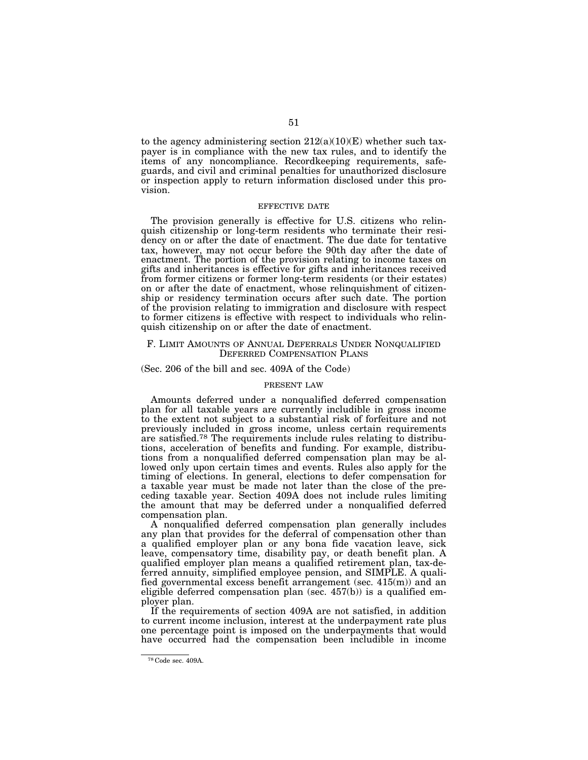to the agency administering section 212(a)(10)(E) whether such taxpayer is in compliance with the new tax rules, and to identify the items of any noncompliance. Recordkeeping requirements, safeguards, and civil and criminal penalties for unauthorized disclosure or inspection apply to return information disclosed under this provision.

#### EFFECTIVE DATE

The provision generally is effective for U.S. citizens who relinquish citizenship or long-term residents who terminate their residency on or after the date of enactment. The due date for tentative tax, however, may not occur before the 90th day after the date of enactment. The portion of the provision relating to income taxes on gifts and inheritances is effective for gifts and inheritances received from former citizens or former long-term residents (or their estates) on or after the date of enactment, whose relinquishment of citizenship or residency termination occurs after such date. The portion of the provision relating to immigration and disclosure with respect to former citizens is effective with respect to individuals who relinquish citizenship on or after the date of enactment.

### F. LIMIT AMOUNTS OF ANNUAL DEFERRALS UNDER NONQUALIFIED DEFERRED COMPENSATION PLANS

(Sec. 206 of the bill and sec. 409A of the Code)

#### PRESENT LAW

Amounts deferred under a nonqualified deferred compensation plan for all taxable years are currently includible in gross income to the extent not subject to a substantial risk of forfeiture and not previously included in gross income, unless certain requirements are satisfied.[78] The requirements include rules relating to distributions, acceleration of benefits and funding. For example, distributions from a nonqualified deferred compensation plan may be allowed only upon certain times and events. Rules also apply for the timing of elections. In general, elections to defer compensation for a taxable year must be made not later than the close of the preceding taxable year. Section 409A does not include rules limiting the amount that may be deferred under a nonqualified deferred compensation plan.

A nonqualified deferred compensation plan generally includes any plan that provides for the deferral of compensation other than a qualified employer plan or any bona fide vacation leave, sick leave, compensatory time, disability pay, or death benefit plan. A qualified employer plan means a qualified retirement plan, tax-deferred annuity, simplified employee pension, and SIMPLE. A qualified governmental excess benefit arrangement (sec. 415(m)) and an eligible deferred compensation plan (sec. 457(b)) is a qualified employer plan.

If the requirements of section 409A are not satisfied, in addition to current income inclusion, interest at the underpayment rate plus one percentage point is imposed on the underpayments that would have occurred had the compensation been includible in income

[78] Code sec. 409A.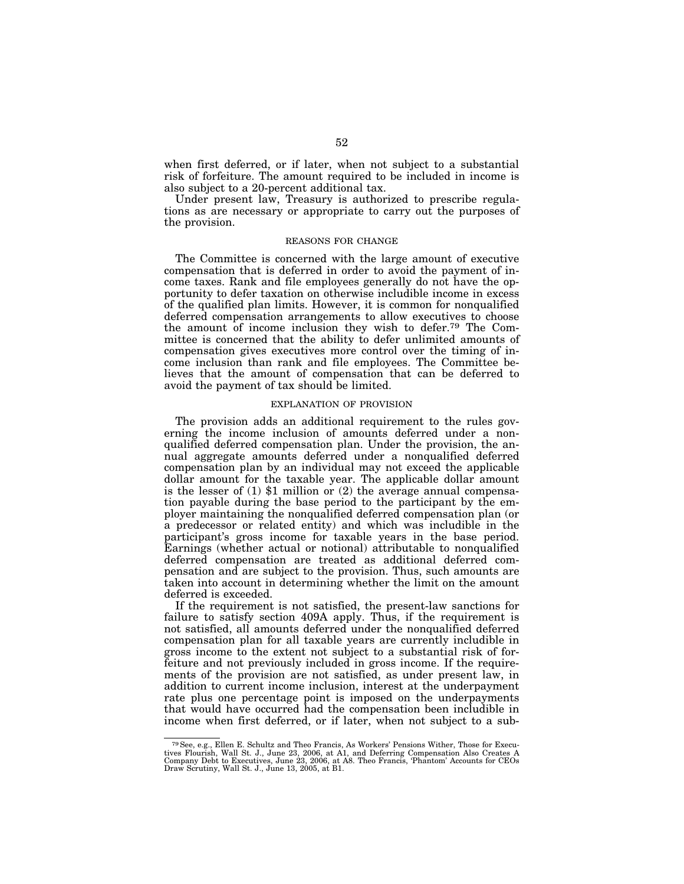when first deferred, or if later, when not subject to a substantial risk of forfeiture. The amount required to be included in income is also subject to a 20-percent additional tax.

Under present law, Treasury is authorized to prescribe regulations as are necessary or appropriate to carry out the purposes of the provision.

### REASONS FOR CHANGE

The Committee is concerned with the large amount of executive compensation that is deferred in order to avoid the payment of income taxes. Rank and file employees generally do not have the opportunity to defer taxation on otherwise includible income in excess of the qualified plan limits. However, it is common for nonqualified deferred compensation arrangements to allow executives to choose the amount of income inclusion they wish to defer.[79] The Committee is concerned that the ability to defer unlimited amounts of compensation gives executives more control over the timing of income inclusion than rank and file employees. The Committee believes that the amount of compensation that can be deferred to avoid the payment of tax should be limited.

### EXPLANATION OF PROVISION

The provision adds an additional requirement to the rules governing the income inclusion of amounts deferred under a nonqualified deferred compensation plan. Under the provision, the annual aggregate amounts deferred under a nonqualified deferred compensation plan by an individual may not exceed the applicable dollar amount for the taxable year. The applicable dollar amount is the lesser of (1) $1 million or (2) the average annual compensation payable during the base period to the participant by the employer maintaining the nonqualified deferred compensation plan (or a predecessor or related entity) and which was includible in the participant's gross income for taxable years in the base period. Earnings (whether actual or notional) attributable to nonqualified deferred compensation are treated as additional deferred compensation and are subject to the provision. Thus, such amounts are taken into account in determining whether the limit on the amount deferred is exceeded.

If the requirement is not satisfied, the present-law sanctions for failure to satisfy section 409A apply. Thus, if the requirement is not satisfied, all amounts deferred under the nonqualified deferred compensation plan for all taxable years are currently includible in gross income to the extent not subject to a substantial risk of forfeiture and not previously included in gross income. If the requirements of the provision are not satisfied, as under present law, in addition to current income inclusion, interest at the underpayment rate plus one percentage point is imposed on the underpayments that would have occurred had the compensation been includible in income when first deferred, or if later, when not subject to a sub-

---

[79] See, e.g., Ellen E. Schultz and Theo Francis, As Workers' Pensions Wither, Those for Executives Flourish, Wall St. J., June 23, 2006, at A1, and Deferring Compensation Also Creates A Company Debt to Executives, June 23, 2006, at A8. Theo Francis, 'Phantom' Accounts for CEOs Draw Scrutiny, Wall St. J., June 13, 2005, at B1.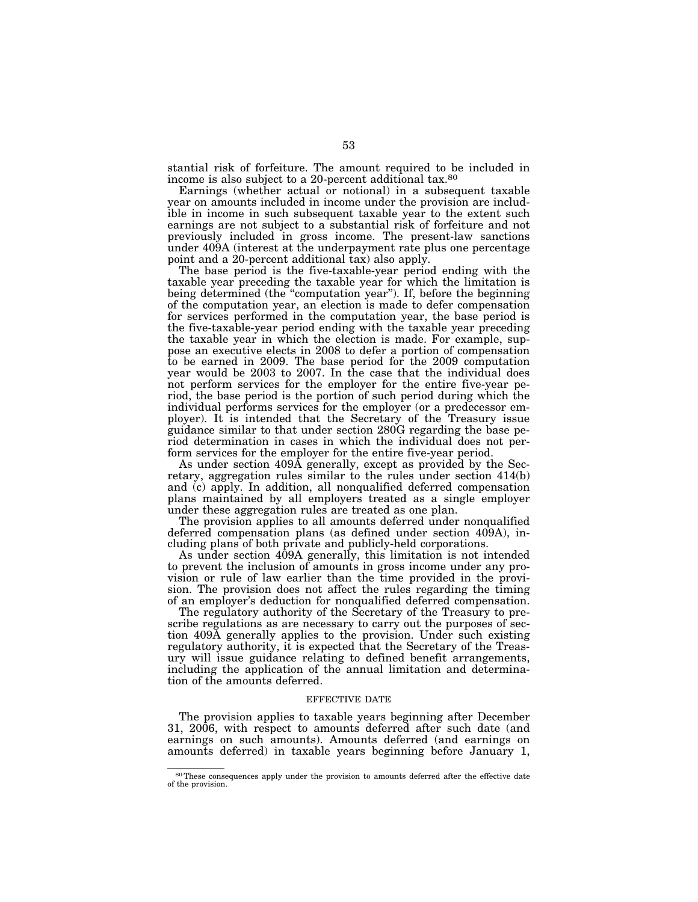stantial risk of forfeiture. The amount required to be included in income is also subject to a 20-percent additional tax.[80]

Earnings (whether actual or notional) in a subsequent taxable year on amounts included in income under the provision are includible in income in such subsequent taxable year to the extent such earnings are not subject to a substantial risk of forfeiture and not previously included in gross income. The present-law sanctions under 409A (interest at the underpayment rate plus one percentage point and a 20-percent additional tax) also apply.

The base period is the five-taxable-year period ending with the taxable year preceding the taxable year for which the limitation is being determined (the "computation year"). If, before the beginning of the computation year, an election is made to defer compensation for services performed in the computation year, the base period is the five-taxable-year period ending with the taxable year preceding the taxable year in which the election is made. For example, suppose an executive elects in 2008 to defer a portion of compensation to be earned in 2009. The base period for the 2009 computation year would be 2003 to 2007. In the case that the individual does not perform services for the employer for the entire five-year period, the base period is the portion of such period during which the individual performs services for the employer (or a predecessor employer). It is intended that the Secretary of the Treasury issue guidance similar to that under section 280G regarding the base period determination in cases in which the individual does not perform services for the employer for the entire five-year period.

As under section 409A generally, except as provided by the Secretary, aggregation rules similar to the rules under section 414(b) and (c) apply. In addition, all nonqualified deferred compensation plans maintained by all employers treated as a single employer under these aggregation rules are treated as one plan.

The provision applies to all amounts deferred under nonqualified deferred compensation plans (as defined under section 409A), including plans of both private and publicly-held corporations.

As under section 409A generally, this limitation is not intended to prevent the inclusion of amounts in gross income under any provision or rule of law earlier than the time provided in the provision. The provision does not affect the rules regarding the timing of an employer's deduction for nonqualified deferred compensation.

The regulatory authority of the Secretary of the Treasury to prescribe regulations as are necessary to carry out the purposes of section 409A generally applies to the provision. Under such existing regulatory authority, it is expected that the Secretary of the Treasury will issue guidance relating to defined benefit arrangements, including the application of the annual limitation and determination of the amounts deferred.

## EFFECTIVE DATE

The provision applies to taxable years beginning after December 31, 2006, with respect to amounts deferred after such date (and earnings on such amounts). Amounts deferred (and earnings on amounts deferred) in taxable years beginning before January 1,

---

[80] These consequences apply under the provision to amounts deferred after the effective date of the provision.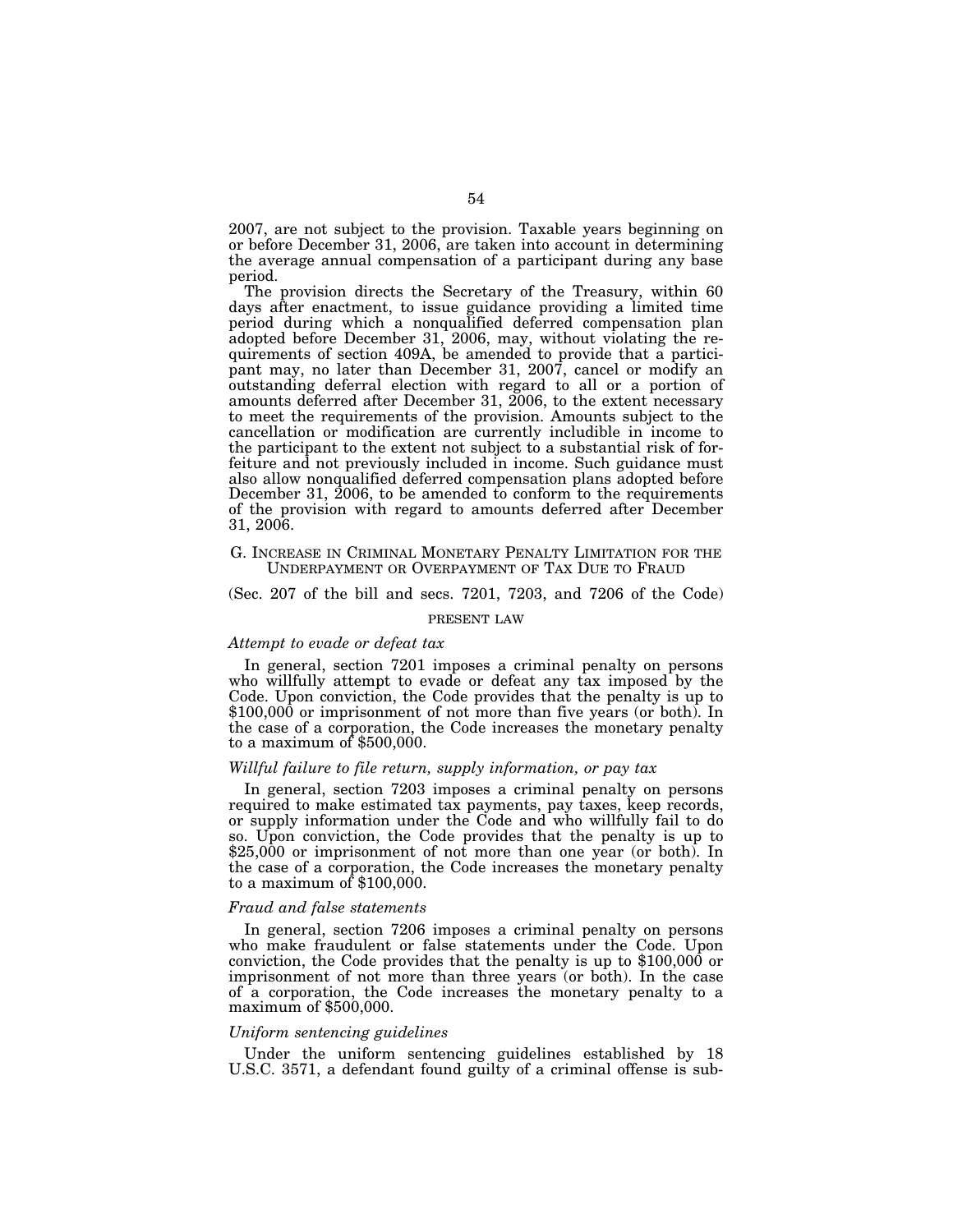2007, are not subject to the provision. Taxable years beginning on or before December 31, 2006, are taken into account in determining the average annual compensation of a participant during any base period.

The provision directs the Secretary of the Treasury, within 60 days after enactment, to issue guidance providing a limited time period during which a nonqualified deferred compensation plan adopted before December 31, 2006, may, without violating the requirements of section 409A, be amended to provide that a participant may, no later than December 31, 2007, cancel or modify an outstanding deferral election with regard to all or a portion of amounts deferred after December 31, 2006, to the extent necessary to meet the requirements of the provision. Amounts subject to the cancellation or modification are currently includible in income to the participant to the extent not subject to a substantial risk of forfeiture and not previously included in income. Such guidance must also allow nonqualified deferred compensation plans adopted before December 31, 2006, to be amended to conform to the requirements of the provision with regard to amounts deferred after December 31, 2006.

## G. Increase in Criminal Monetary Penalty Limitation for the Underpayment or Overpayment of Tax Due to Fraud

(Sec. 207 of the bill and secs. 7201, 7203, and 7206 of the Code)

### PRESENT LAW

*Attempt to evade or defeat tax*

In general, section 7201 imposes a criminal penalty on persons who willfully attempt to evade or defeat any tax imposed by the Code. Upon conviction, the Code provides that the penalty is up to \$100,000 or imprisonment of not more than five years (or both). In the case of a corporation, the Code increases the monetary penalty to a maximum of \$500,000.

*Willful failure to file return, supply information, or pay tax*

In general, section 7203 imposes a criminal penalty on persons required to make estimated tax payments, pay taxes, keep records, or supply information under the Code and who willfully fail to do so. Upon conviction, the Code provides that the penalty is up to \$25,000 or imprisonment of not more than one year (or both). In the case of a corporation, the Code increases the monetary penalty to a maximum of \$100,000.

*Fraud and false statements*

In general, section 7206 imposes a criminal penalty on persons who make fraudulent or false statements under the Code. Upon conviction, the Code provides that the penalty is up to \$100,000 or imprisonment of not more than three years (or both). In the case of a corporation, the Code increases the monetary penalty to a maximum of \$500,000.

*Uniform sentencing guidelines*

Under the uniform sentencing guidelines established by 18 U.S.C. 3571, a defendant found guilty of a criminal offense is sub-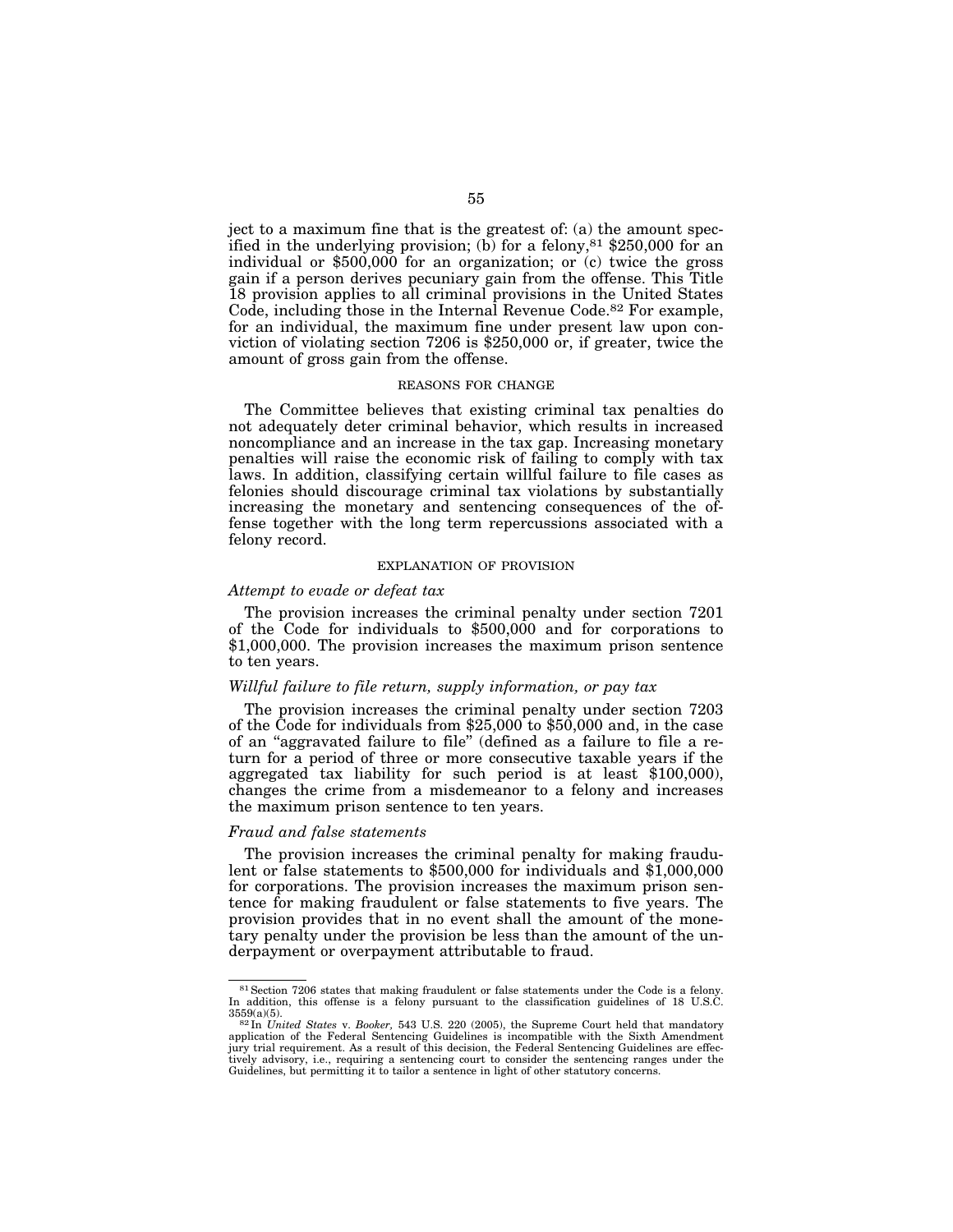ject to a maximum fine that is the greatest of: (a) the amount specified in the underlying provision; (b) for a felony,[81] $250,000 for an individual or $500,000 for an organization; or (c) twice the gross gain if a person derives pecuniary gain from the offense. This Title 18 provision applies to all criminal provisions in the United States Code, including those in the Internal Revenue Code.[82] For example, for an individual, the maximum fine under present law upon conviction of violating section 7206 is $250,000 or, if greater, twice the amount of gross gain from the offense.

#### REASONS FOR CHANGE

The Committee believes that existing criminal tax penalties do not adequately deter criminal behavior, which results in increased noncompliance and an increase in the tax gap. Increasing monetary penalties will raise the economic risk of failing to comply with tax laws. In addition, classifying certain willful failure to file cases as felonies should discourage criminal tax violations by substantially increasing the monetary and sentencing consequences of the offense together with the long term repercussions associated with a felony record.

#### EXPLANATION OF PROVISION

*Attempt to evade or defeat tax*

The provision increases the criminal penalty under section 7201 of the Code for individuals to $500,000 and for corporations to $1,000,000. The provision increases the maximum prison sentence to ten years.

*Willful failure to file return, supply information, or pay tax*

The provision increases the criminal penalty under section 7203 of the Code for individuals from $25,000 to $50,000 and, in the case of an "aggravated failure to file" (defined as a failure to file a return for a period of three or more consecutive taxable years if the aggregated tax liability for such period is at least $100,000), changes the crime from a misdemeanor to a felony and increases the maximum prison sentence to ten years.

*Fraud and false statements*

The provision increases the criminal penalty for making fraudulent or false statements to $500,000 for individuals and $1,000,000 for corporations. The provision increases the maximum prison sentence for making fraudulent or false statements to five years. The provision provides that in no event shall the amount of the monetary penalty under the provision be less than the amount of the underpayment or overpayment attributable to fraud.

---

[81] Section 7206 states that making fraudulent or false statements under the Code is a felony. In addition, this offense is a felony pursuant to the classification guidelines of 18 U.S.C. 3559(a)(5).

[82] In *United States* v. *Booker,* 543 U.S. 220 (2005), the Supreme Court held that mandatory application of the Federal Sentencing Guidelines is incompatible with the Sixth Amendment jury trial requirement. As a result of this decision, the Federal Sentencing Guidelines are effectively advisory, i.e., requiring a sentencing court to consider the sentencing ranges under the Guidelines, but permitting it to tailor a sentence in light of other statutory concerns.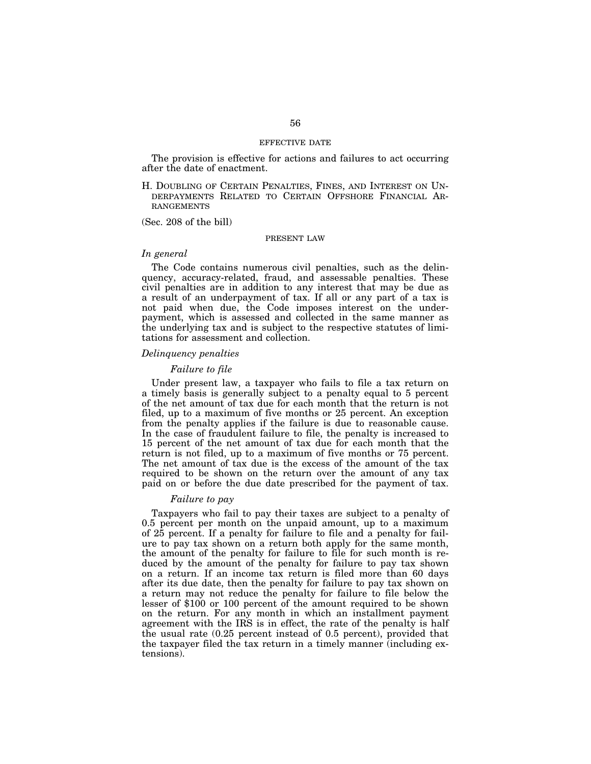#### EFFECTIVE DATE

The provision is effective for actions and failures to act occurring after the date of enactment.

## H. DOUBLING OF CERTAIN PENALTIES, FINES, AND INTEREST ON UNDERPAYMENTS RELATED TO CERTAIN OFFSHORE FINANCIAL ARRANGEMENTS

(Sec. 208 of the bill)

#### PRESENT LAW

*In general*

The Code contains numerous civil penalties, such as the delinquency, accuracy-related, fraud, and assessable penalties. These civil penalties are in addition to any interest that may be due as a result of an underpayment of tax. If all or any part of a tax is not paid when due, the Code imposes interest on the underpayment, which is assessed and collected in the same manner as the underlying tax and is subject to the respective statutes of limitations for assessment and collection.

*Delinquency penalties*

*Failure to file*

Under present law, a taxpayer who fails to file a tax return on a timely basis is generally subject to a penalty equal to 5 percent of the net amount of tax due for each month that the return is not filed, up to a maximum of five months or 25 percent. An exception from the penalty applies if the failure is due to reasonable cause. In the case of fraudulent failure to file, the penalty is increased to 15 percent of the net amount of tax due for each month that the return is not filed, up to a maximum of five months or 75 percent. The net amount of tax due is the excess of the amount of the tax required to be shown on the return over the amount of any tax paid on or before the due date prescribed for the payment of tax.

*Failure to pay*

Taxpayers who fail to pay their taxes are subject to a penalty of 0.5 percent per month on the unpaid amount, up to a maximum of 25 percent. If a penalty for failure to file and a penalty for failure to pay tax shown on a return both apply for the same month, the amount of the penalty for failure to file for such month is reduced by the amount of the penalty for failure to pay tax shown on a return. If an income tax return is filed more than 60 days after its due date, then the penalty for failure to pay tax shown on a return may not reduce the penalty for failure to file below the lesser of $100 or 100 percent of the amount required to be shown on the return. For any month in which an installment payment agreement with the IRS is in effect, the rate of the penalty is half the usual rate (0.25 percent instead of 0.5 percent), provided that the taxpayer filed the tax return in a timely manner (including extensions).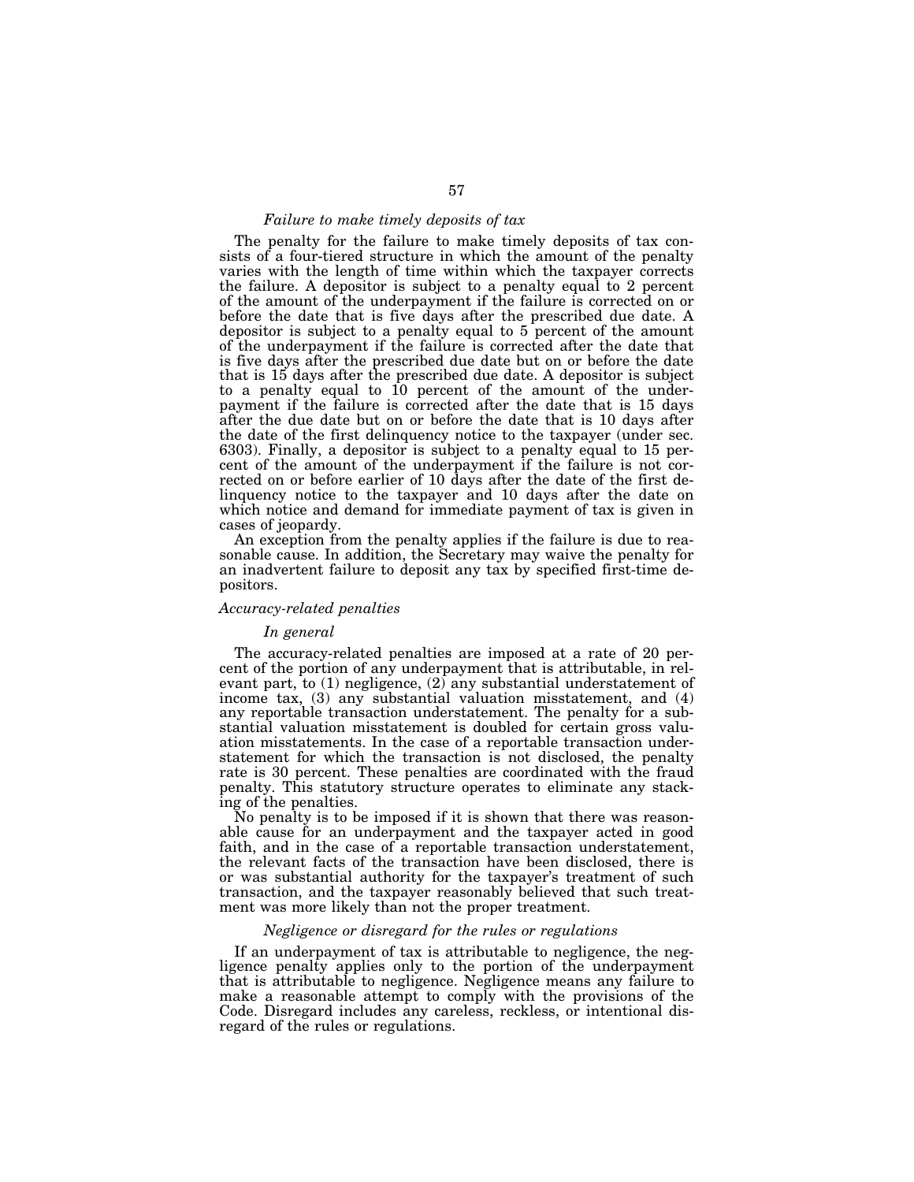#### *Failure to make timely deposits of tax*

The penalty for the failure to make timely deposits of tax consists of a four-tiered structure in which the amount of the penalty varies with the length of time within which the taxpayer corrects the failure. A depositor is subject to a penalty equal to 2 percent of the amount of the underpayment if the failure is corrected on or before the date that is five days after the prescribed due date. A depositor is subject to a penalty equal to 5 percent of the amount of the underpayment if the failure is corrected after the date that is five days after the prescribed due date but on or before the date that is 15 days after the prescribed due date. A depositor is subject to a penalty equal to 10 percent of the amount of the underpayment if the failure is corrected after the date that is 15 days after the due date but on or before the date that is 10 days after the date of the first delinquency notice to the taxpayer (under sec. 6303). Finally, a depositor is subject to a penalty equal to 15 percent of the amount of the underpayment if the failure is not corrected on or before earlier of 10 days after the date of the first delinquency notice to the taxpayer and 10 days after the date on which notice and demand for immediate payment of tax is given in cases of jeopardy.

An exception from the penalty applies if the failure is due to reasonable cause. In addition, the Secretary may waive the penalty for an inadvertent failure to deposit any tax by specified first-time depositors.

### *Accuracy-related penalties*

#### *In general*

The accuracy-related penalties are imposed at a rate of 20 percent of the portion of any underpayment that is attributable, in relevant part, to (1) negligence, (2) any substantial understatement of income tax, (3) any substantial valuation misstatement, and (4) any reportable transaction understatement. The penalty for a substantial valuation misstatement is doubled for certain gross valuation misstatements. In the case of a reportable transaction understatement for which the transaction is not disclosed, the penalty rate is 30 percent. These penalties are coordinated with the fraud penalty. This statutory structure operates to eliminate any stacking of the penalties.

No penalty is to be imposed if it is shown that there was reasonable cause for an underpayment and the taxpayer acted in good faith, and in the case of a reportable transaction understatement, the relevant facts of the transaction have been disclosed, there is or was substantial authority for the taxpayer's treatment of such transaction, and the taxpayer reasonably believed that such treatment was more likely than not the proper treatment.

#### *Negligence or disregard for the rules or regulations*

If an underpayment of tax is attributable to negligence, the negligence penalty applies only to the portion of the underpayment that is attributable to negligence. Negligence means any failure to make a reasonable attempt to comply with the provisions of the Code. Disregard includes any careless, reckless, or intentional disregard of the rules or regulations.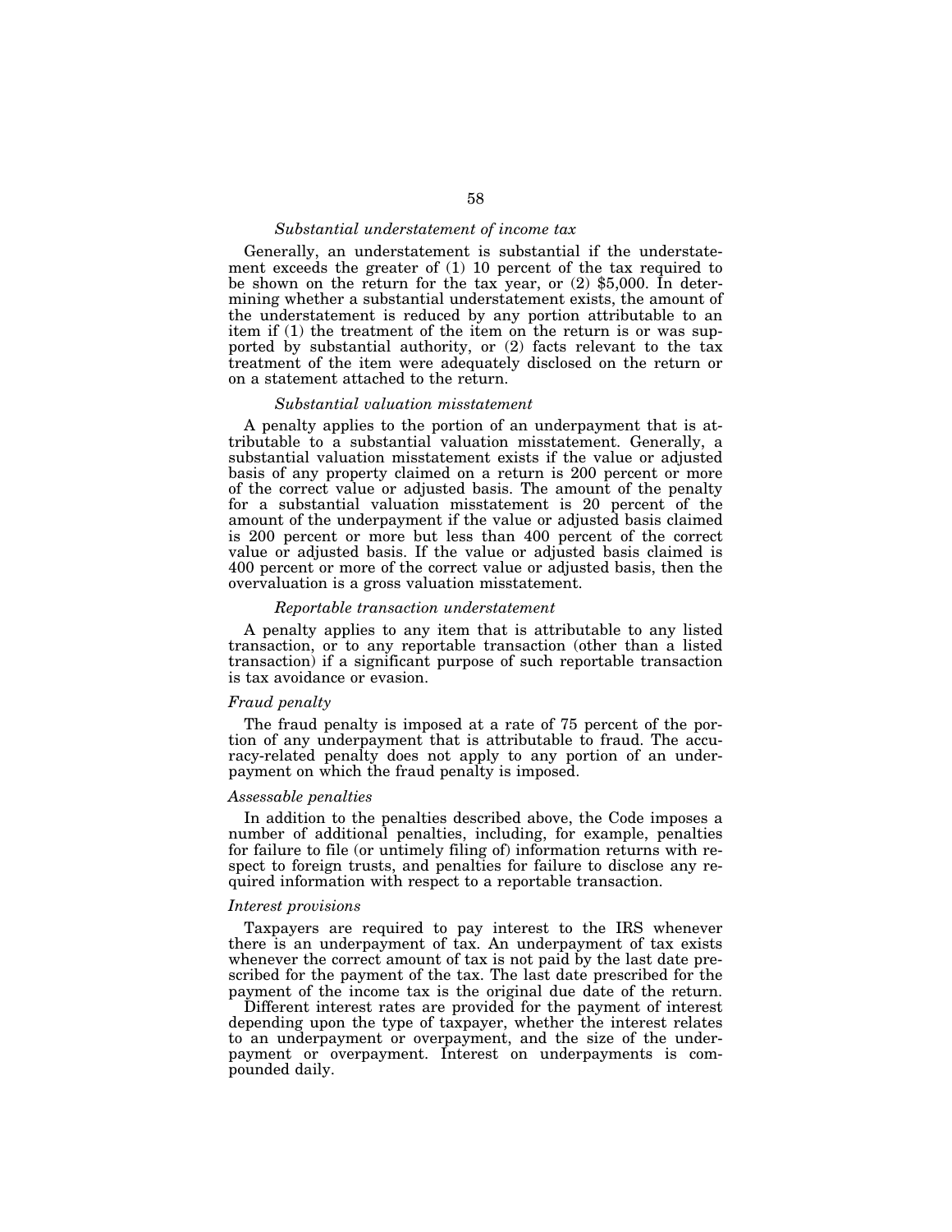*Substantial understatement of income tax*

Generally, an understatement is substantial if the understatement exceeds the greater of (1) 10 percent of the tax required to be shown on the return for the tax year, or (2) $5,000. In determining whether a substantial understatement exists, the amount of the understatement is reduced by any portion attributable to an item if (1) the treatment of the item on the return is or was supported by substantial authority, or (2) facts relevant to the tax treatment of the item were adequately disclosed on the return or on a statement attached to the return.

*Substantial valuation misstatement*

A penalty applies to the portion of an underpayment that is attributable to a substantial valuation misstatement. Generally, a substantial valuation misstatement exists if the value or adjusted basis of any property claimed on a return is 200 percent or more of the correct value or adjusted basis. The amount of the penalty for a substantial valuation misstatement is 20 percent of the amount of the underpayment if the value or adjusted basis claimed is 200 percent or more but less than 400 percent of the correct value or adjusted basis. If the value or adjusted basis claimed is 400 percent or more of the correct value or adjusted basis, then the overvaluation is a gross valuation misstatement.

*Reportable transaction understatement*

A penalty applies to any item that is attributable to any listed transaction, or to any reportable transaction (other than a listed transaction) if a significant purpose of such reportable transaction is tax avoidance or evasion.

*Fraud penalty*

The fraud penalty is imposed at a rate of 75 percent of the portion of any underpayment that is attributable to fraud. The accuracy-related penalty does not apply to any portion of an underpayment on which the fraud penalty is imposed.

*Assessable penalties*

In addition to the penalties described above, the Code imposes a number of additional penalties, including, for example, penalties for failure to file (or untimely filing of) information returns with respect to foreign trusts, and penalties for failure to disclose any required information with respect to a reportable transaction.

*Interest provisions*

Taxpayers are required to pay interest to the IRS whenever there is an underpayment of tax. An underpayment of tax exists whenever the correct amount of tax is not paid by the last date prescribed for the payment of the tax. The last date prescribed for the payment of the income tax is the original due date of the return.

Different interest rates are provided for the payment of interest depending upon the type of taxpayer, whether the interest relates to an underpayment or overpayment, and the size of the underpayment or overpayment. Interest on underpayments is compounded daily.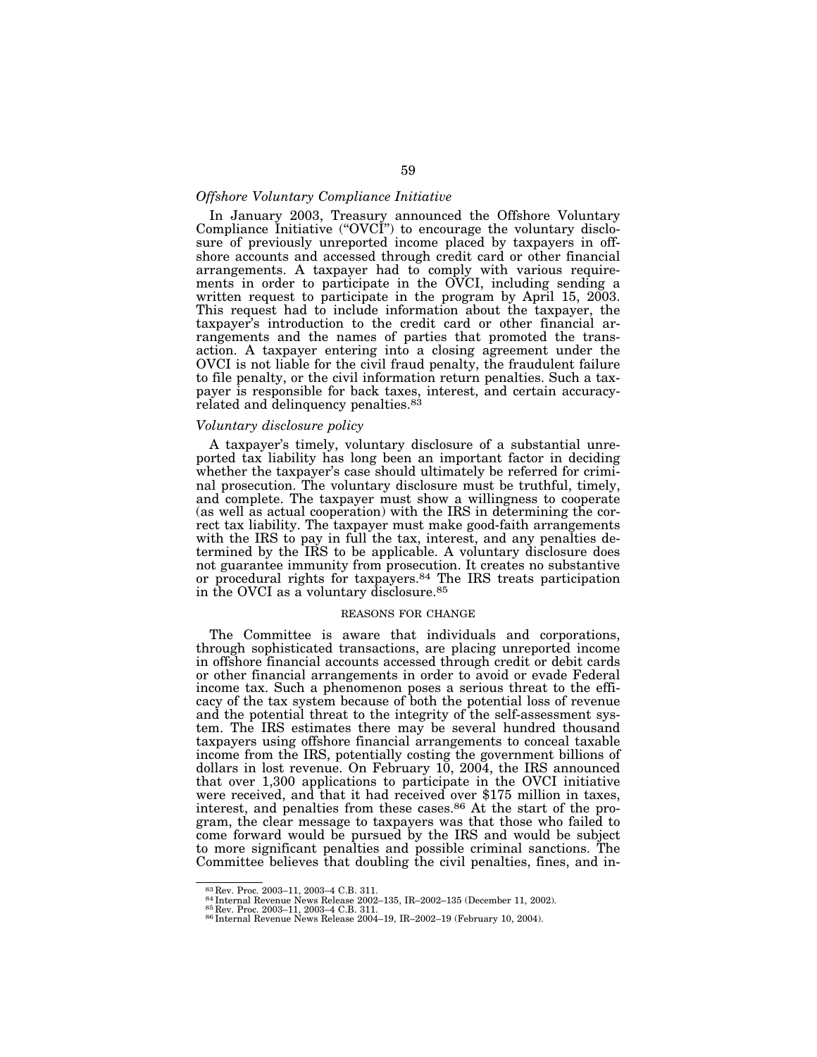*Offshore Voluntary Compliance Initiative*

In January 2003, Treasury announced the Offshore Voluntary Compliance Initiative ("OVCI") to encourage the voluntary disclosure of previously unreported income placed by taxpayers in offshore accounts and accessed through credit card or other financial arrangements. A taxpayer had to comply with various requirements in order to participate in the OVCI, including sending a written request to participate in the program by April 15, 2003. This request had to include information about the taxpayer, the taxpayer's introduction to the credit card or other financial arrangements and the names of parties that promoted the transaction. A taxpayer entering into a closing agreement under the OVCI is not liable for the civil fraud penalty, the fraudulent failure to file penalty, or the civil information return penalties. Such a taxpayer is responsible for back taxes, interest, and certain accuracy-related and delinquency penalties.[83]

*Voluntary disclosure policy*

A taxpayer's timely, voluntary disclosure of a substantial unreported tax liability has long been an important factor in deciding whether the taxpayer's case should ultimately be referred for criminal prosecution. The voluntary disclosure must be truthful, timely, and complete. The taxpayer must show a willingness to cooperate (as well as actual cooperation) with the IRS in determining the correct tax liability. The taxpayer must make good-faith arrangements with the IRS to pay in full the tax, interest, and any penalties determined by the IRS to be applicable. A voluntary disclosure does not guarantee immunity from prosecution. It creates no substantive or procedural rights for taxpayers.[84] The IRS treats participation in the OVCI as a voluntary disclosure.[85]

REASONS FOR CHANGE

The Committee is aware that individuals and corporations, through sophisticated transactions, are placing unreported income in offshore financial accounts accessed through credit or debit cards or other financial arrangements in order to avoid or evade Federal income tax. Such a phenomenon poses a serious threat to the efficacy of the tax system because of both the potential loss of revenue and the potential threat to the integrity of the self-assessment system. The IRS estimates there may be several hundred thousand taxpayers using offshore financial arrangements to conceal taxable income from the IRS, potentially costing the government billions of dollars in lost revenue. On February 10, 2004, the IRS announced that over 1,300 applications to participate in the OVCI initiative were received, and that it had received over $175 million in taxes, interest, and penalties from these cases.[86] At the start of the program, the clear message to taxpayers was that those who failed to come forward would be pursued by the IRS and would be subject to more significant penalties and possible criminal sanctions. The Committee believes that doubling the civil penalties, fines, and in-

[83] Rev. Proc. 2003–11, 2003–4 C.B. 311.
[84] Internal Revenue News Release 2002–135, IR–2002–135 (December 11, 2002).
[85] Rev. Proc. 2003–11, 2003–4 C.B. 311.
[86] Internal Revenue News Release 2004–19, IR–2002–19 (February 10, 2004).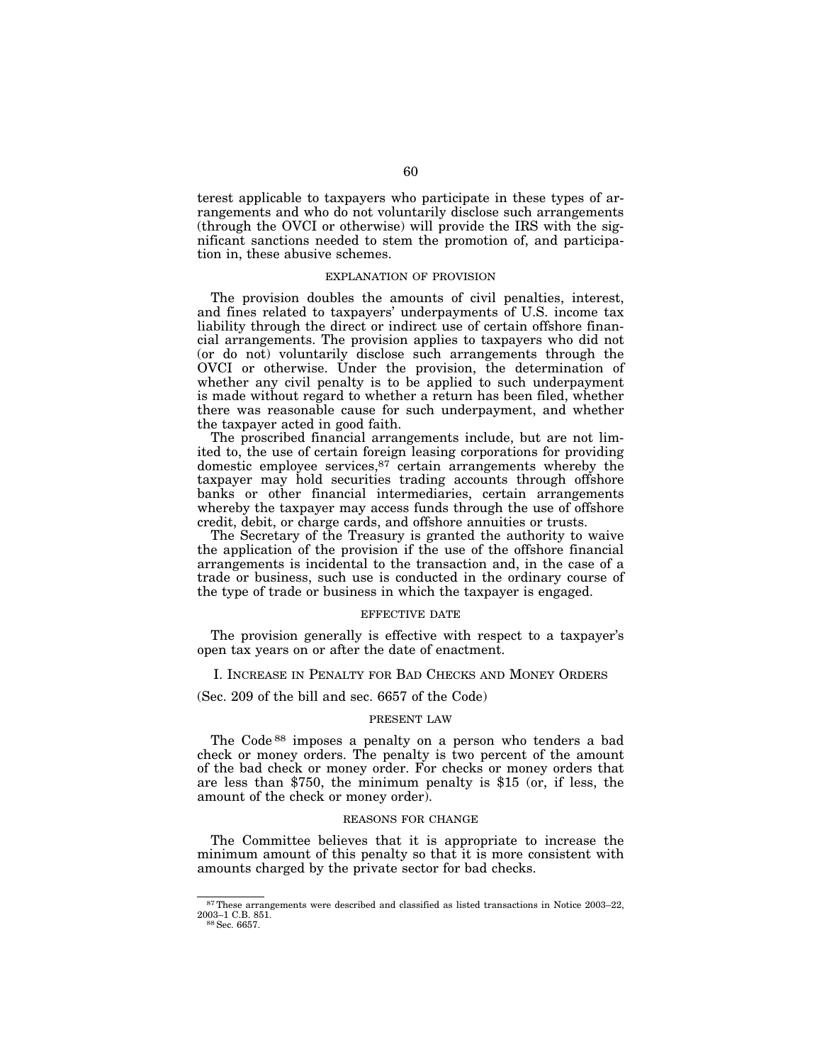terest applicable to taxpayers who participate in these types of arrangements and who do not voluntarily disclose such arrangements (through the OVCI or otherwise) will provide the IRS with the significant sanctions needed to stem the promotion of, and participation in, these abusive schemes.

#### EXPLANATION OF PROVISION

The provision doubles the amounts of civil penalties, interest, and fines related to taxpayers' underpayments of U.S. income tax liability through the direct or indirect use of certain offshore financial arrangements. The provision applies to taxpayers who did not (or do not) voluntarily disclose such arrangements through the OVCI or otherwise. Under the provision, the determination of whether any civil penalty is to be applied to such underpayment is made without regard to whether a return has been filed, whether there was reasonable cause for such underpayment, and whether the taxpayer acted in good faith.

The proscribed financial arrangements include, but are not limited to, the use of certain foreign leasing corporations for providing domestic employee services,[87] certain arrangements whereby the taxpayer may hold securities trading accounts through offshore banks or other financial intermediaries, certain arrangements whereby the taxpayer may access funds through the use of offshore credit, debit, or charge cards, and offshore annuities or trusts.

The Secretary of the Treasury is granted the authority to waive the application of the provision if the use of the offshore financial arrangements is incidental to the transaction and, in the case of a trade or business, such use is conducted in the ordinary course of the type of trade or business in which the taxpayer is engaged.

#### EFFECTIVE DATE

The provision generally is effective with respect to a taxpayer's open tax years on or after the date of enactment.

### I. INCREASE IN PENALTY FOR BAD CHECKS AND MONEY ORDERS

(Sec. 209 of the bill and sec. 6657 of the Code)

#### PRESENT LAW

The Code[88] imposes a penalty on a person who tenders a bad check or money orders. The penalty is two percent of the amount of the bad check or money order. For checks or money orders that are less than $750, the minimum penalty is $15 (or, if less, the amount of the check or money order).

#### REASONS FOR CHANGE

The Committee believes that it is appropriate to increase the minimum amount of this penalty so that it is more consistent with amounts charged by the private sector for bad checks.

---

[87] These arrangements were described and classified as listed transactions in Notice 2003–22, 2003–1 C.B. 851.

[88] Sec. 6657.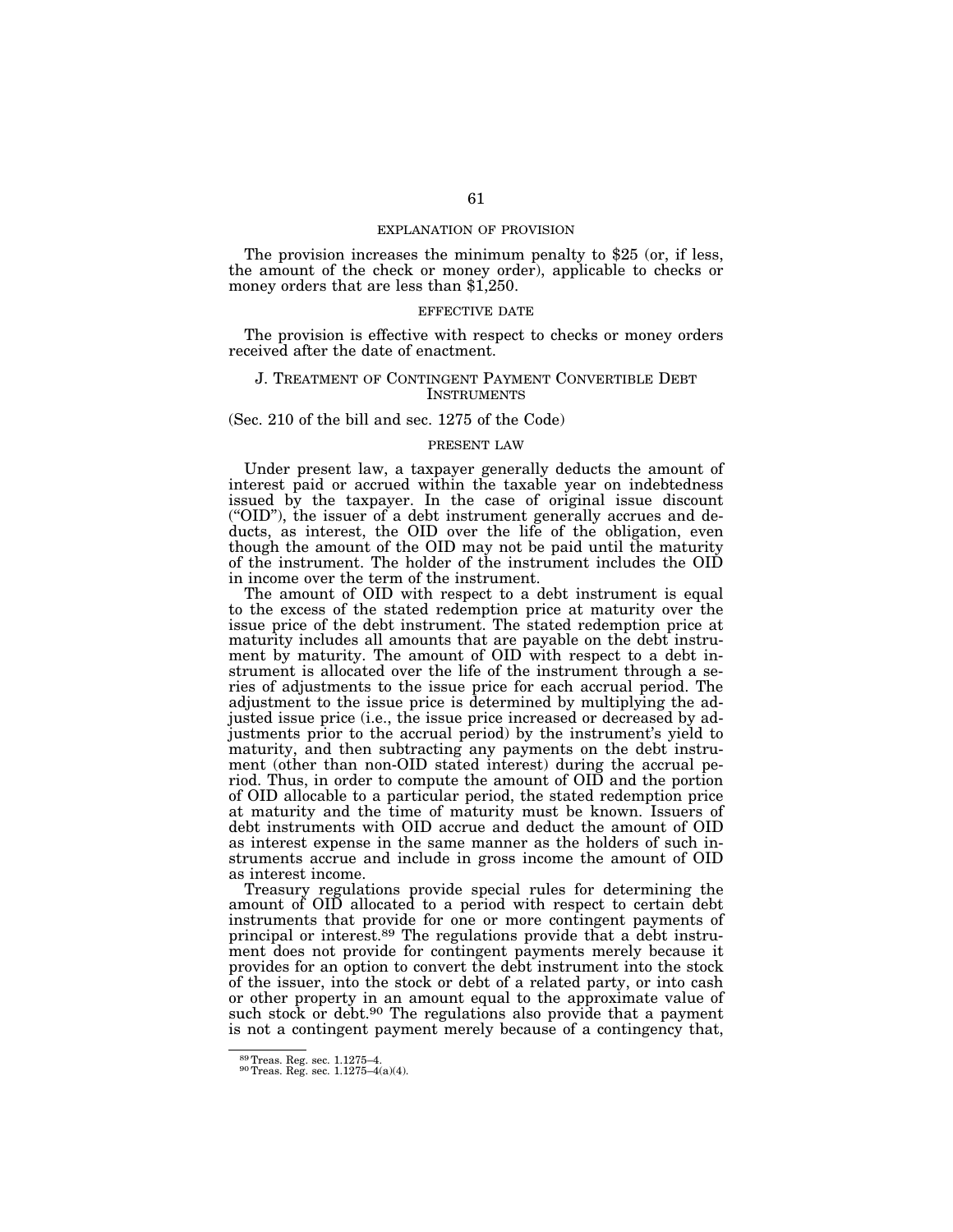#### EXPLANATION OF PROVISION

The provision increases the minimum penalty to $25 (or, if less, the amount of the check or money order), applicable to checks or money orders that are less than $1,250.

#### EFFECTIVE DATE

The provision is effective with respect to checks or money orders received after the date of enactment.

### J. TREATMENT OF CONTINGENT PAYMENT CONVERTIBLE DEBT INSTRUMENTS

(Sec. 210 of the bill and sec. 1275 of the Code)

#### PRESENT LAW

Under present law, a taxpayer generally deducts the amount of interest paid or accrued within the taxable year on indebtedness issued by the taxpayer. In the case of original issue discount ("OID"), the issuer of a debt instrument generally accrues and deducts, as interest, the OID over the life of the obligation, even though the amount of the OID may not be paid until the maturity of the instrument. The holder of the instrument includes the OID in income over the term of the instrument.

The amount of OID with respect to a debt instrument is equal to the excess of the stated redemption price at maturity over the issue price of the debt instrument. The stated redemption price at maturity includes all amounts that are payable on the debt instrument by maturity. The amount of OID with respect to a debt instrument is allocated over the life of the instrument through a series of adjustments to the issue price for each accrual period. The adjustment to the issue price is determined by multiplying the adjusted issue price (i.e., the issue price increased or decreased by adjustments prior to the accrual period) by the instrument's yield to maturity, and then subtracting any payments on the debt instrument (other than non-OID stated interest) during the accrual period. Thus, in order to compute the amount of OID and the portion of OID allocable to a particular period, the stated redemption price at maturity and the time of maturity must be known. Issuers of debt instruments with OID accrue and deduct the amount of OID as interest expense in the same manner as the holders of such instruments accrue and include in gross income the amount of OID as interest income.

Treasury regulations provide special rules for determining the amount of OID allocated to a period with respect to certain debt instruments that provide for one or more contingent payments of principal or interest.[89] The regulations provide that a debt instrument does not provide for contingent payments merely because it provides for an option to convert the debt instrument into the stock of the issuer, into the stock or debt of a related party, or into cash or other property in an amount equal to the approximate value of such stock or debt.[90] The regulations also provide that a payment is not a contingent payment merely because of a contingency that,

[89] Treas. Reg. sec. 1.1275–4.
[90] Treas. Reg. sec. 1.1275–4(a)(4).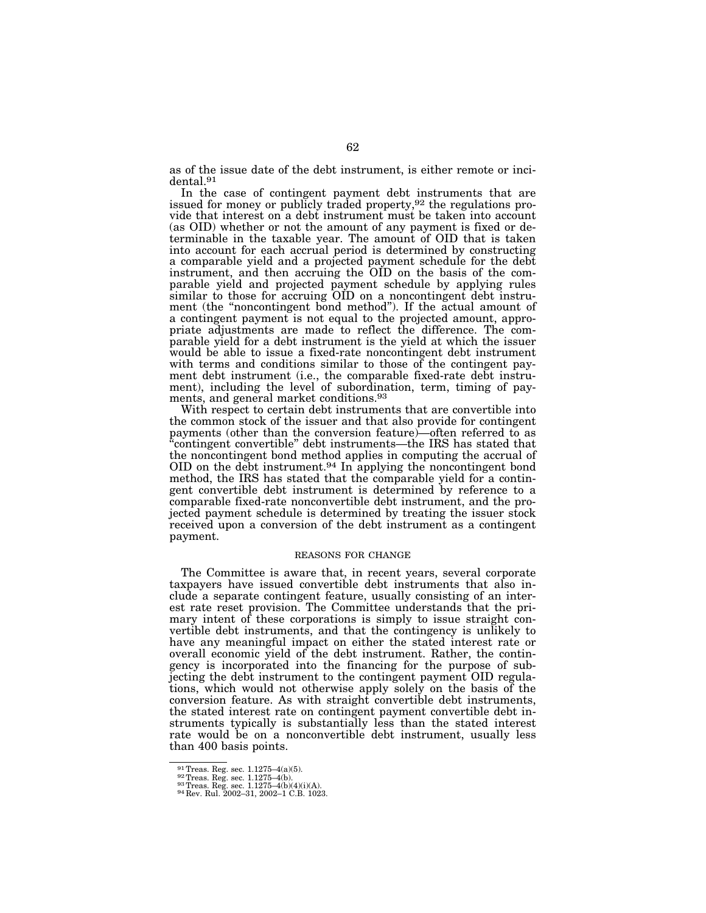as of the issue date of the debt instrument, is either remote or incidental.[91]

In the case of contingent payment debt instruments that are issued for money or publicly traded property,[92] the regulations provide that interest on a debt instrument must be taken into account (as OID) whether or not the amount of any payment is fixed or determinable in the taxable year. The amount of OID that is taken into account for each accrual period is determined by constructing a comparable yield and a projected payment schedule for the debt instrument, and then accruing the OID on the basis of the comparable yield and projected payment schedule by applying rules similar to those for accruing OID on a noncontingent debt instrument (the "noncontingent bond method"). If the actual amount of a contingent payment is not equal to the projected amount, appropriate adjustments are made to reflect the difference. The comparable yield for a debt instrument is the yield at which the issuer would be able to issue a fixed-rate noncontingent debt instrument with terms and conditions similar to those of the contingent payment debt instrument (i.e., the comparable fixed-rate debt instrument), including the level of subordination, term, timing of payments, and general market conditions.[93]

With respect to certain debt instruments that are convertible into the common stock of the issuer and that also provide for contingent payments (other than the conversion feature)—often referred to as "contingent convertible" debt instruments—the IRS has stated that the noncontingent bond method applies in computing the accrual of OID on the debt instrument.[94] In applying the noncontingent bond method, the IRS has stated that the comparable yield for a contingent convertible debt instrument is determined by reference to a comparable fixed-rate nonconvertible debt instrument, and the projected payment schedule is determined by treating the issuer stock received upon a conversion of the debt instrument as a contingent payment.

### REASONS FOR CHANGE

The Committee is aware that, in recent years, several corporate taxpayers have issued convertible debt instruments that also include a separate contingent feature, usually consisting of an interest rate reset provision. The Committee understands that the primary intent of these corporations is simply to issue straight convertible debt instruments, and that the contingency is unlikely to have any meaningful impact on either the stated interest rate or overall economic yield of the debt instrument. Rather, the contingency is incorporated into the financing for the purpose of subjecting the debt instrument to the contingent payment OID regulations, which would not otherwise apply solely on the basis of the conversion feature. As with straight convertible debt instruments, the stated interest rate on contingent payment convertible debt instruments typically is substantially less than the stated interest rate would be on a nonconvertible debt instrument, usually less than 400 basis points.

---

[91] Treas. Reg. sec. 1.1275–4(a)(5).
[92] Treas. Reg. sec. 1.1275–4(b).
[93] Treas. Reg. sec. 1.1275–4(b)(4)(i)(A).
[94] Rev. Rul. 2002–31, 2002–1 C.B. 1023.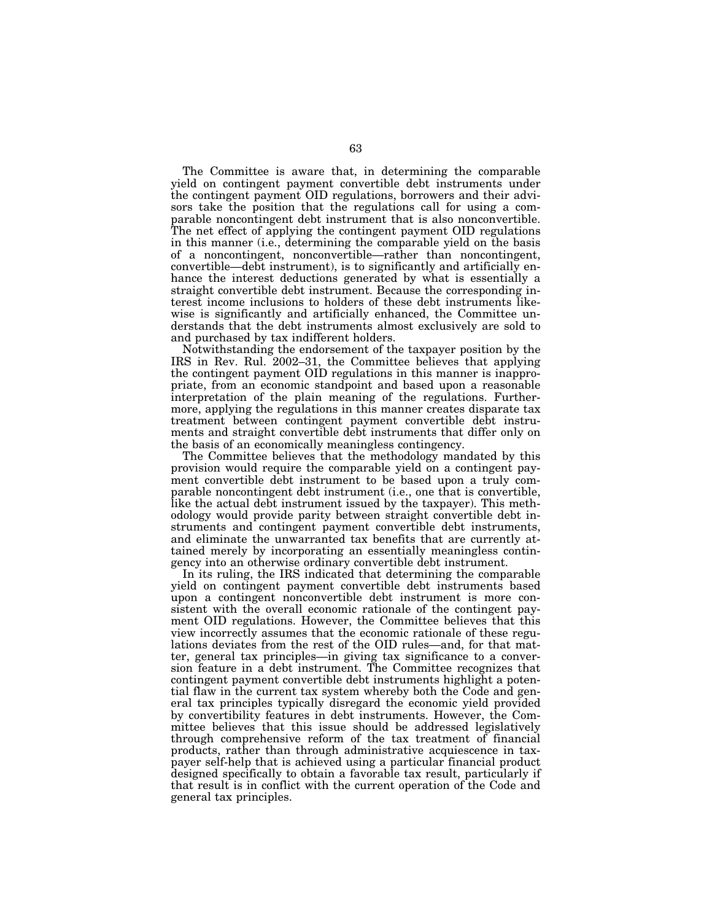The Committee is aware that, in determining the comparable yield on contingent payment convertible debt instruments under the contingent payment OID regulations, borrowers and their advisors take the position that the regulations call for using a comparable noncontingent debt instrument that is also nonconvertible. The net effect of applying the contingent payment OID regulations in this manner (i.e., determining the comparable yield on the basis of a noncontingent, nonconvertible—rather than noncontingent, convertible—debt instrument), is to significantly and artificially enhance the interest deductions generated by what is essentially a straight convertible debt instrument. Because the corresponding interest income inclusions to holders of these debt instruments likewise is significantly and artificially enhanced, the Committee understands that the debt instruments almost exclusively are sold to and purchased by tax indifferent holders.

Notwithstanding the endorsement of the taxpayer position by the IRS in Rev. Rul. 2002–31, the Committee believes that applying the contingent payment OID regulations in this manner is inappropriate, from an economic standpoint and based upon a reasonable interpretation of the plain meaning of the regulations. Furthermore, applying the regulations in this manner creates disparate tax treatment between contingent payment convertible debt instruments and straight convertible debt instruments that differ only on the basis of an economically meaningless contingency.

The Committee believes that the methodology mandated by this provision would require the comparable yield on a contingent payment convertible debt instrument to be based upon a truly comparable noncontingent debt instrument (i.e., one that is convertible, like the actual debt instrument issued by the taxpayer). This methodology would provide parity between straight convertible debt instruments and contingent payment convertible debt instruments, and eliminate the unwarranted tax benefits that are currently attained merely by incorporating an essentially meaningless contingency into an otherwise ordinary convertible debt instrument.

In its ruling, the IRS indicated that determining the comparable yield on contingent payment convertible debt instruments based upon a contingent nonconvertible debt instrument is more consistent with the overall economic rationale of the contingent payment OID regulations. However, the Committee believes that this view incorrectly assumes that the economic rationale of these regulations deviates from the rest of the OID rules—and, for that matter, general tax principles—in giving tax significance to a conversion feature in a debt instrument. The Committee recognizes that contingent payment convertible debt instruments highlight a potential flaw in the current tax system whereby both the Code and general tax principles typically disregard the economic yield provided by convertibility features in debt instruments. However, the Committee believes that this issue should be addressed legislatively through comprehensive reform of the tax treatment of financial products, rather than through administrative acquiescence in taxpayer self-help that is achieved using a particular financial product designed specifically to obtain a favorable tax result, particularly if that result is in conflict with the current operation of the Code and general tax principles.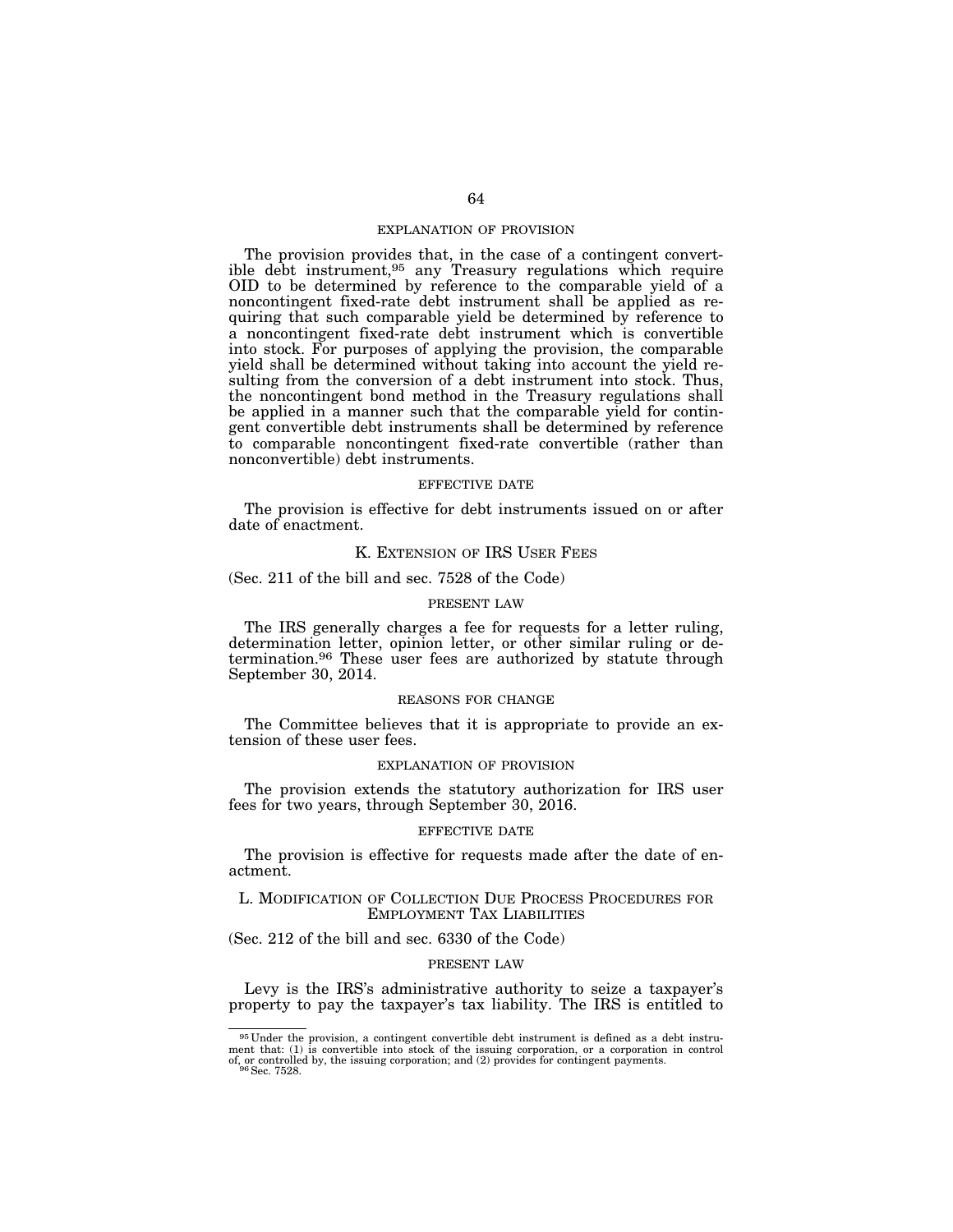#### EXPLANATION OF PROVISION

The provision provides that, in the case of a contingent convertible debt instrument,[95] any Treasury regulations which require OID to be determined by reference to the comparable yield of a noncontingent fixed-rate debt instrument shall be applied as requiring that such comparable yield be determined by reference to a noncontingent fixed-rate debt instrument which is convertible into stock. For purposes of applying the provision, the comparable yield shall be determined without taking into account the yield resulting from the conversion of a debt instrument into stock. Thus, the noncontingent bond method in the Treasury regulations shall be applied in a manner such that the comparable yield for contingent convertible debt instruments shall be determined by reference to comparable noncontingent fixed-rate convertible (rather than nonconvertible) debt instruments.

#### EFFECTIVE DATE

The provision is effective for debt instruments issued on or after date of enactment.

### K. EXTENSION OF IRS USER FEES

(Sec. 211 of the bill and sec. 7528 of the Code)

#### PRESENT LAW

The IRS generally charges a fee for requests for a letter ruling, determination letter, opinion letter, or other similar ruling or determination.[96] These user fees are authorized by statute through September 30, 2014.

#### REASONS FOR CHANGE

The Committee believes that it is appropriate to provide an extension of these user fees.

#### EXPLANATION OF PROVISION

The provision extends the statutory authorization for IRS user fees for two years, through September 30, 2016.

#### EFFECTIVE DATE

The provision is effective for requests made after the date of enactment.

### L. MODIFICATION OF COLLECTION DUE PROCESS PROCEDURES FOR EMPLOYMENT TAX LIABILITIES

(Sec. 212 of the bill and sec. 6330 of the Code)

#### PRESENT LAW

Levy is the IRS's administrative authority to seize a taxpayer's property to pay the taxpayer's tax liability. The IRS is entitled to

---

[95] Under the provision, a contingent convertible debt instrument is defined as a debt instrument that: (1) is convertible into stock of the issuing corporation, or a corporation in control of, or controlled by, the issuing corporation; and (2) provides for contingent payments.

[96] Sec. 7528.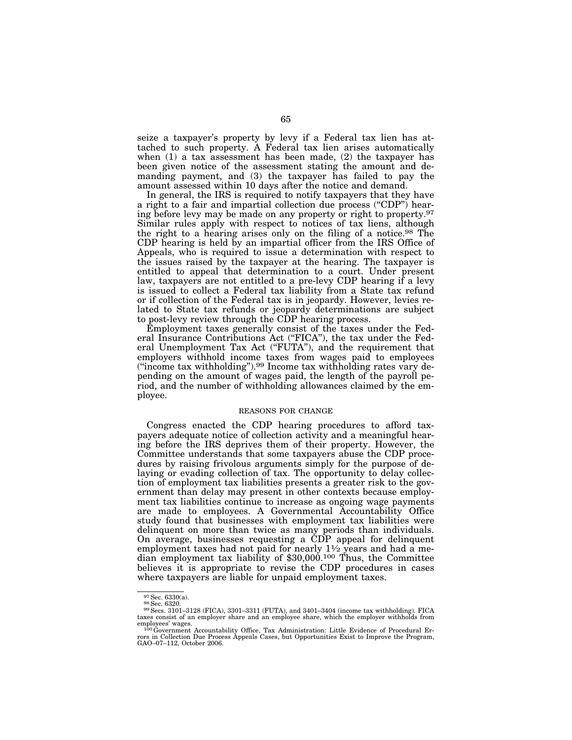seize a taxpayer's property by levy if a Federal tax lien has attached to such property. A Federal tax lien arises automatically when (1) a tax assessment has been made, (2) the taxpayer has been given notice of the assessment stating the amount and demanding payment, and (3) the taxpayer has failed to pay the amount assessed within 10 days after the notice and demand.

In general, the IRS is required to notify taxpayers that they have a right to a fair and impartial collection due process ("CDP") hearing before levy may be made on any property or right to property.[97] Similar rules apply with respect to notices of tax liens, although the right to a hearing arises only on the filing of a notice.[98] The CDP hearing is held by an impartial officer from the IRS Office of Appeals, who is required to issue a determination with respect to the issues raised by the taxpayer at the hearing. The taxpayer is entitled to appeal that determination to a court. Under present law, taxpayers are not entitled to a pre-levy CDP hearing if a levy is issued to collect a Federal tax liability from a State tax refund or if collection of the Federal tax is in jeopardy. However, levies related to State tax refunds or jeopardy determinations are subject to post-levy review through the CDP hearing process.

Employment taxes generally consist of the taxes under the Federal Insurance Contributions Act ("FICA"), the tax under the Federal Unemployment Tax Act ("FUTA"), and the requirement that employers withhold income taxes from wages paid to employees ("income tax withholding").[99] Income tax withholding rates vary depending on the amount of wages paid, the length of the payroll period, and the number of withholding allowances claimed by the employee.

REASONS FOR CHANGE

Congress enacted the CDP hearing procedures to afford taxpayers adequate notice of collection activity and a meaningful hearing before the IRS deprives them of their property. However, the Committee understands that some taxpayers abuse the CDP procedures by raising frivolous arguments simply for the purpose of delaying or evading collection of tax. The opportunity to delay collection of employment tax liabilities presents a greater risk to the government than delay may present in other contexts because employment tax liabilities continue to increase as ongoing wage payments are made to employees. A Governmental Accountability Office study found that businesses with employment tax liabilities were delinquent on more than twice as many periods than individuals. On average, businesses requesting a CDP appeal for delinquent employment taxes had not paid for nearly 1½ years and had a median employment tax liability of $30,000.[100] Thus, the Committee believes it is appropriate to revise the CDP procedures in cases where taxpayers are liable for unpaid employment taxes.

---

[97] Sec. 6330(a).

[98] Sec. 6320.

[99] Secs. 3101–3128 (FICA), 3301–3311 (FUTA), and 3401–3404 (income tax withholding). FICA taxes consist of an employer share and an employee share, which the employer withholds from employees' wages.

[100] Government Accountability Office, Tax Administration: Little Evidence of Procedural Errors in Collection Due Process Appeals Cases, but Opportunities Exist to Improve the Program, GAO–07–112, October 2006.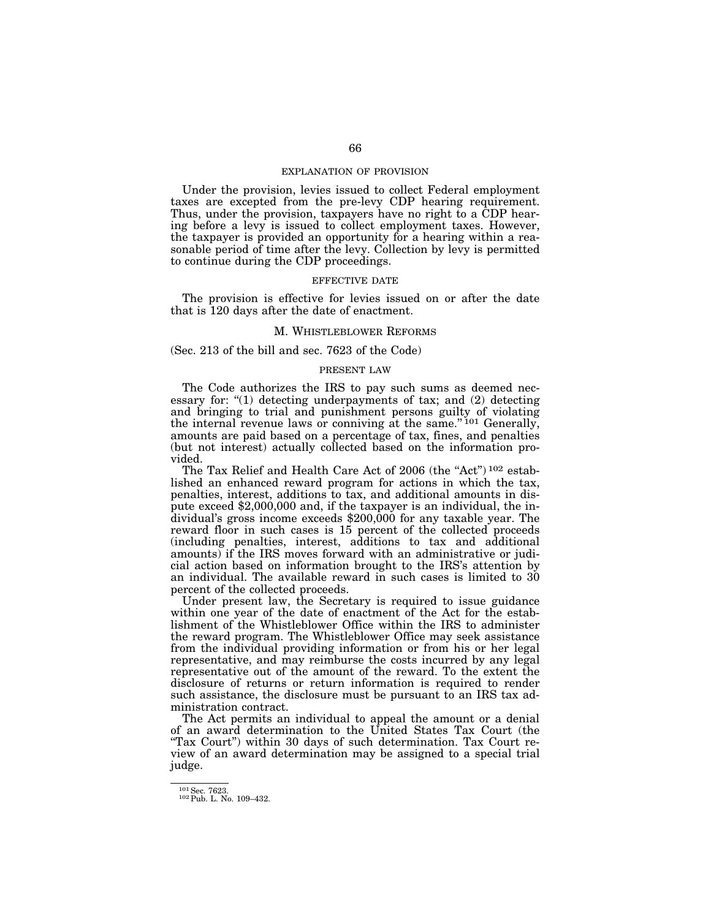#### EXPLANATION OF PROVISION

Under the provision, levies issued to collect Federal employment taxes are excepted from the pre-levy CDP hearing requirement. Thus, under the provision, taxpayers have no right to a CDP hearing before a levy is issued to collect employment taxes. However, the taxpayer is provided an opportunity for a hearing within a reasonable period of time after the levy. Collection by levy is permitted to continue during the CDP proceedings.

#### EFFECTIVE DATE

The provision is effective for levies issued on or after the date that is 120 days after the date of enactment.

### M. WHISTLEBLOWER REFORMS

(Sec. 213 of the bill and sec. 7623 of the Code)

#### PRESENT LAW

The Code authorizes the IRS to pay such sums as deemed necessary for: "(1) detecting underpayments of tax; and (2) detecting and bringing to trial and punishment persons guilty of violating the internal revenue laws or conniving at the same."[101] Generally, amounts are paid based on a percentage of tax, fines, and penalties (but not interest) actually collected based on the information provided.

The Tax Relief and Health Care Act of 2006 (the "Act")[102] established an enhanced reward program for actions in which the tax, penalties, interest, additions to tax, and additional amounts in dispute exceed $2,000,000 and, if the taxpayer is an individual, the individual's gross income exceeds $200,000 for any taxable year. The reward floor in such cases is 15 percent of the collected proceeds (including penalties, interest, additions to tax and additional amounts) if the IRS moves forward with an administrative or judicial action based on information brought to the IRS's attention by an individual. The available reward in such cases is limited to 30 percent of the collected proceeds.

Under present law, the Secretary is required to issue guidance within one year of the date of enactment of the Act for the establishment of the Whistleblower Office within the IRS to administer the reward program. The Whistleblower Office may seek assistance from the individual providing information or from his or her legal representative, and may reimburse the costs incurred by any legal representative out of the amount of the reward. To the extent the disclosure of returns or return information is required to render such assistance, the disclosure must be pursuant to an IRS tax administration contract.

The Act permits an individual to appeal the amount or a denial of an award determination to the United States Tax Court (the "Tax Court") within 30 days of such determination. Tax Court review of an award determination may be assigned to a special trial judge.

---

[101] Sec. 7623.

[102] Pub. L. No. 109–432.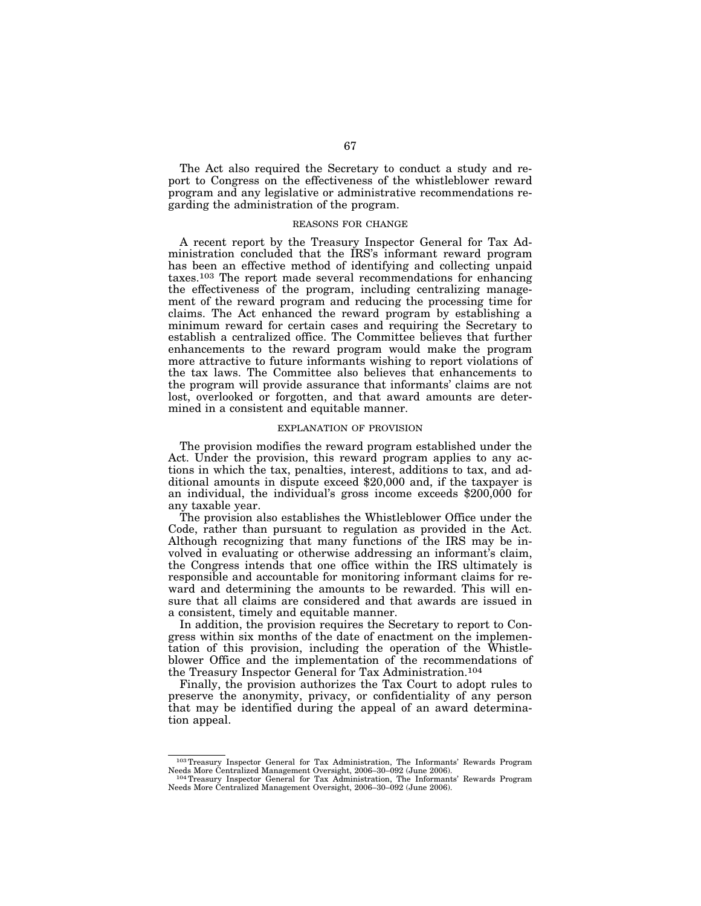The Act also required the Secretary to conduct a study and report to Congress on the effectiveness of the whistleblower reward program and any legislative or administrative recommendations regarding the administration of the program.

### REASONS FOR CHANGE

A recent report by the Treasury Inspector General for Tax Administration concluded that the IRS's informant reward program has been an effective method of identifying and collecting unpaid taxes.[103] The report made several recommendations for enhancing the effectiveness of the program, including centralizing management of the reward program and reducing the processing time for claims. The Act enhanced the reward program by establishing a minimum reward for certain cases and requiring the Secretary to establish a centralized office. The Committee believes that further enhancements to the reward program would make the program more attractive to future informants wishing to report violations of the tax laws. The Committee also believes that enhancements to the program will provide assurance that informants' claims are not lost, overlooked or forgotten, and that award amounts are determined in a consistent and equitable manner.

### EXPLANATION OF PROVISION

The provision modifies the reward program established under the Act. Under the provision, this reward program applies to any actions in which the tax, penalties, interest, additions to tax, and additional amounts in dispute exceed $20,000 and, if the taxpayer is an individual, the individual's gross income exceeds $200,000 for any taxable year.

The provision also establishes the Whistleblower Office under the Code, rather than pursuant to regulation as provided in the Act. Although recognizing that many functions of the IRS may be involved in evaluating or otherwise addressing an informant's claim, the Congress intends that one office within the IRS ultimately is responsible and accountable for monitoring informant claims for reward and determining the amounts to be rewarded. This will ensure that all claims are considered and that awards are issued in a consistent, timely and equitable manner.

In addition, the provision requires the Secretary to report to Congress within six months of the date of enactment on the implementation of this provision, including the operation of the Whistleblower Office and the implementation of the recommendations of the Treasury Inspector General for Tax Administration.[104]

Finally, the provision authorizes the Tax Court to adopt rules to preserve the anonymity, privacy, or confidentiality of any person that may be identified during the appeal of an award determination appeal.

---

[103] Treasury Inspector General for Tax Administration, The Informants' Rewards Program Needs More Centralized Management Oversight, 2006–30–092 (June 2006).

[104] Treasury Inspector General for Tax Administration, The Informants' Rewards Program Needs More Centralized Management Oversight, 2006–30–092 (June 2006).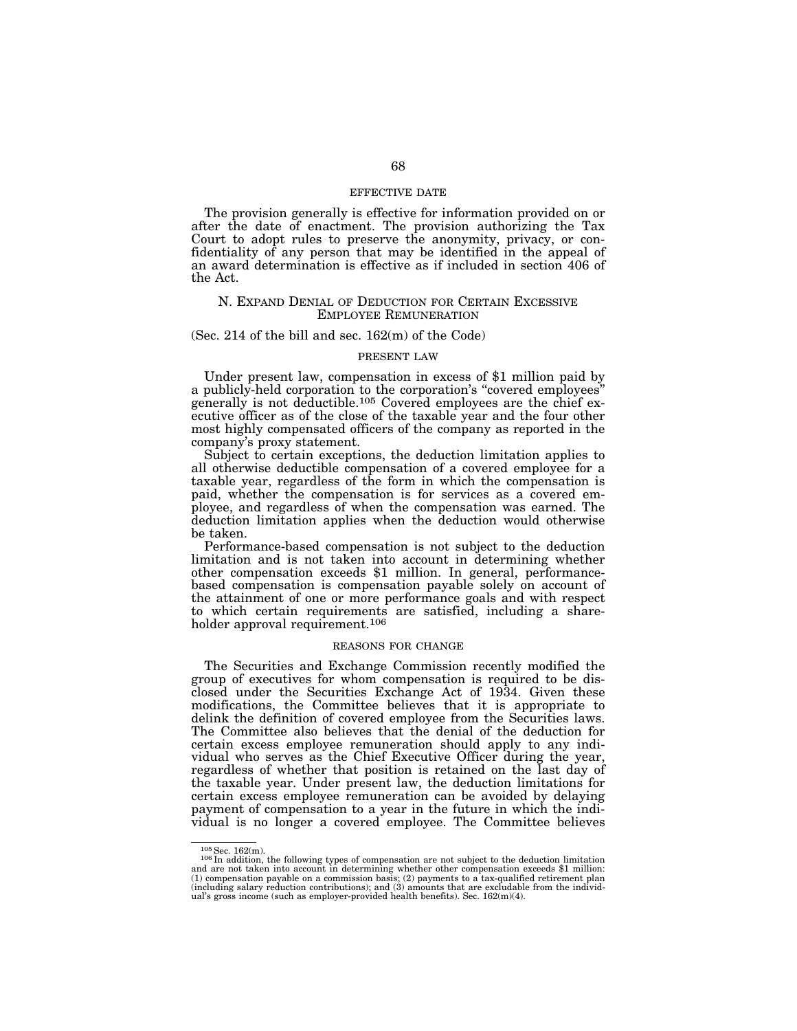#### EFFECTIVE DATE

The provision generally is effective for information provided on or after the date of enactment. The provision authorizing the Tax Court to adopt rules to preserve the anonymity, privacy, or confidentiality of any person that may be identified in the appeal of an award determination is effective as if included in section 406 of the Act.

### N. EXPAND DENIAL OF DEDUCTION FOR CERTAIN EXCESSIVE EMPLOYEE REMUNERATION

(Sec. 214 of the bill and sec. 162(m) of the Code)

#### PRESENT LAW

Under present law, compensation in excess of $1 million paid by a publicly-held corporation to the corporation's "covered employees" generally is not deductible.[105] Covered employees are the chief executive officer as of the close of the taxable year and the four other most highly compensated officers of the company as reported in the company's proxy statement.

Subject to certain exceptions, the deduction limitation applies to all otherwise deductible compensation of a covered employee for a taxable year, regardless of the form in which the compensation is paid, whether the compensation is for services as a covered employee, and regardless of when the compensation was earned. The deduction limitation applies when the deduction would otherwise be taken.

Performance-based compensation is not subject to the deduction limitation and is not taken into account in determining whether other compensation exceeds $1 million. In general, performance-based compensation is compensation payable solely on account of the attainment of one or more performance goals and with respect to which certain requirements are satisfied, including a shareholder approval requirement.[106]

#### REASONS FOR CHANGE

The Securities and Exchange Commission recently modified the group of executives for whom compensation is required to be disclosed under the Securities Exchange Act of 1934. Given these modifications, the Committee believes that it is appropriate to delink the definition of covered employee from the Securities laws. The Committee also believes that the denial of the deduction for certain excess employee remuneration should apply to any individual who serves as the Chief Executive Officer during the year, regardless of whether that position is retained on the last day of the taxable year. Under present law, the deduction limitations for certain excess employee remuneration can be avoided by delaying payment of compensation to a year in the future in which the individual is no longer a covered employee. The Committee believes

---

[105] Sec. 162(m).

[106] In addition, the following types of compensation are not subject to the deduction limitation and are not taken into account in determining whether other compensation exceeds $1 million: (1) compensation payable on a commission basis; (2) payments to a tax-qualified retirement plan (including salary reduction contributions); and (3) amounts that are excludable from the individual's gross income (such as employer-provided health benefits). Sec. 162(m)(4).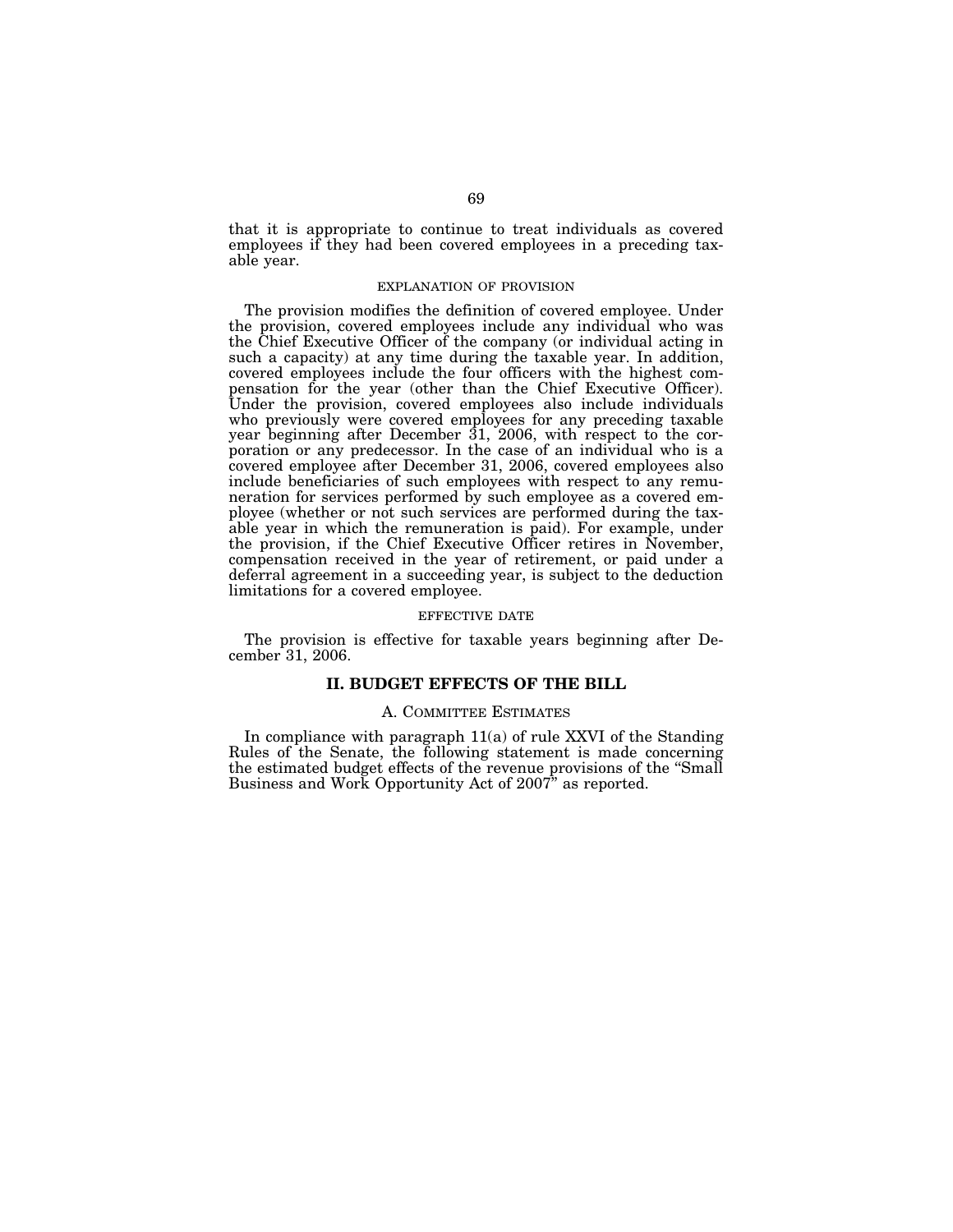that it is appropriate to continue to treat individuals as covered employees if they had been covered employees in a preceding taxable year.

#### EXPLANATION OF PROVISION

The provision modifies the definition of covered employee. Under the provision, covered employees include any individual who was the Chief Executive Officer of the company (or individual acting in such a capacity) at any time during the taxable year. In addition, covered employees include the four officers with the highest compensation for the year (other than the Chief Executive Officer). Under the provision, covered employees also include individuals who previously were covered employees for any preceding taxable year beginning after December 31, 2006, with respect to the corporation or any predecessor. In the case of an individual who is a covered employee after December 31, 2006, covered employees also include beneficiaries of such employees with respect to any remuneration for services performed by such employee as a covered employee (whether or not such services are performed during the taxable year in which the remuneration is paid). For example, under the provision, if the Chief Executive Officer retires in November, compensation received in the year of retirement, or paid under a deferral agreement in a succeeding year, is subject to the deduction limitations for a covered employee.

#### EFFECTIVE DATE

The provision is effective for taxable years beginning after December 31, 2006.

## II. BUDGET EFFECTS OF THE BILL

### A. COMMITTEE ESTIMATES

In compliance with paragraph 11(a) of rule XXVI of the Standing Rules of the Senate, the following statement is made concerning the estimated budget effects of the revenue provisions of the "Small Business and Work Opportunity Act of 2007" as reported.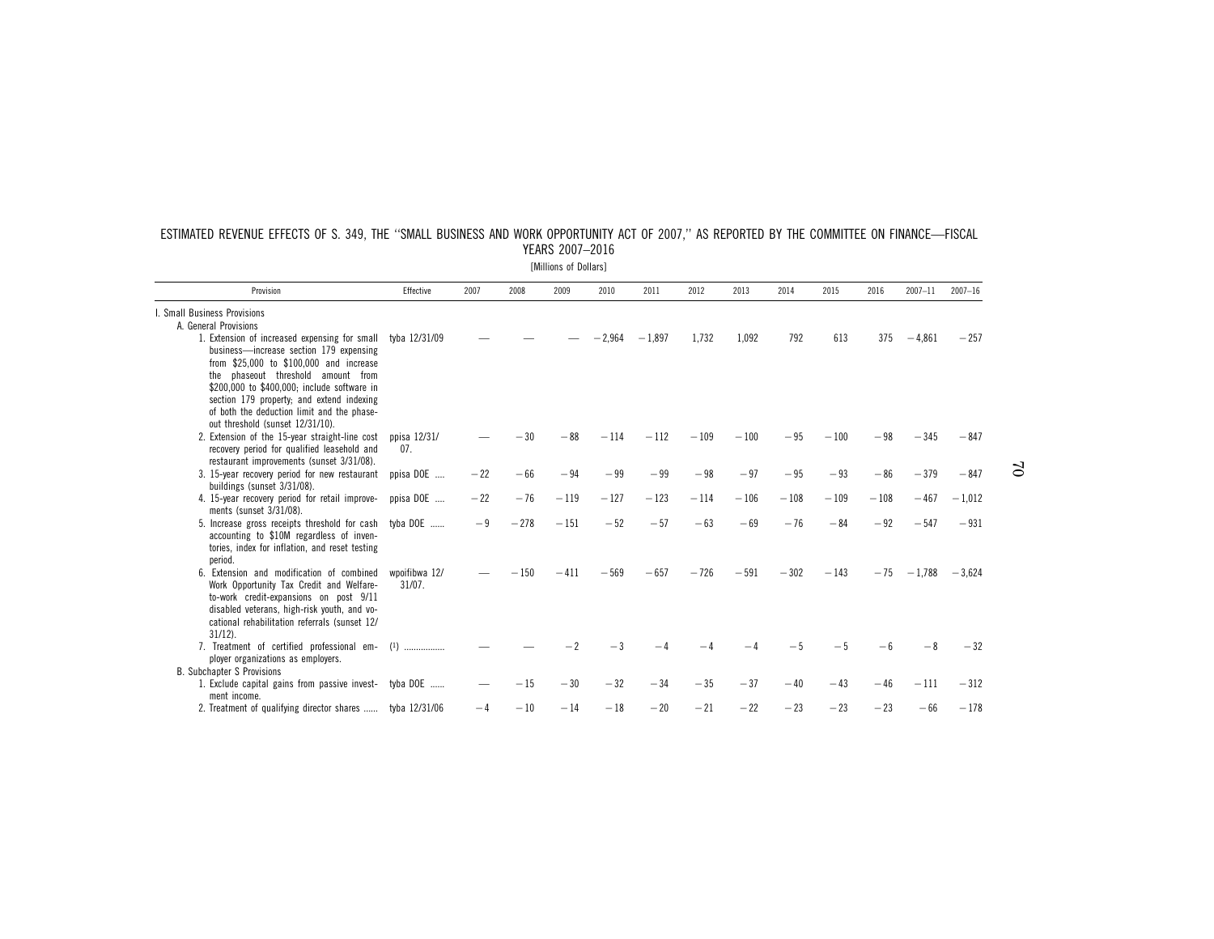ESTIMATED REVENUE EFFECTS OF S. 349, THE ''SMALL BUSINESS AND WORK OPPORTUNITY ACT OF 2007,'' AS REPORTED BY THE COMMITTEE ON FINANCE—FISCAL YEARS 2007–2016

[Millions of Dollars]

| Provision | Effective | 2007 | 2008 | 2009 | 2010 | 2011 | 2012 | 2013 | 2014 | 2015 | 2016 | 2007–11 | 2007–16 |
|---|---|---|---|---|---|---|---|---|---|---|---|---|---|
| I. Small Business Provisions | | | | | | | | | | | | | |
| A. General Provisions | | | | | | | | | | | | | |
| 1. Extension of increased expensing for small business—increase section 179 expensing from $25,000 to $100,000 and increase the phaseout threshold amount from $200,000 to $400,000; include software in section 179 property; and extend indexing of both the deduction limit and the phaseout threshold (sunset 12/31/10). | tyba 12/31/09 | — | — | — | −2,964 | −1,897 | 1,732 | 1,092 | 792 | 613 | 375 | −4,861 | −257 |
| 2. Extension of the 15-year straight-line cost recovery period for qualified leasehold and restaurant improvements (sunset 3/31/08). | ppisa 12/31/07. | — | −30 | −88 | −114 | −112 | −109 | −100 | −95 | −100 | −98 | −345 | −847 |
| 3. 15-year recovery period for new restaurant buildings (sunset 3/31/08). | ppisa DOE .... | −22 | −66 | −94 | −99 | −99 | −98 | −97 | −95 | −93 | −86 | −379 | −847 |
| 4. 15-year recovery period for retail improvements (sunset 3/31/08). | ppisa DOE .... | −22 | −76 | −119 | −127 | −123 | −114 | −106 | −108 | −109 | −108 | −467 | −1,012 |
| 5. Increase gross receipts threshold for cash accounting to $10M regardless of inventories, index for inflation, and reset testing period. | tyba DOE ...... | −9 | −278 | −151 | −52 | −57 | −63 | −69 | −76 | −84 | −92 | −547 | −931 |
| 6. Extension and modification of combined Work Opportunity Tax Credit and Welfare-to-work credit-expansions on post 9/11 disabled veterans, high-risk youth, and vocational rehabilitation referrals (sunset 12/31/12). | wpoifibwa 12/31/07. | — | −150 | −411 | −569 | −657 | −726 | −591 | −302 | −143 | −75 | −1,788 | −3,624 |
| 7. Treatment of certified professional employer organizations as employers. | (1) ................ | — | — | −2 | −3 | −4 | −4 | −4 | −5 | −5 | −6 | −8 | −32 |
| B. Subchapter S Provisions | | | | | | | | | | | | | |
| 1. Exclude capital gains from passive investment income. | tyba DOE ...... | — | −15 | −30 | −32 | −34 | −35 | −37 | −40 | −43 | −46 | −111 | −312 |
| 2. Treatment of qualifying director shares ...... | tyba 12/31/06 | −4 | −10 | −14 | −18 | −20 | −21 | −22 | −23 | −23 | −23 | −66 | −178 |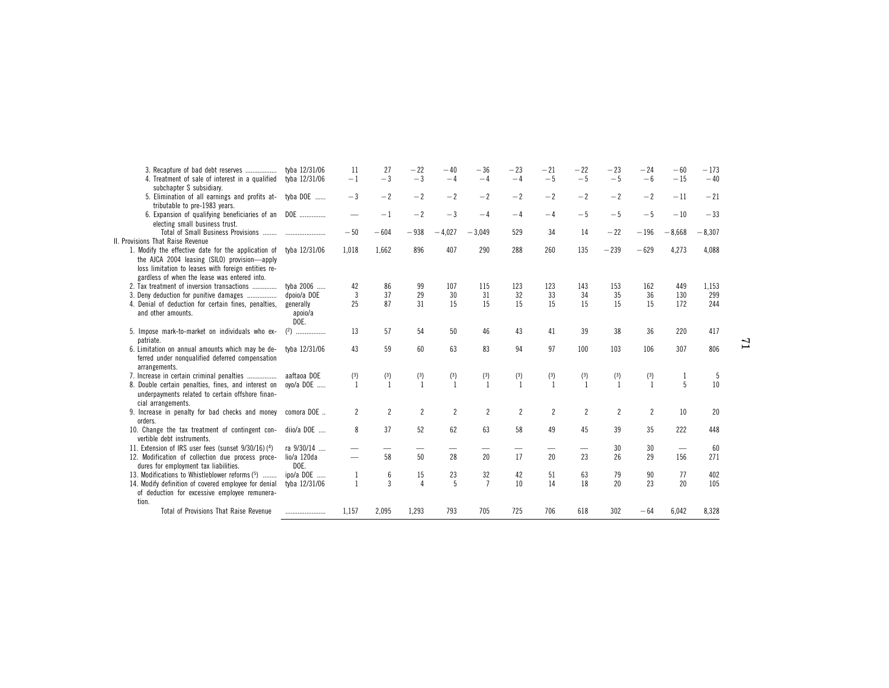| Provision | Effective | | | | | | | | | | | | |
|---|---|---|---|---|---|---|---|---|---|---|---|---|---|
| 3. Recapture of bad debt reserves | tyba 12/31/06 | 11 | 27 | −22 | −40 | −36 | −23 | −21 | −22 | −23 | −24 | −60 | −173 |
| 4. Treatment of sale of interest in a qualified subchapter S subsidiary. | tyba 12/31/06 | −1 | −3 | −3 | −4 | −4 | −4 | −5 | −5 | −5 | −6 | −15 | −40 |
| 5. Elimination of all earnings and profits attributable to pre-1983 years. | tyba DOE | −3 | −2 | −2 | −2 | −2 | −2 | −2 | −2 | −2 | −2 | −11 | −21 |
| 6. Expansion of qualifying beneficiaries of an electing small business trust. | DOE | — | −1 | −2 | −3 | −4 | −4 | −4 | −5 | −5 | −5 | −10 | −33 |
| Total of Small Business Provisions | | −50 | −604 | −938 | −4,027 | −3,049 | 529 | 34 | 14 | −22 | −196 | −8,668 | −8,307 |
| II. Provisions That Raise Revenue | | | | | | | | | | | | | |
| 1. Modify the effective date for the application of the AJCA 2004 leasing (SILO) provision—apply loss limitation to leases with foreign entities regardless of when the lease was entered into. | tyba 12/31/06 | 1,018 | 1,662 | 896 | 407 | 290 | 288 | 260 | 135 | −239 | −629 | 4,273 | 4,088 |
| 2. Tax treatment of inversion transactions | tyba 2006 | 42 | 86 | 99 | 107 | 115 | 123 | 123 | 143 | 153 | 162 | 449 | 1,153 |
| 3. Deny deduction for punitive damages | dpoio/a DOE | 3 | 37 | 29 | 30 | 31 | 32 | 33 | 34 | 35 | 36 | 130 | 299 |
| 4. Denial of deduction for certain fines, penalties, and other amounts. | generally apoio/a DOE. | 25 | 87 | 31 | 15 | 15 | 15 | 15 | 15 | 15 | 15 | 172 | 244 |
| 5. Impose mark-to-market on individuals who expatriate. | (2) | 13 | 57 | 54 | 50 | 46 | 43 | 41 | 39 | 38 | 36 | 220 | 417 |
| 6. Limitation on annual amounts which may be deferred under nonqualified deferred compensation arrangements. | tyba 12/31/06 | 43 | 59 | 60 | 63 | 83 | 94 | 97 | 100 | 103 | 106 | 307 | 806 |
| 7. Increase in certain criminal penalties | aaftaoa DOE | (3) | (3) | (3) | (3) | (3) | (3) | (3) | (3) | (3) | (3) | 1 | 5 |
| 8. Double certain penalties, fines, and interest on underpayments related to certain offshore financial arrangements. | oyo/a DOE | 1 | 1 | 1 | 1 | 1 | 1 | 1 | 1 | 1 | 1 | 5 | 10 |
| 9. Increase in penalty for bad checks and money orders. | comora DOE | 2 | 2 | 2 | 2 | 2 | 2 | 2 | 2 | 2 | 2 | 10 | 20 |
| 10. Change the tax treatment of contingent convertible debt instruments. | diio/a DOE | 8 | 37 | 52 | 62 | 63 | 58 | 49 | 45 | 39 | 35 | 222 | 448 |
| 11. Extension of IRS user fees (sunset 9/30/16) (4) | ra 9/30/14 | — | — | — | — | — | — | — | — | 30 | 30 | — | 60 |
| 12. Modification of collection due process procedures for employment tax liabilities. | lio/a 120da DOE. | — | 58 | 50 | 28 | 20 | 17 | 20 | 23 | 26 | 29 | 156 | 271 |
| 13. Modifications to Whistleblower reforms (5) | ipo/a DOE | 1 | 6 | 15 | 23 | 32 | 42 | 51 | 63 | 79 | 90 | 77 | 402 |
| 14. Modify definition of covered employee for denial of deduction for excessive employee remuneration. | tyba 12/31/06 | 1 | 3 | 4 | 5 | 7 | 10 | 14 | 18 | 20 | 23 | 20 | 105 |
| Total of Provisions That Raise Revenue | | 1,157 | 2,095 | 1,293 | 793 | 705 | 725 | 706 | 618 | 302 | −64 | 6,042 | 8,328 |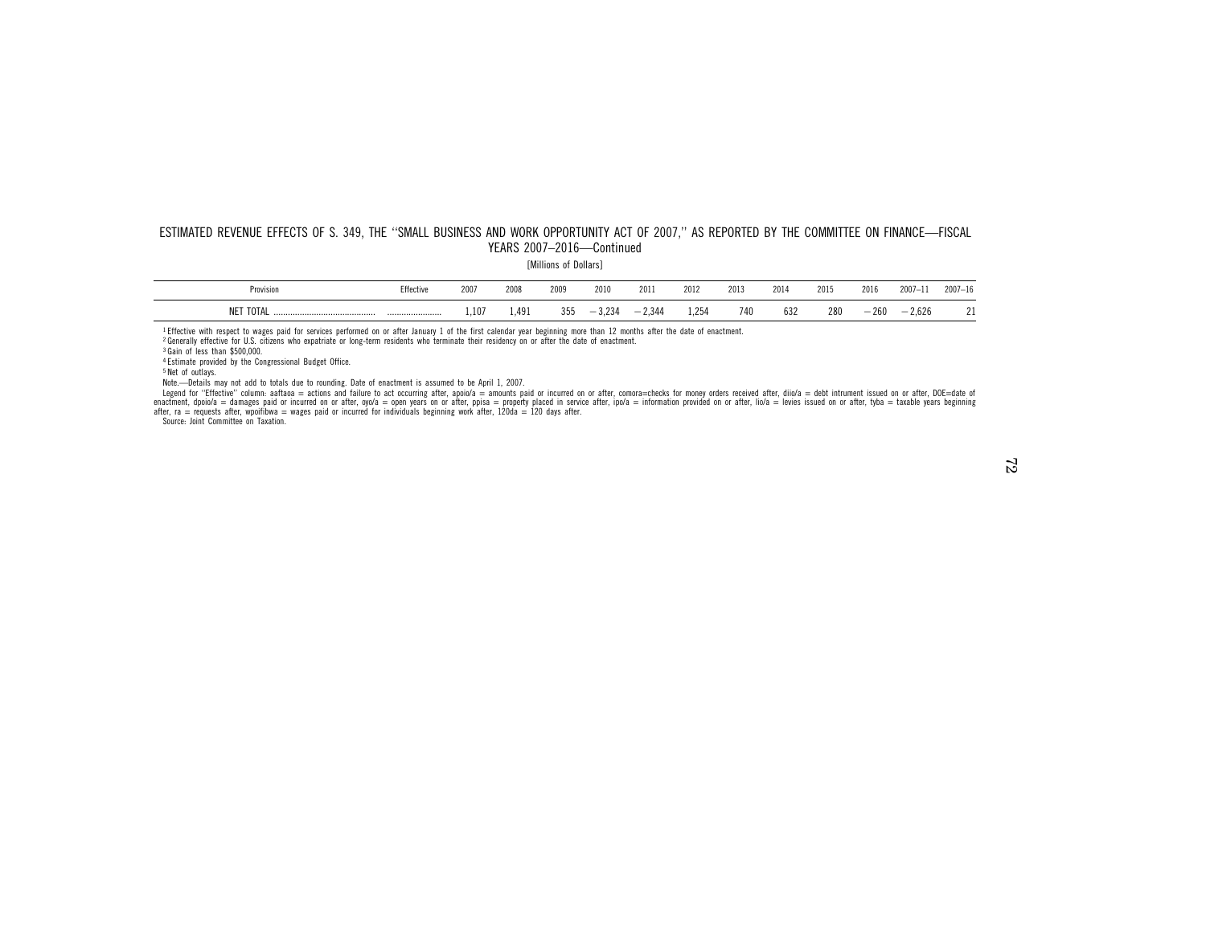ESTIMATED REVENUE EFFECTS OF S. 349, THE ''SMALL BUSINESS AND WORK OPPORTUNITY ACT OF 2007,'' AS REPORTED BY THE COMMITTEE ON FINANCE—FISCAL YEARS 2007–2016—Continued

[Millions of Dollars]

| Provision | Effective | 2007 | 2008 | 2009 | 2010 | 2011 | 2012 | 2013 | 2014 | 2015 | 2016 | 2007–11 | 2007–16 |
|---|---|---|---|---|---|---|---|---|---|---|---|---|---|
| NET TOTAL ............................................ | ........................ | 1,107 | 1,491 | 355 | −3,234 | −2,344 | 1,254 | 740 | 632 | 280 | −260 | −2,626 | 21 |

[1] Effective with respect to wages paid for services performed on or after January 1 of the first calendar year beginning more than 12 months after the date of enactment.

[2] Generally effective for U.S. citizens who expatriate or long-term residents who terminate their residency on or after the date of enactment.

[3] Gain of less than $500,000.

[4] Estimate provided by the Congressional Budget Office.

[5] Net of outlays.

Note.—Details may not add to totals due to rounding. Date of enactment is assumed to be April 1, 2007.

Legend for ''Effective'' column: aaftaoa = actions and failure to act occurring after, apoio/a = amounts paid or incurred on or after, comora=checks for money orders received after, diio/a = debt intrument issued on or after, DOE=date of enactment, dpoio/a = damages paid or incurred on or after, oyo/a = open years on or after, ppisa = property placed in service after, ipo/a = information provided on or after, lio/a = levies issued on or after, tyba = taxable years beginning after, ra = requests after, wpoifibwa = wages paid or incurred for individuals beginning work after, 120da = 120 days after.

Source: Joint Committee on Taxation.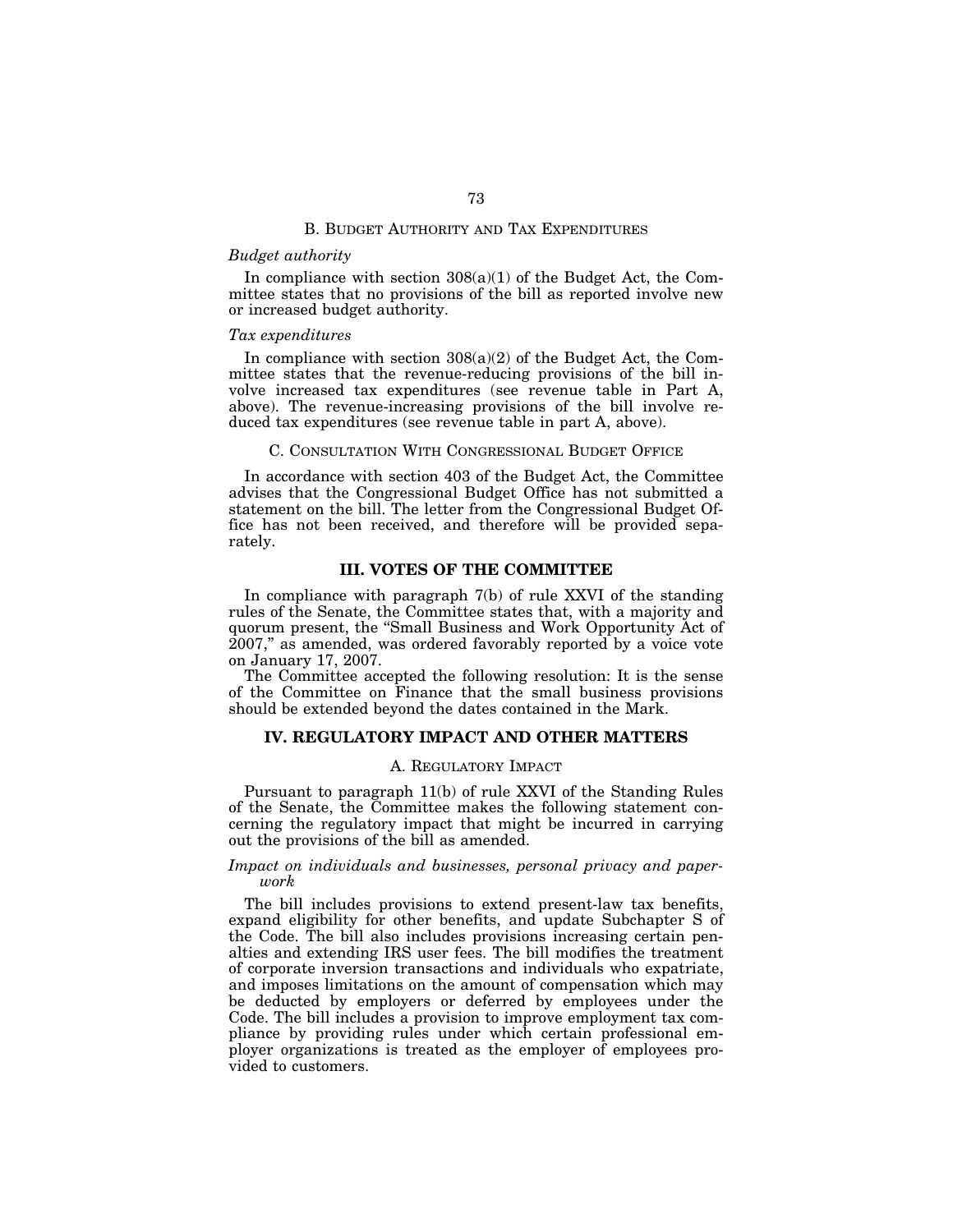### B. Budget Authority and Tax Expenditures

*Budget authority*

In compliance with section 308(a)(1) of the Budget Act, the Committee states that no provisions of the bill as reported involve new or increased budget authority.

*Tax expenditures*

In compliance with section 308(a)(2) of the Budget Act, the Committee states that the revenue-reducing provisions of the bill involve increased tax expenditures (see revenue table in Part A, above). The revenue-increasing provisions of the bill involve reduced tax expenditures (see revenue table in part A, above).

### C. Consultation With Congressional Budget Office

In accordance with section 403 of the Budget Act, the Committee advises that the Congressional Budget Office has not submitted a statement on the bill. The letter from the Congressional Budget Office has not been received, and therefore will be provided separately.

## III. VOTES OF THE COMMITTEE

In compliance with paragraph 7(b) of rule XXVI of the standing rules of the Senate, the Committee states that, with a majority and quorum present, the "Small Business and Work Opportunity Act of 2007," as amended, was ordered favorably reported by a voice vote on January 17, 2007.

The Committee accepted the following resolution: It is the sense of the Committee on Finance that the small business provisions should be extended beyond the dates contained in the Mark.

## IV. REGULATORY IMPACT AND OTHER MATTERS

### A. Regulatory Impact

Pursuant to paragraph 11(b) of rule XXVI of the Standing Rules of the Senate, the Committee makes the following statement concerning the regulatory impact that might be incurred in carrying out the provisions of the bill as amended.

*Impact on individuals and businesses, personal privacy and paperwork*

The bill includes provisions to extend present-law tax benefits, expand eligibility for other benefits, and update Subchapter S of the Code. The bill also includes provisions increasing certain penalties and extending IRS user fees. The bill modifies the treatment of corporate inversion transactions and individuals who expatriate, and imposes limitations on the amount of compensation which may be deducted by employers or deferred by employees under the Code. The bill includes a provision to improve employment tax compliance by providing rules under which certain professional employer organizations is treated as the employer of employees provided to customers.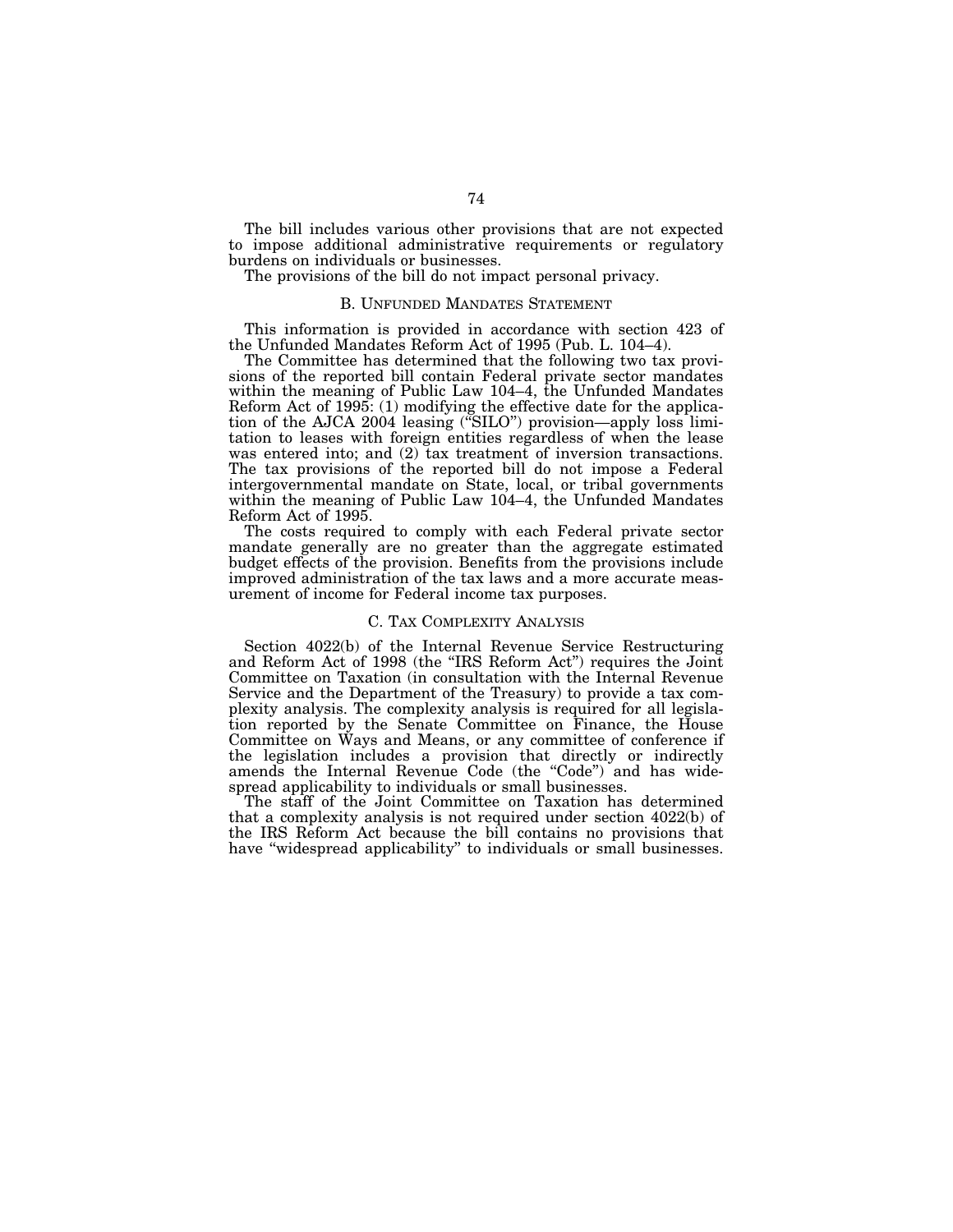The bill includes various other provisions that are not expected to impose additional administrative requirements or regulatory burdens on individuals or businesses.

The provisions of the bill do not impact personal privacy.

### B. Unfunded Mandates Statement

This information is provided in accordance with section 423 of the Unfunded Mandates Reform Act of 1995 (Pub. L. 104–4).

The Committee has determined that the following two tax provisions of the reported bill contain Federal private sector mandates within the meaning of Public Law 104–4, the Unfunded Mandates Reform Act of 1995: (1) modifying the effective date for the application of the AJCA 2004 leasing ("SILO") provision—apply loss limitation to leases with foreign entities regardless of when the lease was entered into; and (2) tax treatment of inversion transactions. The tax provisions of the reported bill do not impose a Federal intergovernmental mandate on State, local, or tribal governments within the meaning of Public Law 104–4, the Unfunded Mandates Reform Act of 1995.

The costs required to comply with each Federal private sector mandate generally are no greater than the aggregate estimated budget effects of the provision. Benefits from the provisions include improved administration of the tax laws and a more accurate measurement of income for Federal income tax purposes.

### C. Tax Complexity Analysis

Section 4022(b) of the Internal Revenue Service Restructuring and Reform Act of 1998 (the "IRS Reform Act") requires the Joint Committee on Taxation (in consultation with the Internal Revenue Service and the Department of the Treasury) to provide a tax complexity analysis. The complexity analysis is required for all legislation reported by the Senate Committee on Finance, the House Committee on Ways and Means, or any committee of conference if the legislation includes a provision that directly or indirectly amends the Internal Revenue Code (the "Code") and has widespread applicability to individuals or small businesses.

The staff of the Joint Committee on Taxation has determined that a complexity analysis is not required under section 4022(b) of the IRS Reform Act because the bill contains no provisions that have "widespread applicability" to individuals or small businesses.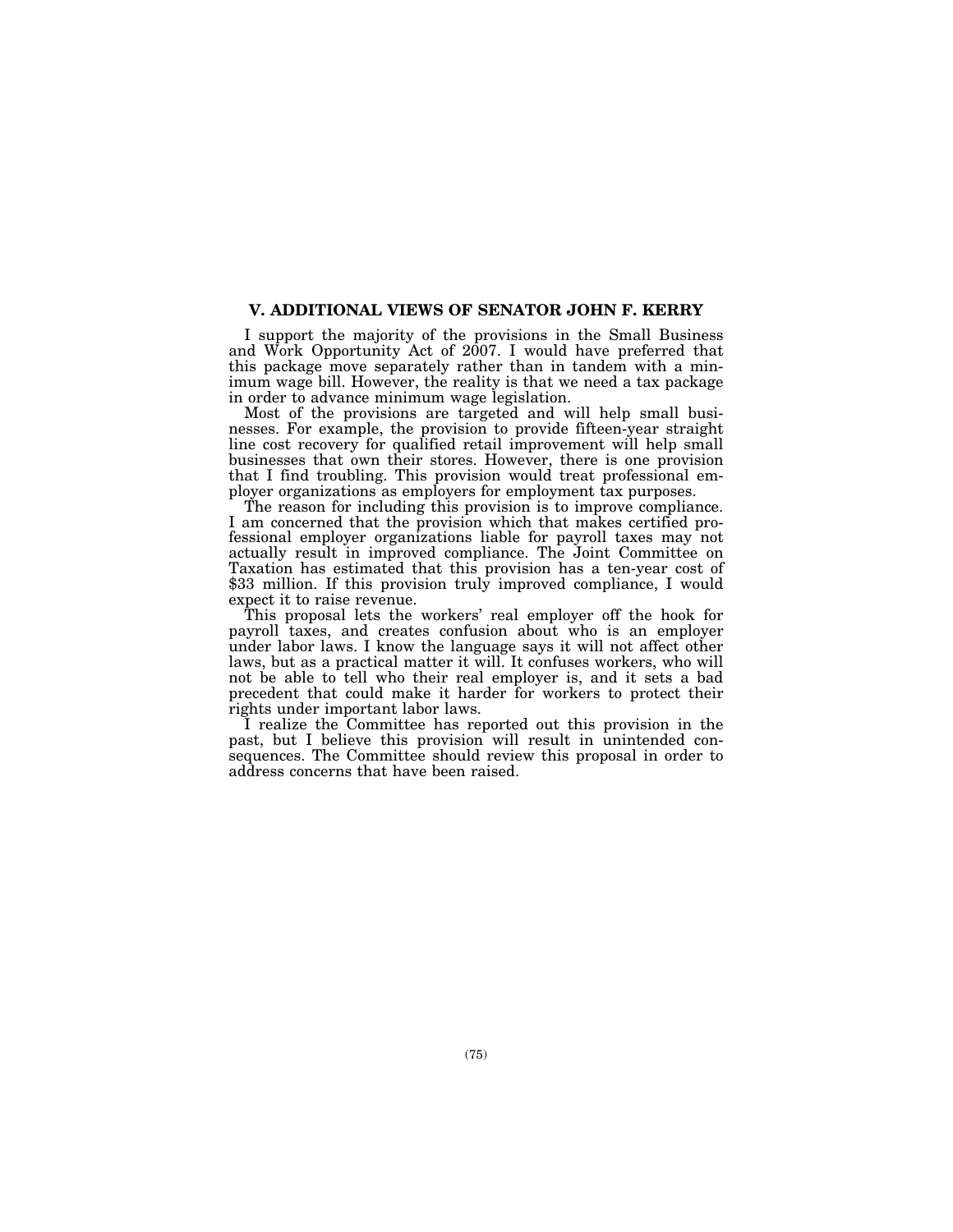## V. ADDITIONAL VIEWS OF SENATOR JOHN F. KERRY

I support the majority of the provisions in the Small Business and Work Opportunity Act of 2007. I would have preferred that this package move separately rather than in tandem with a minimum wage bill. However, the reality is that we need a tax package in order to advance minimum wage legislation.

Most of the provisions are targeted and will help small businesses. For example, the provision to provide fifteen-year straight line cost recovery for qualified retail improvement will help small businesses that own their stores. However, there is one provision that I find troubling. This provision would treat professional employer organizations as employers for employment tax purposes.

The reason for including this provision is to improve compliance. I am concerned that the provision which that makes certified professional employer organizations liable for payroll taxes may not actually result in improved compliance. The Joint Committee on Taxation has estimated that this provision has a ten-year cost of $33 million. If this provision truly improved compliance, I would expect it to raise revenue.

This proposal lets the workers' real employer off the hook for payroll taxes, and creates confusion about who is an employer under labor laws. I know the language says it will not affect other laws, but as a practical matter it will. It confuses workers, who will not be able to tell who their real employer is, and it sets a bad precedent that could make it harder for workers to protect their rights under important labor laws.

I realize the Committee has reported out this provision in the past, but I believe this provision will result in unintended consequences. The Committee should review this proposal in order to address concerns that have been raised.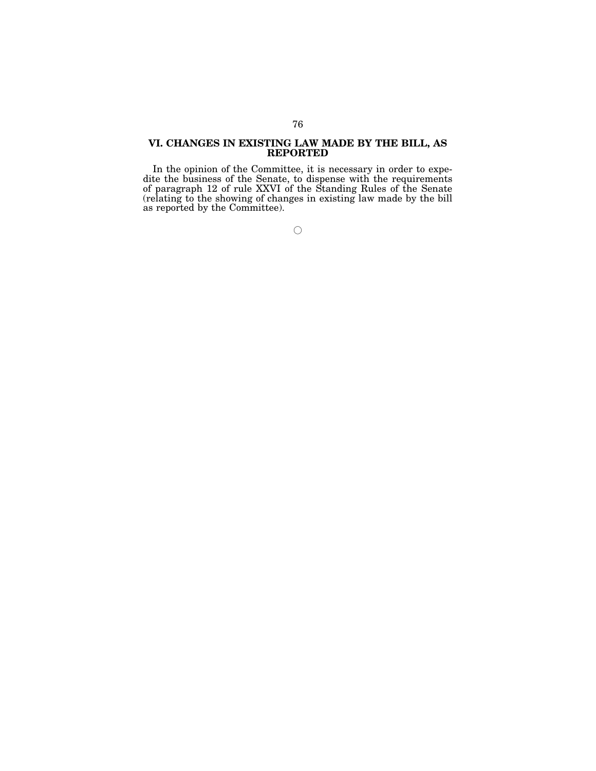## VI. CHANGES IN EXISTING LAW MADE BY THE BILL, AS REPORTED

In the opinion of the Committee, it is necessary in order to expedite the business of the Senate, to dispense with the requirements of paragraph 12 of rule XXVI of the Standing Rules of the Senate (relating to the showing of changes in existing law made by the bill as reported by the Committee).

○